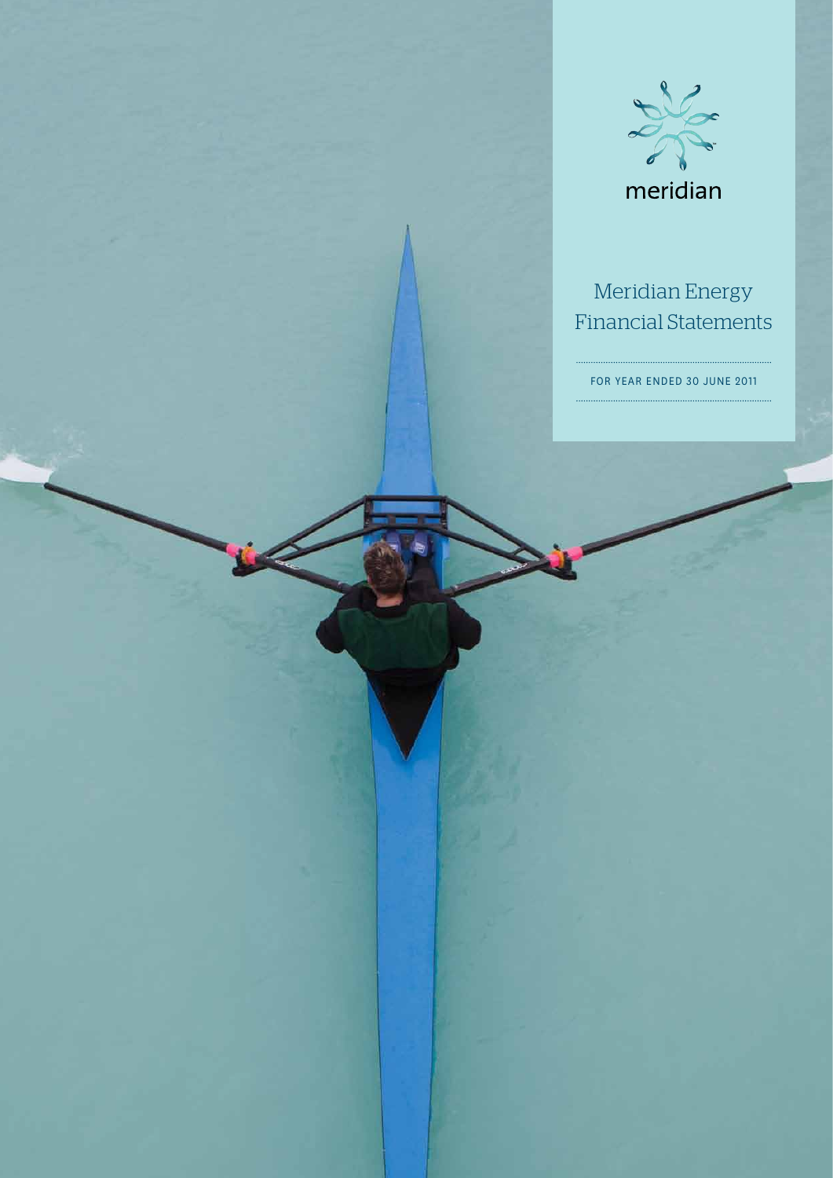meridian

# Meridian Energy Financial Statements

FOR YEAR ENDED 30 JUNE 2011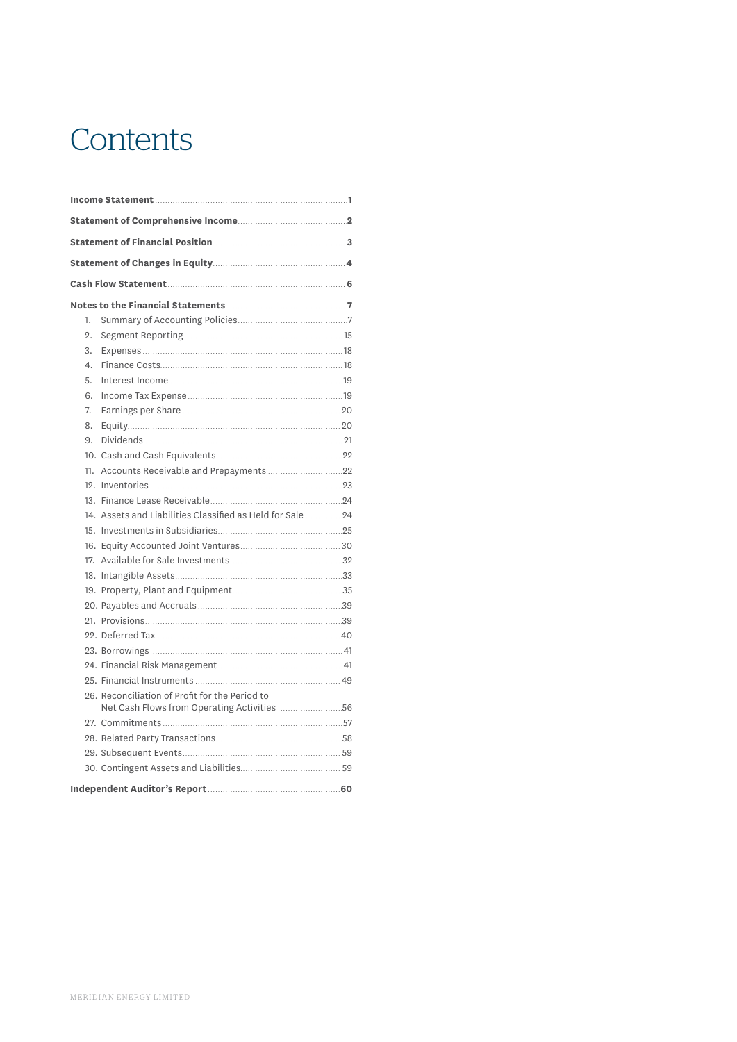# Contents

| | |
|---|---|
| **Income Statement** | **1** |
| **Statement of Comprehensive Income** | **2** |
| **Statement of Financial Position** | **3** |
| **Statement of Changes in Equity** | **4** |
| **Cash Flow Statement** | **6** |
| **Notes to the Financial Statements** | **7** |
| 1. Summary of Accounting Policies | 7 |
| 2. Segment Reporting | 15 |
| 3. Expenses | 18 |
| 4. Finance Costs | 18 |
| 5. Interest Income | 19 |
| 6. Income Tax Expense | 19 |
| 7. Earnings per Share | 20 |
| 8. Equity | 20 |
| 9. Dividends | 21 |
| 10. Cash and Cash Equivalents | 22 |
| 11. Accounts Receivable and Prepayments | 22 |
| 12. Inventories | 23 |
| 13. Finance Lease Receivable | 24 |
| 14. Assets and Liabilities Classified as Held for Sale | 24 |
| 15. Investments in Subsidiaries | 25 |
| 16. Equity Accounted Joint Ventures | 30 |
| 17. Available for Sale Investments | 32 |
| 18. Intangible Assets | 33 |
| 19. Property, Plant and Equipment | 35 |
| 20. Payables and Accruals | 39 |
| 21. Provisions | 39 |
| 22. Deferred Tax | 40 |
| 23. Borrowings | 41 |
| 24. Financial Risk Management | 41 |
| 25. Financial Instruments | 49 |
| 26. Reconciliation of Profit for the Period to Net Cash Flows from Operating Activities | 56 |
| 27. Commitments | 57 |
| 28. Related Party Transactions | 58 |
| 29. Subsequent Events | 59 |
| 30. Contingent Assets and Liabilities | 59 |
| **Independent Auditor's Report** | **60** |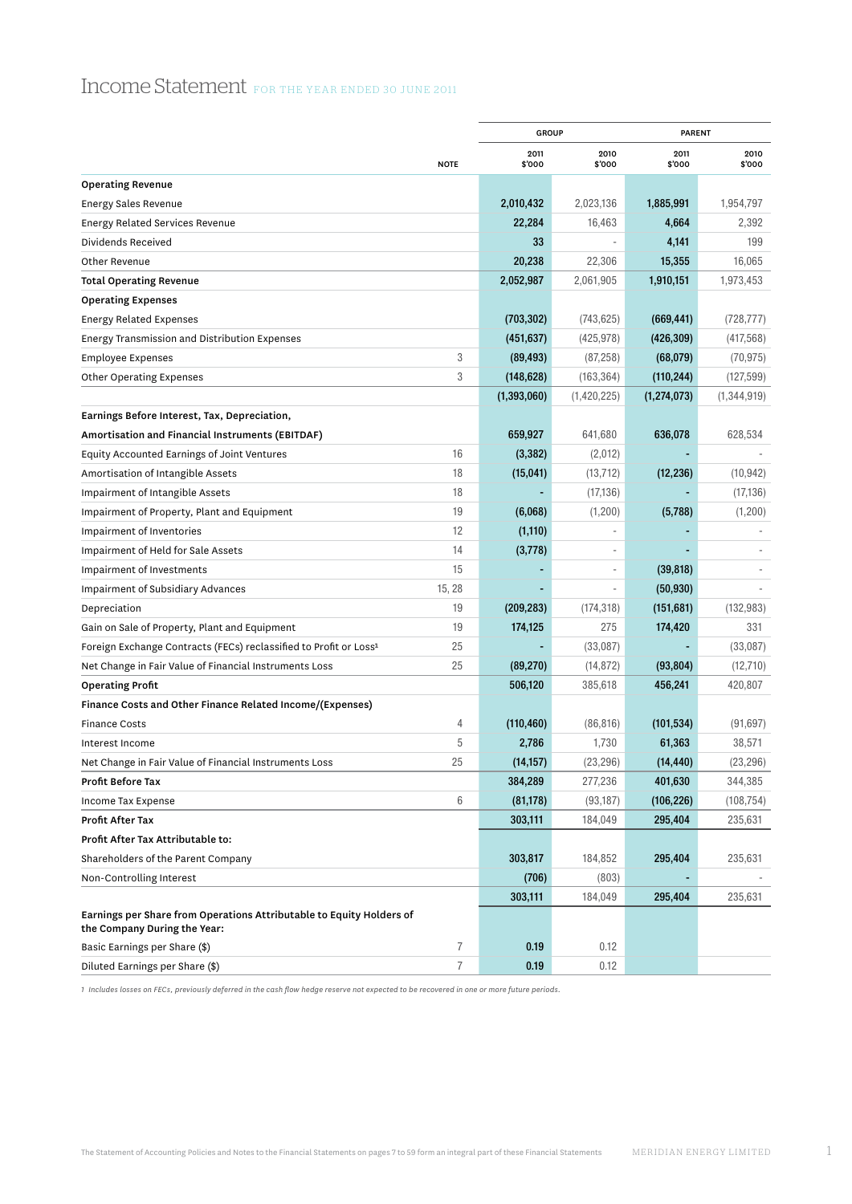# Income Statement FOR THE YEAR ENDED 30 JUNE 2011

| | NOTE | GROUP 2011 $'000 | GROUP 2010 $'000 | PARENT 2011 $'000 | PARENT 2010 $'000 |
|---|---|---|---|---|---|
| **Operating Revenue** | | | | | |
| Energy Sales Revenue | | **2,010,432** | 2,023,136 | **1,885,991** | 1,954,797 |
| Energy Related Services Revenue | | **22,284** | 16,463 | **4,664** | 2,392 |
| Dividends Received | | **33** | - | **4,141** | 199 |
| Other Revenue | | **20,238** | 22,306 | **15,355** | 16,065 |
| **Total Operating Revenue** | | **2,052,987** | 2,061,905 | **1,910,151** | 1,973,453 |
| **Operating Expenses** | | | | | |
| Energy Related Expenses | | **(703,302)** | (743,625) | **(669,441)** | (728,777) |
| Energy Transmission and Distribution Expenses | | **(451,637)** | (425,978) | **(426,309)** | (417,568) |
| Employee Expenses | 3 | **(89,493)** | (87,258) | **(68,079)** | (70,975) |
| Other Operating Expenses | 3 | **(148,628)** | (163,364) | **(110,244)** | (127,599) |
| | | **(1,393,060)** | (1,420,225) | **(1,274,073)** | (1,344,919) |
| **Earnings Before Interest, Tax, Depreciation, Amortisation and Financial Instruments (EBITDAF)** | | **659,927** | 641,680 | **636,078** | 628,534 |
| Equity Accounted Earnings of Joint Ventures | 16 | **(3,382)** | (2,012) | **-** | - |
| Amortisation of Intangible Assets | 18 | **(15,041)** | (13,712) | **(12,236)** | (10,942) |
| Impairment of Intangible Assets | 18 | **-** | (17,136) | **-** | (17,136) |
| Impairment of Property, Plant and Equipment | 19 | **(6,068)** | (1,200) | **(5,788)** | (1,200) |
| Impairment of Inventories | 12 | **(1,110)** | - | **-** | - |
| Impairment of Held for Sale Assets | 14 | **(3,778)** | - | **-** | - |
| Impairment of Investments | 15 | **-** | - | **(39,818)** | - |
| Impairment of Subsidiary Advances | 15, 28 | **-** | - | **(50,930)** | - |
| Depreciation | 19 | **(209,283)** | (174,318) | **(151,681)** | (132,983) |
| Gain on Sale of Property, Plant and Equipment | 19 | **174,125** | 275 | **174,420** | 331 |
| Foreign Exchange Contracts (FECs) reclassified to Profit or Loss[1] | 25 | **-** | (33,087) | **-** | (33,087) |
| Net Change in Fair Value of Financial Instruments Loss | 25 | **(89,270)** | (14,872) | **(93,804)** | (12,710) |
| **Operating Profit** | | **506,120** | 385,618 | **456,241** | 420,807 |
| **Finance Costs and Other Finance Related Income/(Expenses)** | | | | | |
| Finance Costs | 4 | **(110,460)** | (86,816) | **(101,534)** | (91,697) |
| Interest Income | 5 | **2,786** | 1,730 | **61,363** | 38,571 |
| Net Change in Fair Value of Financial Instruments Loss | 25 | **(14,157)** | (23,296) | **(14,440)** | (23,296) |
| **Profit Before Tax** | | **384,289** | 277,236 | **401,630** | 344,385 |
| Income Tax Expense | 6 | **(81,178)** | (93,187) | **(106,226)** | (108,754) |
| **Profit After Tax** | | **303,111** | 184,049 | **295,404** | 235,631 |
| **Profit After Tax Attributable to:** | | | | | |
| Shareholders of the Parent Company | | **303,817** | 184,852 | **295,404** | 235,631 |
| Non-Controlling Interest | | **(706)** | (803) | **-** | - |
| | | **303,111** | 184,049 | **295,404** | 235,631 |
| **Earnings per Share from Operations Attributable to Equity Holders of the Company During the Year:** | | | | | |
| Basic Earnings per Share ($) | 7 | **0.19** | 0.12 | | |
| Diluted Earnings per Share ($) | 7 | **0.19** | 0.12 | | |

*1 Includes losses on FECs, previously deferred in the cash flow hedge reserve not expected to be recovered in one or more future periods.*

The Statement of Accounting Policies and Notes to the Financial Statements on pages 7 to 59 form an integral part of these Financial Statements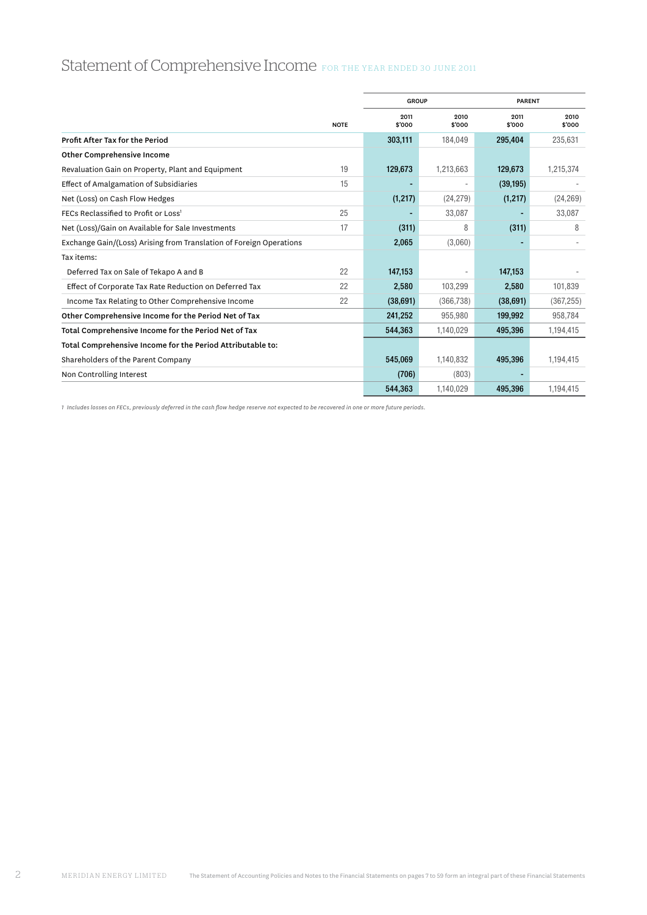# Statement of Comprehensive Income FOR THE YEAR ENDED 30 JUNE 2011

| | NOTE | GROUP 2011 $'000 | GROUP 2010 $'000 | PARENT 2011 $'000 | PARENT 2010 $'000 |
|---|---|---|---|---|---|
| **Profit After Tax for the Period** | | 303,111 | 184,049 | 295,404 | 235,631 |
| **Other Comprehensive Income** | | | | | |
| Revaluation Gain on Property, Plant and Equipment | 19 | 129,673 | 1,213,663 | 129,673 | 1,215,374 |
| Effect of Amalgamation of Subsidiaries | 15 | - | - | (39,195) | - |
| Net (Loss) on Cash Flow Hedges | | (1,217) | (24,279) | (1,217) | (24,269) |
| FECs Reclassified to Profit or Loss[1] | 25 | - | 33,087 | - | 33,087 |
| Net (Loss)/Gain on Available for Sale Investments | 17 | (311) | 8 | (311) | 8 |
| Exchange Gain/(Loss) Arising from Translation of Foreign Operations | | 2,065 | (3,060) | - | - |
| Tax items: | | | | | |
| Deferred Tax on Sale of Tekapo A and B | 22 | 147,153 | - | 147,153 | - |
| Effect of Corporate Tax Rate Reduction on Deferred Tax | 22 | 2,580 | 103,299 | 2,580 | 101,839 |
| Income Tax Relating to Other Comprehensive Income | 22 | (38,691) | (366,738) | (38,691) | (367,255) |
| **Other Comprehensive Income for the Period Net of Tax** | | 241,252 | 955,980 | 199,992 | 958,784 |
| **Total Comprehensive Income for the Period Net of Tax** | | 544,363 | 1,140,029 | 495,396 | 1,194,415 |
| **Total Comprehensive Income for the Period Attributable to:** | | | | | |
| Shareholders of the Parent Company | | 545,069 | 1,140,832 | 495,396 | 1,194,415 |
| Non Controlling Interest | | (706) | (803) | - | |
| | | 544,363 | 1,140,029 | 495,396 | 1,194,415 |

*1 Includes losses on FECs, previously deferred in the cash flow hedge reserve not expected to be recovered in one or more future periods.*

The Statement of Accounting Policies and Notes to the Financial Statements on pages 7 to 59 form an integral part of these Financial Statements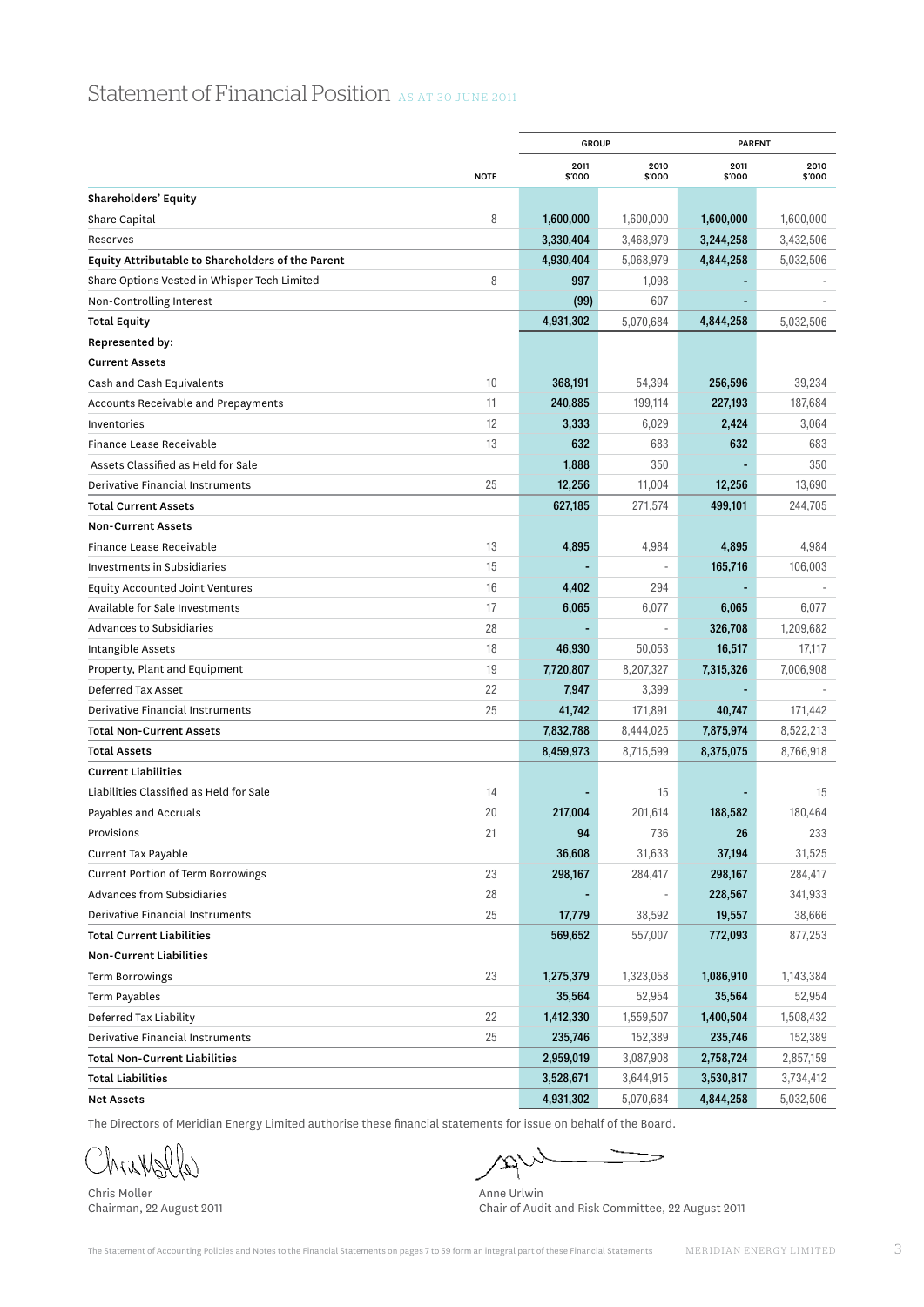# Statement of Financial Position AS AT 30 JUNE 2011

| | NOTE | GROUP 2011 $'000 | GROUP 2010 $'000 | PARENT 2011 $'000 | PARENT 2010 $'000 |
|---|---|---|---|---|---|
| **Shareholders' Equity** | | | | | |
| Share Capital | 8 | **1,600,000** | 1,600,000 | **1,600,000** | 1,600,000 |
| Reserves | | **3,330,404** | 3,468,979 | **3,244,258** | 3,432,506 |
| **Equity Attributable to Shareholders of the Parent** | | **4,930,404** | 5,068,979 | **4,844,258** | 5,032,506 |
| Share Options Vested in Whisper Tech Limited | 8 | **997** | 1,098 | **-** | - |
| Non-Controlling Interest | | **(99)** | 607 | **-** | - |
| **Total Equity** | | **4,931,302** | 5,070,684 | **4,844,258** | 5,032,506 |
| **Represented by:** | | | | | |
| **Current Assets** | | | | | |
| Cash and Cash Equivalents | 10 | **368,191** | 54,394 | **256,596** | 39,234 |
| Accounts Receivable and Prepayments | 11 | **240,885** | 199,114 | **227,193** | 187,684 |
| Inventories | 12 | **3,333** | 6,029 | **2,424** | 3,064 |
| Finance Lease Receivable | 13 | **632** | 683 | **632** | 683 |
| Assets Classified as Held for Sale | | **1,888** | 350 | **-** | 350 |
| Derivative Financial Instruments | 25 | **12,256** | 11,004 | **12,256** | 13,690 |
| **Total Current Assets** | | **627,185** | 271,574 | **499,101** | 244,705 |
| **Non-Current Assets** | | | | | |
| Finance Lease Receivable | 13 | **4,895** | 4,984 | **4,895** | 4,984 |
| Investments in Subsidiaries | 15 | **-** | - | **165,716** | 106,003 |
| Equity Accounted Joint Ventures | 16 | **4,402** | 294 | **-** | - |
| Available for Sale Investments | 17 | **6,065** | 6,077 | **6,065** | 6,077 |
| Advances to Subsidiaries | 28 | **-** | - | **326,708** | 1,209,682 |
| Intangible Assets | 18 | **46,930** | 50,053 | **16,517** | 17,117 |
| Property, Plant and Equipment | 19 | **7,720,807** | 8,207,327 | **7,315,326** | 7,006,908 |
| Deferred Tax Asset | 22 | **7,947** | 3,399 | **-** | - |
| Derivative Financial Instruments | 25 | **41,742** | 171,891 | **40,747** | 171,442 |
| **Total Non-Current Assets** | | **7,832,788** | 8,444,025 | **7,875,974** | 8,522,213 |
| **Total Assets** | | **8,459,973** | 8,715,599 | **8,375,075** | 8,766,918 |
| **Current Liabilities** | | | | | |
| Liabilities Classified as Held for Sale | 14 | **-** | 15 | **-** | 15 |
| Payables and Accruals | 20 | **217,004** | 201,614 | **188,582** | 180,464 |
| Provisions | 21 | **94** | 736 | **26** | 233 |
| Current Tax Payable | | **36,608** | 31,633 | **37,194** | 31,525 |
| Current Portion of Term Borrowings | 23 | **298,167** | 284,417 | **298,167** | 284,417 |
| Advances from Subsidiaries | 28 | **-** | - | **228,567** | 341,933 |
| Derivative Financial Instruments | 25 | **17,779** | 38,592 | **19,557** | 38,666 |
| **Total Current Liabilities** | | **569,652** | 557,007 | **772,093** | 877,253 |
| **Non-Current Liabilities** | | | | | |
| Term Borrowings | 23 | **1,275,379** | 1,323,058 | **1,086,910** | 1,143,384 |
| Term Payables | | **35,564** | 52,954 | **35,564** | 52,954 |
| Deferred Tax Liability | 22 | **1,412,330** | 1,559,507 | **1,400,504** | 1,508,432 |
| Derivative Financial Instruments | 25 | **235,746** | 152,389 | **235,746** | 152,389 |
| **Total Non-Current Liabilities** | | **2,959,019** | 3,087,908 | **2,758,724** | 2,857,159 |
| **Total Liabilities** | | **3,528,671** | 3,644,915 | **3,530,817** | 3,734,412 |
| **Net Assets** | | **4,931,302** | 5,070,684 | **4,844,258** | 5,032,506 |

The Directors of Meridian Energy Limited authorise these financial statements for issue on behalf of the Board.

Chris Moller
Chairman, 22 August 2011

Anne Urlwin
Chair of Audit and Risk Committee, 22 August 2011

The Statement of Accounting Policies and Notes to the Financial Statements on pages 7 to 59 form an integral part of these Financial Statements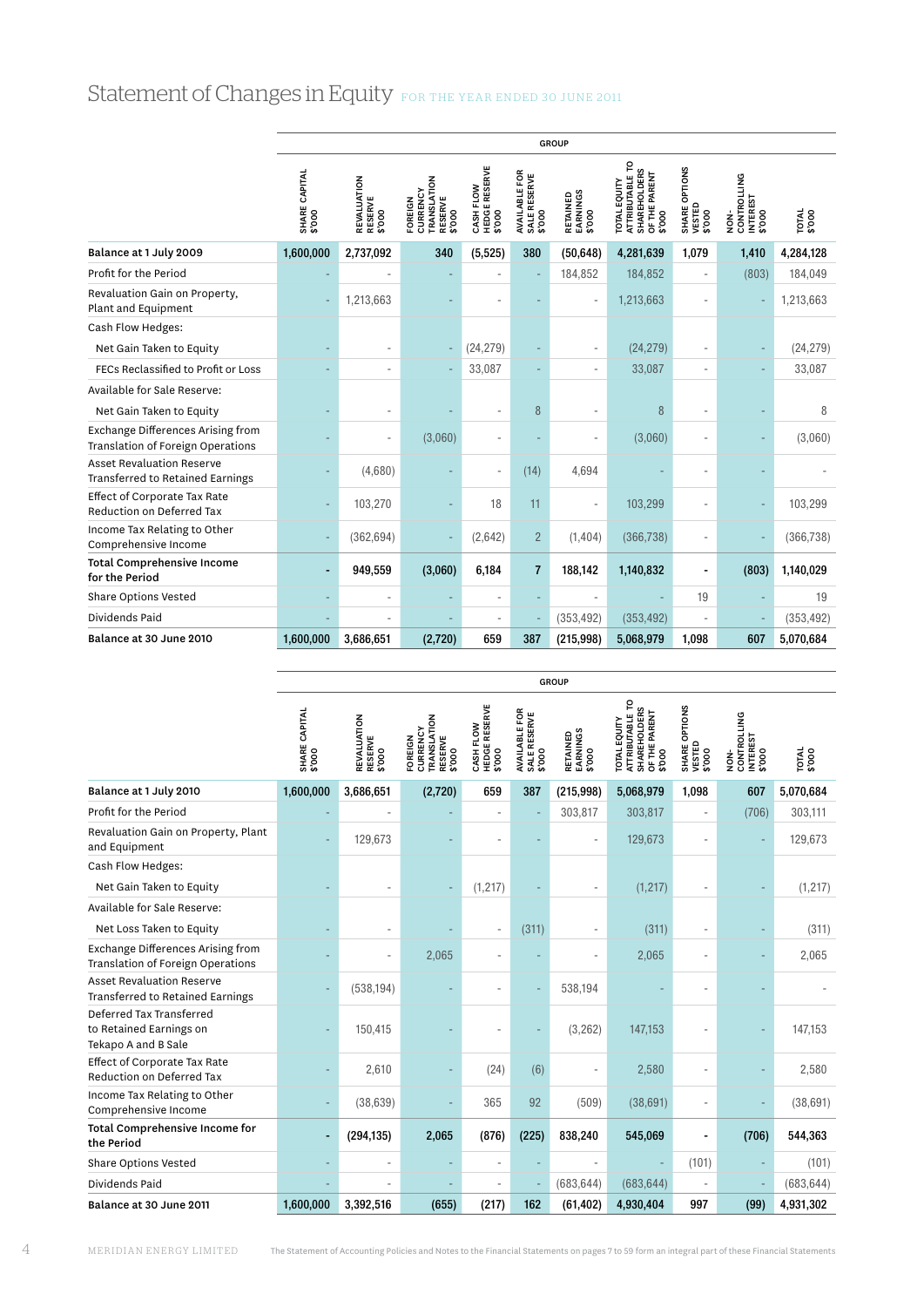# Statement of Changes in Equity FOR THE YEAR ENDED 30 JUNE 2011

| | GROUP | | | | | | | | | |
|---|---|---|---|---|---|---|---|---|---|---|
| | SHARE CAPITAL $'000 | REVALUATION RESERVE $'000 | FOREIGN CURRENCY TRANSLATION RESERVE $'000 | CASH FLOW HEDGE RESERVE $'000 | AVAILABLE FOR SALE RESERVE $'000 | RETAINED EARNINGS $'000 | TOTAL EQUITY ATTRIBUTABLE TO SHAREHOLDERS OF THE PARENT $'000 | SHARE OPTIONS VESTED $'000 | NON-CONTROLLING INTEREST $'000 | TOTAL $'000 |
| **Balance at 1 July 2009** | **1,600,000** | **2,737,092** | **340** | **(5,525)** | **380** | **(50,648)** | **4,281,639** | **1,079** | **1,410** | **4,284,128** |
| Profit for the Period | - | - | - | - | - | 184,852 | 184,852 | - | (803) | 184,049 |
| Revaluation Gain on Property, Plant and Equipment | - | 1,213,663 | - | - | - | - | 1,213,663 | - | - | 1,213,663 |
| Cash Flow Hedges: | | | | | | | | | | |
| Net Gain Taken to Equity | - | - | - | (24,279) | - | - | (24,279) | - | - | (24,279) |
| FECs Reclassified to Profit or Loss | - | - | - | 33,087 | - | - | 33,087 | - | - | 33,087 |
| Available for Sale Reserve: | | | | | | | | | | |
| Net Gain Taken to Equity | - | - | - | - | 8 | - | 8 | - | - | 8 |
| Exchange Differences Arising from Translation of Foreign Operations | - | - | (3,060) | - | - | - | (3,060) | - | - | (3,060) |
| Asset Revaluation Reserve Transferred to Retained Earnings | - | (4,680) | - | - | (14) | 4,694 | - | - | - | - |
| Effect of Corporate Tax Rate Reduction on Deferred Tax | - | 103,270 | - | 18 | 11 | - | 103,299 | - | - | 103,299 |
| Income Tax Relating to Other Comprehensive Income | - | (362,694) | - | (2,642) | 2 | (1,404) | (366,738) | - | - | (366,738) |
| **Total Comprehensive Income for the Period** | **-** | **949,559** | **(3,060)** | **6,184** | **7** | **188,142** | **1,140,832** | **-** | **(803)** | **1,140,029** |
| Share Options Vested | - | - | - | - | - | - | - | 19 | - | 19 |
| Dividends Paid | - | - | - | - | - | (353,492) | (353,492) | - | - | (353,492) |
| **Balance at 30 June 2010** | **1,600,000** | **3,686,651** | **(2,720)** | **659** | **387** | **(215,998)** | **5,068,979** | **1,098** | **607** | **5,070,684** |

| | GROUP | | | | | | | | | |
|---|---|---|---|---|---|---|---|---|---|---|
| | SHARE CAPITAL $'000 | REVALUATION RESERVE $'000 | FOREIGN CURRENCY TRANSLATION RESERVE $'000 | CASH FLOW HEDGE RESERVE $'000 | AVAILABLE FOR SALE RESERVE $'000 | RETAINED EARNINGS $'000 | TOTAL EQUITY ATTRIBUTABLE TO SHAREHOLDERS OF THE PARENT $'000 | SHARE OPTIONS VESTED $'000 | NON-CONTROLLING INTEREST $'000 | TOTAL $'000 |
| **Balance at 1 July 2010** | **1,600,000** | **3,686,651** | **(2,720)** | **659** | **387** | **(215,998)** | **5,068,979** | **1,098** | **607** | **5,070,684** |
| Profit for the Period | - | - | - | - | - | 303,817 | 303,817 | - | (706) | 303,111 |
| Revaluation Gain on Property, Plant and Equipment | - | 129,673 | - | - | - | - | 129,673 | - | - | 129,673 |
| Cash Flow Hedges: | | | | | | | | | | |
| Net Gain Taken to Equity | - | - | - | (1,217) | - | - | (1,217) | - | - | (1,217) |
| Available for Sale Reserve: | | | | | | | | | | |
| Net Loss Taken to Equity | - | - | - | - | (311) | - | (311) | - | - | (311) |
| Exchange Differences Arising from Translation of Foreign Operations | - | - | 2,065 | - | - | - | 2,065 | - | - | 2,065 |
| Asset Revaluation Reserve Transferred to Retained Earnings | - | (538,194) | - | - | - | 538,194 | - | - | - | - |
| Deferred Tax Transferred to Retained Earnings on Tekapo A and B Sale | - | 150,415 | - | - | - | (3,262) | 147,153 | - | - | 147,153 |
| Effect of Corporate Tax Rate Reduction on Deferred Tax | - | 2,610 | - | (24) | (6) | - | 2,580 | - | - | 2,580 |
| Income Tax Relating to Other Comprehensive Income | - | (38,639) | - | 365 | 92 | (509) | (38,691) | - | - | (38,691) |
| **Total Comprehensive Income for the Period** | **-** | **(294,135)** | **2,065** | **(876)** | **(225)** | **838,240** | **545,069** | **-** | **(706)** | **544,363** |
| Share Options Vested | - | - | - | - | - | - | - | (101) | - | (101) |
| Dividends Paid | - | - | - | - | - | (683,644) | (683,644) | - | - | (683,644) |
| **Balance at 30 June 2011** | **1,600,000** | **3,392,516** | **(655)** | **(217)** | **162** | **(61,402)** | **4,930,404** | **997** | **(99)** | **4,931,302** |

The Statement of Accounting Policies and Notes to the Financial Statements on pages 7 to 59 form an integral part of these Financial Statements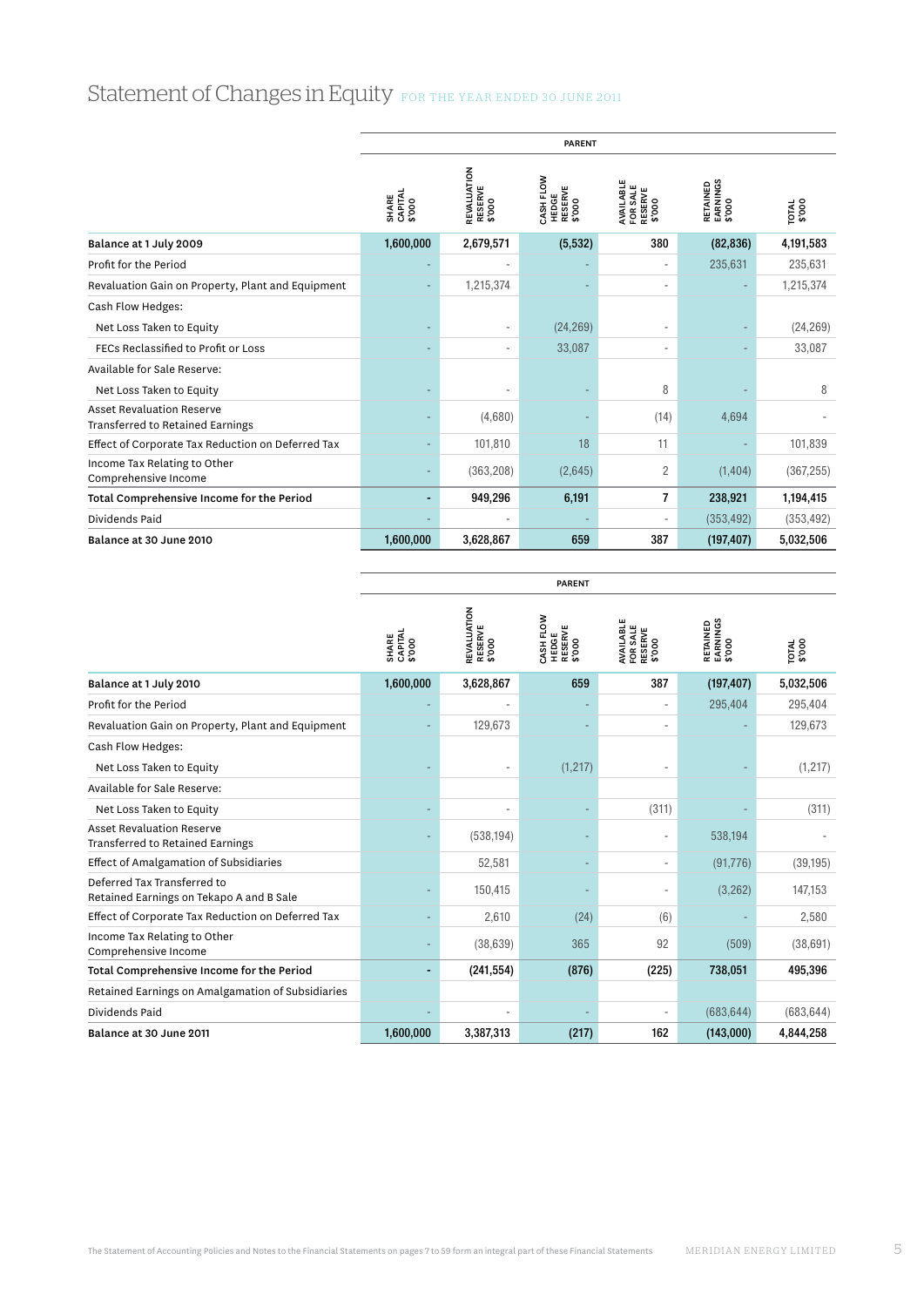# Statement of Changes in Equity FOR THE YEAR ENDED 30 JUNE 2011

| | PARENT | | | | | |
|---|---|---|---|---|---|---|
| | SHARE CAPITAL $'000 | REVALUATION RESERVE $'000 | CASH FLOW HEDGE RESERVE $'000 | AVAILABLE FOR SALE RESERVE $'000 | RETAINED EARNINGS $'000 | TOTAL $'000 |
| **Balance at 1 July 2009** | **1,600,000** | **2,679,571** | **(5,532)** | **380** | **(82,836)** | **4,191,583** |
| Profit for the Period | - | - | - | - | 235,631 | 235,631 |
| Revaluation Gain on Property, Plant and Equipment | - | 1,215,374 | - | - | - | 1,215,374 |
| Cash Flow Hedges: | | | | | | |
| Net Loss Taken to Equity | - | - | (24,269) | - | - | (24,269) |
| FECs Reclassified to Profit or Loss | - | - | 33,087 | - | - | 33,087 |
| Available for Sale Reserve: | | | | | | |
| Net Loss Taken to Equity | - | - | - | 8 | - | 8 |
| Asset Revaluation Reserve Transferred to Retained Earnings | - | (4,680) | - | (14) | 4,694 | - |
| Effect of Corporate Tax Reduction on Deferred Tax | - | 101,810 | 18 | 11 | - | 101,839 |
| Income Tax Relating to Other Comprehensive Income | - | (363,208) | (2,645) | 2 | (1,404) | (367,255) |
| **Total Comprehensive Income for the Period** | **-** | **949,296** | **6,191** | **7** | **238,921** | **1,194,415** |
| Dividends Paid | - | - | - | - | (353,492) | (353,492) |
| **Balance at 30 June 2010** | **1,600,000** | **3,628,867** | **659** | **387** | **(197,407)** | **5,032,506** |

| | PARENT | | | | | |
|---|---|---|---|---|---|---|
| | SHARE CAPITAL $'000 | REVALUATION RESERVE $'000 | CASH FLOW HEDGE RESERVE $'000 | AVAILABLE FOR SALE RESERVE $'000 | RETAINED EARNINGS $'000 | TOTAL $'000 |
| **Balance at 1 July 2010** | **1,600,000** | **3,628,867** | **659** | **387** | **(197,407)** | **5,032,506** |
| Profit for the Period | - | - | - | - | 295,404 | 295,404 |
| Revaluation Gain on Property, Plant and Equipment | - | 129,673 | - | - | - | 129,673 |
| Cash Flow Hedges: | | | | | | |
| Net Loss Taken to Equity | - | - | (1,217) | - | - | (1,217) |
| Available for Sale Reserve: | | | | | | |
| Net Loss Taken to Equity | - | - | - | (311) | - | (311) |
| Asset Revaluation Reserve Transferred to Retained Earnings | - | (538,194) | - | - | 538,194 | - |
| Effect of Amalgamation of Subsidiaries | | 52,581 | - | - | (91,776) | (39,195) |
| Deferred Tax Transferred to Retained Earnings on Tekapo A and B Sale | - | 150,415 | - | - | (3,262) | 147,153 |
| Effect of Corporate Tax Reduction on Deferred Tax | - | 2,610 | (24) | (6) | - | 2,580 |
| Income Tax Relating to Other Comprehensive Income | - | (38,639) | 365 | 92 | (509) | (38,691) |
| **Total Comprehensive Income for the Period** | **-** | **(241,554)** | **(876)** | **(225)** | **738,051** | **495,396** |
| Retained Earnings on Amalgamation of Subsidiaries | | | | | | |
| Dividends Paid | - | - | - | - | (683,644) | (683,644) |
| **Balance at 30 June 2011** | **1,600,000** | **3,387,313** | **(217)** | **162** | **(143,000)** | **4,844,258** |

The Statement of Accounting Policies and Notes to the Financial Statements on pages 7 to 59 form an integral part of these Financial Statements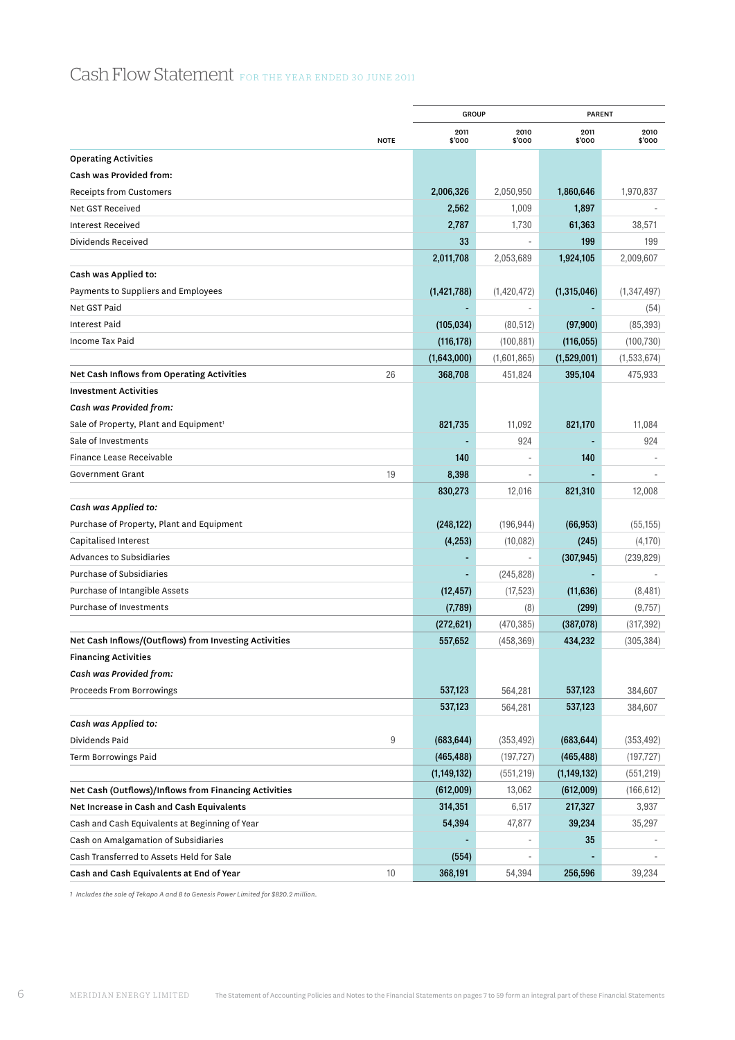# Cash Flow Statement FOR THE YEAR ENDED 30 JUNE 2011

| | NOTE | GROUP 2011 $'000 | GROUP 2010 $'000 | PARENT 2011 $'000 | PARENT 2010 $'000 |
|---|---|---|---|---|---|
| **Operating Activities** | | | | | |
| **Cash was Provided from:** | | | | | |
| Receipts from Customers | | **2,006,326** | 2,050,950 | **1,860,646** | 1,970,837 |
| Net GST Received | | **2,562** | 1,009 | **1,897** | - |
| Interest Received | | **2,787** | 1,730 | **61,363** | 38,571 |
| Dividends Received | | **33** | - | **199** | 199 |
| | | **2,011,708** | 2,053,689 | **1,924,105** | 2,009,607 |
| **Cash was Applied to:** | | | | | |
| Payments to Suppliers and Employees | | **(1,421,788)** | (1,420,472) | **(1,315,046)** | (1,347,497) |
| Net GST Paid | | **-** | - | **-** | (54) |
| Interest Paid | | **(105,034)** | (80,512) | **(97,900)** | (85,393) |
| Income Tax Paid | | **(116,178)** | (100,881) | **(116,055)** | (100,730) |
| | | **(1,643,000)** | (1,601,865) | **(1,529,001)** | (1,533,674) |
| **Net Cash Inflows from Operating Activities** | 26 | **368,708** | 451,824 | **395,104** | 475,933 |
| **Investment Activities** | | | | | |
| ***Cash was Provided from:*** | | | | | |
| Sale of Property, Plant and Equipment[1] | | **821,735** | 11,092 | **821,170** | 11,084 |
| Sale of Investments | | **-** | 924 | **-** | 924 |
| Finance Lease Receivable | | **140** | - | **140** | - |
| Government Grant | 19 | **8,398** | - | **-** | - |
| | | **830,273** | 12,016 | **821,310** | 12,008 |
| ***Cash was Applied to:*** | | | | | |
| Purchase of Property, Plant and Equipment | | **(248,122)** | (196,944) | **(66,953)** | (55,155) |
| Capitalised Interest | | **(4,253)** | (10,082) | **(245)** | (4,170) |
| Advances to Subsidiaries | | **-** | - | **(307,945)** | (239,829) |
| Purchase of Subsidiaries | | **-** | (245,828) | **-** | - |
| Purchase of Intangible Assets | | **(12,457)** | (17,523) | **(11,636)** | (8,481) |
| Purchase of Investments | | **(7,789)** | (8) | **(299)** | (9,757) |
| | | **(272,621)** | (470,385) | **(387,078)** | (317,392) |
| **Net Cash Inflows/(Outflows) from Investing Activities** | | **557,652** | (458,369) | **434,232** | (305,384) |
| **Financing Activities** | | | | | |
| ***Cash was Provided from:*** | | | | | |
| Proceeds From Borrowings | | **537,123** | 564,281 | **537,123** | 384,607 |
| | | **537,123** | 564,281 | **537,123** | 384,607 |
| ***Cash was Applied to:*** | | | | | |
| Dividends Paid | 9 | **(683,644)** | (353,492) | **(683,644)** | (353,492) |
| Term Borrowings Paid | | **(465,488)** | (197,727) | **(465,488)** | (197,727) |
| | | **(1,149,132)** | (551,219) | **(1,149,132)** | (551,219) |
| **Net Cash (Outflows)/Inflows from Financing Activities** | | **(612,009)** | 13,062 | **(612,009)** | (166,612) |
| **Net Increase in Cash and Cash Equivalents** | | **314,351** | 6,517 | **217,327** | 3,937 |
| Cash and Cash Equivalents at Beginning of Year | | **54,394** | 47,877 | **39,234** | 35,297 |
| Cash on Amalgamation of Subsidiaries | | **-** | - | **35** | - |
| Cash Transferred to Assets Held for Sale | | **(554)** | - | **-** | - |
| **Cash and Cash Equivalents at End of Year** | 10 | **368,191** | 54,394 | **256,596** | 39,234 |

*1 Includes the sale of Tekapo A and B to Genesis Power Limited for $820.2 million.*

The Statement of Accounting Policies and Notes to the Financial Statements on pages 7 to 59 form an integral part of these Financial Statements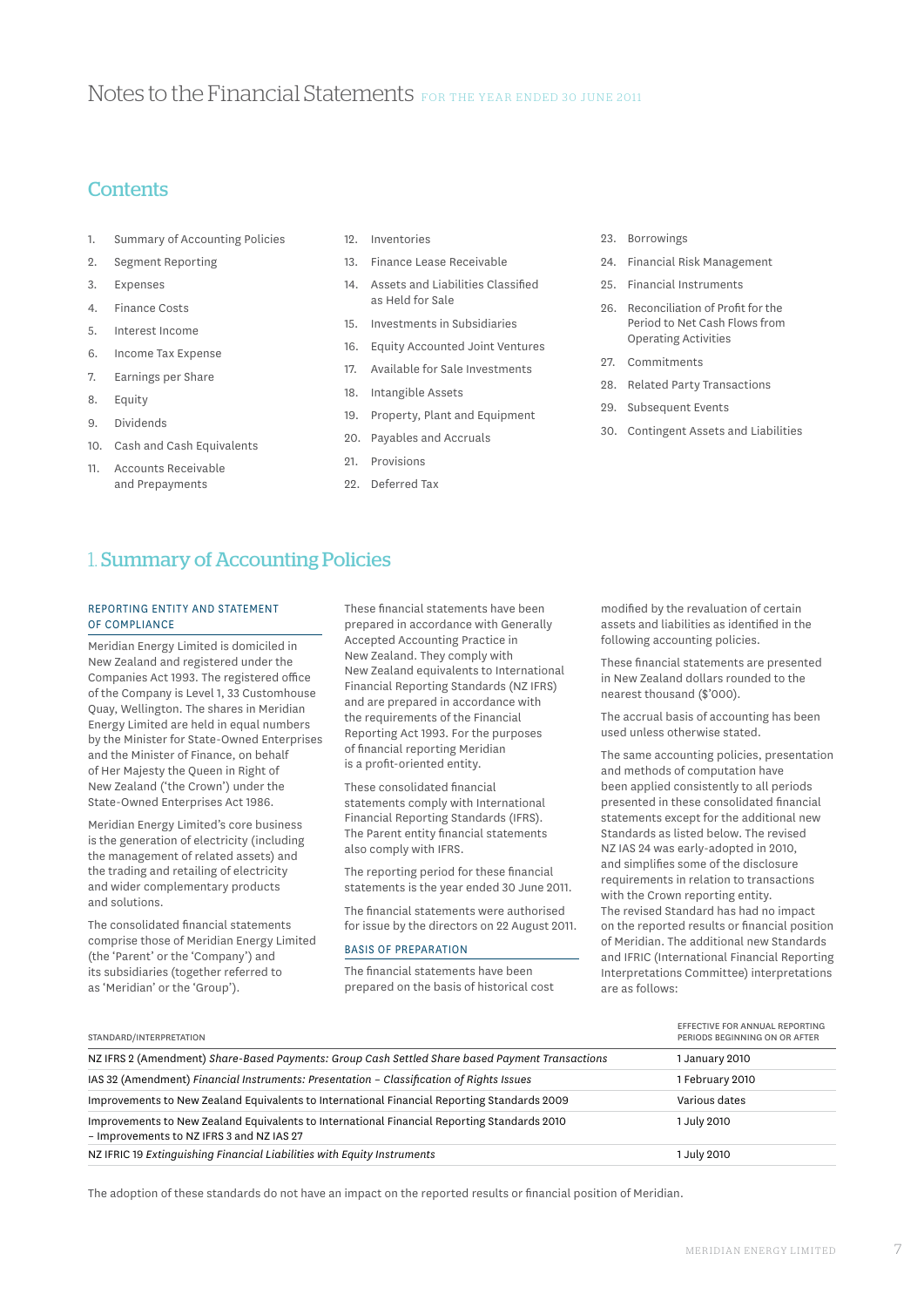# Notes to the Financial Statements FOR THE YEAR ENDED 30 JUNE 2011

## Contents

1. Summary of Accounting Policies
2. Segment Reporting
3. Expenses
4. Finance Costs
5. Interest Income
6. Income Tax Expense
7. Earnings per Share
8. Equity
9. Dividends
10. Cash and Cash Equivalents
11. Accounts Receivable and Prepayments
12. Inventories
13. Finance Lease Receivable
14. Assets and Liabilities Classified as Held for Sale
15. Investments in Subsidiaries
16. Equity Accounted Joint Ventures
17. Available for Sale Investments
18. Intangible Assets
19. Property, Plant and Equipment
20. Payables and Accruals
21. Provisions
22. Deferred Tax
23. Borrowings
24. Financial Risk Management
25. Financial Instruments
26. Reconciliation of Profit for the Period to Net Cash Flows from Operating Activities
27. Commitments
28. Related Party Transactions
29. Subsequent Events
30. Contingent Assets and Liabilities

## 1. Summary of Accounting Policies

### REPORTING ENTITY AND STATEMENT OF COMPLIANCE

Meridian Energy Limited is domiciled in New Zealand and registered under the Companies Act 1993. The registered office of the Company is Level 1, 33 Customhouse Quay, Wellington. The shares in Meridian Energy Limited are held in equal numbers by the Minister for State-Owned Enterprises and the Minister of Finance, on behalf of Her Majesty the Queen in Right of New Zealand ('the Crown') under the State-Owned Enterprises Act 1986.

Meridian Energy Limited's core business is the generation of electricity (including the management of related assets) and the trading and retailing of electricity and wider complementary products and solutions.

The consolidated financial statements comprise those of Meridian Energy Limited (the 'Parent' or the 'Company') and its subsidiaries (together referred to as 'Meridian' or the 'Group').

These financial statements have been prepared in accordance with Generally Accepted Accounting Practice in New Zealand. They comply with New Zealand equivalents to International Financial Reporting Standards (NZ IFRS) and are prepared in accordance with the requirements of the Financial Reporting Act 1993. For the purposes of financial reporting Meridian is a profit-oriented entity.

These consolidated financial statements comply with International Financial Reporting Standards (IFRS). The Parent entity financial statements also comply with IFRS.

The reporting period for these financial statements is the year ended 30 June 2011.

The financial statements were authorised for issue by the directors on 22 August 2011.

### BASIS OF PREPARATION

The financial statements have been prepared on the basis of historical cost modified by the revaluation of certain assets and liabilities as identified in the following accounting policies.

These financial statements are presented in New Zealand dollars rounded to the nearest thousand ($'000).

The accrual basis of accounting has been used unless otherwise stated.

The same accounting policies, presentation and methods of computation have been applied consistently to all periods presented in these consolidated financial statements except for the additional new Standards as listed below. The revised NZ IAS 24 was early-adopted in 2010, and simplifies some of the disclosure requirements in relation to transactions with the Crown reporting entity. The revised Standard has had no impact on the reported results or financial position of Meridian. The additional new Standards and IFRIC (International Financial Reporting Interpretations Committee) interpretations are as follows:

| STANDARD/INTERPRETATION | EFFECTIVE FOR ANNUAL REPORTING PERIODS BEGINNING ON OR AFTER |
|---|---|
| NZ IFRS 2 (Amendment) *Share-Based Payments: Group Cash Settled Share based Payment Transactions* | 1 January 2010 |
| IAS 32 (Amendment) *Financial Instruments: Presentation – Classification of Rights Issues* | 1 February 2010 |
| Improvements to New Zealand Equivalents to International Financial Reporting Standards 2009 | Various dates |
| Improvements to New Zealand Equivalents to International Financial Reporting Standards 2010 – Improvements to NZ IFRS 3 and NZ IAS 27 | 1 July 2010 |
| NZ IFRIC 19 *Extinguishing Financial Liabilities with Equity Instruments* | 1 July 2010 |

The adoption of these standards do not have an impact on the reported results or financial position of Meridian.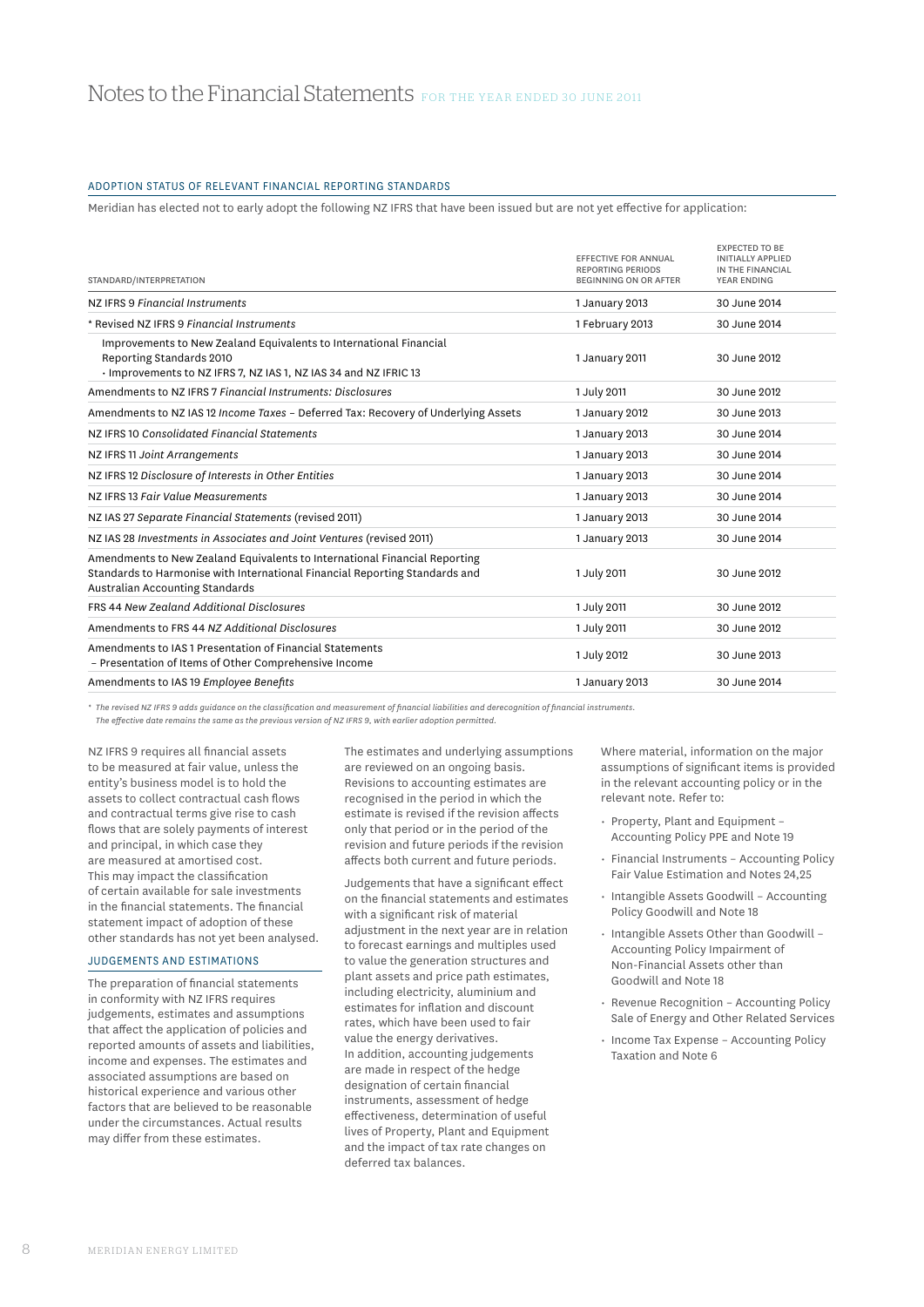# Notes to the Financial Statements FOR THE YEAR ENDED 30 JUNE 2011

### ADOPTION STATUS OF RELEVANT FINANCIAL REPORTING STANDARDS

Meridian has elected not to early adopt the following NZ IFRS that have been issued but are not yet effective for application:

| STANDARD/INTERPRETATION | EFFECTIVE FOR ANNUAL REPORTING PERIODS BEGINNING ON OR AFTER | EXPECTED TO BE INITIALLY APPLIED IN THE FINANCIAL YEAR ENDING |
|---|---|---|
| NZ IFRS 9 *Financial Instruments* | 1 January 2013 | 30 June 2014 |
| * Revised NZ IFRS 9 *Financial Instruments* | 1 February 2013 | 30 June 2014 |
| Improvements to New Zealand Equivalents to International Financial Reporting Standards 2010 · Improvements to NZ IFRS 7, NZ IAS 1, NZ IAS 34 and NZ IFRIC 13 | 1 January 2011 | 30 June 2012 |
| Amendments to NZ IFRS 7 *Financial Instruments: Disclosures* | 1 July 2011 | 30 June 2012 |
| Amendments to NZ IAS 12 *Income Taxes* – Deferred Tax: Recovery of Underlying Assets | 1 January 2012 | 30 June 2013 |
| NZ IFRS 10 *Consolidated Financial Statements* | 1 January 2013 | 30 June 2014 |
| NZ IFRS 11 *Joint Arrangements* | 1 January 2013 | 30 June 2014 |
| NZ IFRS 12 *Disclosure of Interests in Other Entities* | 1 January 2013 | 30 June 2014 |
| NZ IFRS 13 *Fair Value Measurements* | 1 January 2013 | 30 June 2014 |
| NZ IAS 27 *Separate Financial Statements* (revised 2011) | 1 January 2013 | 30 June 2014 |
| NZ IAS 28 *Investments in Associates and Joint Ventures* (revised 2011) | 1 January 2013 | 30 June 2014 |
| Amendments to New Zealand Equivalents to International Financial Reporting Standards to Harmonise with International Financial Reporting Standards and Australian Accounting Standards | 1 July 2011 | 30 June 2012 |
| FRS 44 *New Zealand Additional Disclosures* | 1 July 2011 | 30 June 2012 |
| Amendments to FRS 44 *NZ Additional Disclosures* | 1 July 2011 | 30 June 2012 |
| Amendments to IAS 1 Presentation of Financial Statements – Presentation of Items of Other Comprehensive Income | 1 July 2012 | 30 June 2013 |
| Amendments to IAS 19 *Employee Benefits* | 1 January 2013 | 30 June 2014 |

*\* The revised NZ IFRS 9 adds guidance on the classification and measurement of financial liabilities and derecognition of financial instruments. The effective date remains the same as the previous version of NZ IFRS 9, with earlier adoption permitted.*

NZ IFRS 9 requires all financial assets to be measured at fair value, unless the entity's business model is to hold the assets to collect contractual cash flows and contractual terms give rise to cash flows that are solely payments of interest and principal, in which case they are measured at amortised cost. This may impact the classification of certain available for sale investments in the financial statements. The financial statement impact of adoption of these other standards has not yet been analysed.

### JUDGEMENTS AND ESTIMATIONS

The preparation of financial statements in conformity with NZ IFRS requires judgements, estimates and assumptions that affect the application of policies and reported amounts of assets and liabilities, income and expenses. The estimates and associated assumptions are based on historical experience and various other factors that are believed to be reasonable under the circumstances. Actual results may differ from these estimates.

The estimates and underlying assumptions are reviewed on an ongoing basis. Revisions to accounting estimates are recognised in the period in which the estimate is revised if the revision affects only that period or in the period of the revision and future periods if the revision affects both current and future periods.

Judgements that have a significant effect on the financial statements and estimates with a significant risk of material adjustment in the next year are in relation to forecast earnings and multiples used to value the generation structures and plant assets and price path estimates, including electricity, aluminium and estimates for inflation and discount rates, which have been used to fair value the energy derivatives. In addition, accounting judgements are made in respect of the hedge designation of certain financial instruments, assessment of hedge effectiveness, determination of useful lives of Property, Plant and Equipment and the impact of tax rate changes on deferred tax balances.

Where material, information on the major assumptions of significant items is provided in the relevant accounting policy or in the relevant note. Refer to:

- Property, Plant and Equipment – Accounting Policy PPE and Note 19
- Financial Instruments – Accounting Policy Fair Value Estimation and Notes 24,25
- Intangible Assets Goodwill – Accounting Policy Goodwill and Note 18
- Intangible Assets Other than Goodwill – Accounting Policy Impairment of Non-Financial Assets other than Goodwill and Note 18
- Revenue Recognition – Accounting Policy Sale of Energy and Other Related Services
- Income Tax Expense – Accounting Policy Taxation and Note 6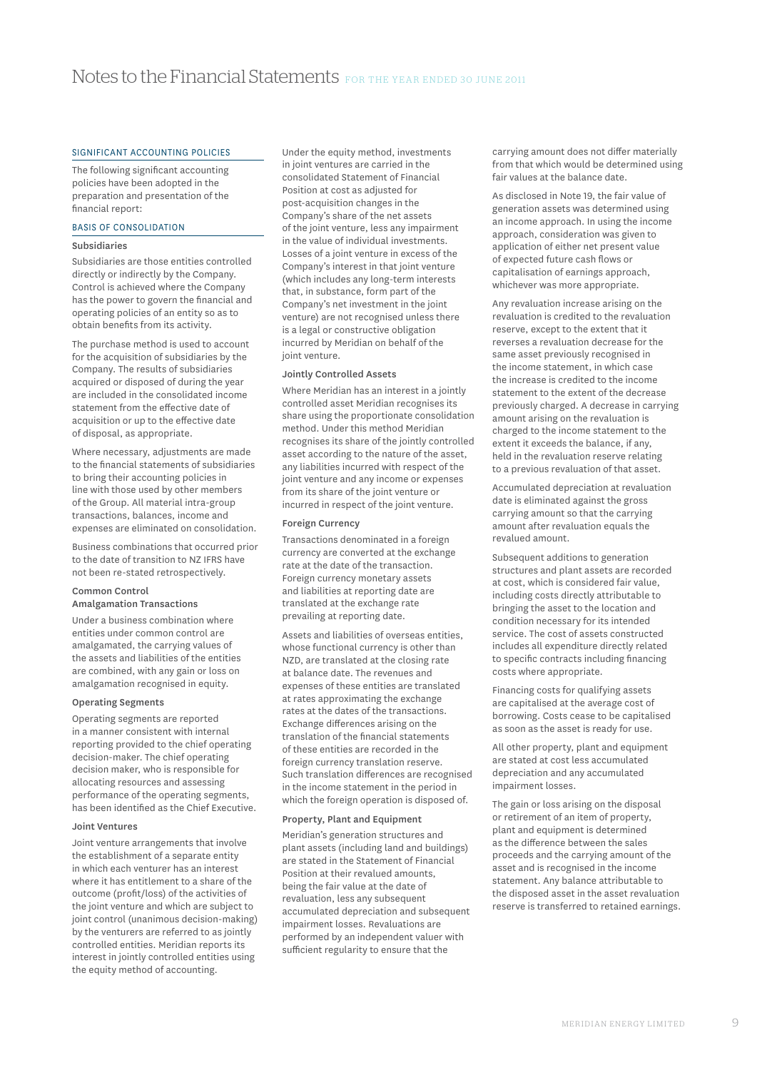## SIGNIFICANT ACCOUNTING POLICIES

The following significant accounting policies have been adopted in the preparation and presentation of the financial report:

## BASIS OF CONSOLIDATION

### Subsidiaries

Subsidiaries are those entities controlled directly or indirectly by the Company. Control is achieved where the Company has the power to govern the financial and operating policies of an entity so as to obtain benefits from its activity.

The purchase method is used to account for the acquisition of subsidiaries by the Company. The results of subsidiaries acquired or disposed of during the year are included in the consolidated income statement from the effective date of acquisition or up to the effective date of disposal, as appropriate.

Where necessary, adjustments are made to the financial statements of subsidiaries to bring their accounting policies in line with those used by other members of the Group. All material intra-group transactions, balances, income and expenses are eliminated on consolidation.

Business combinations that occurred prior to the date of transition to NZ IFRS have not been re-stated retrospectively.

### Common Control Amalgamation Transactions

Under a business combination where entities under common control are amalgamated, the carrying values of the assets and liabilities of the entities are combined, with any gain or loss on amalgamation recognised in equity.

### Operating Segments

Operating segments are reported in a manner consistent with internal reporting provided to the chief operating decision-maker. The chief operating decision maker, who is responsible for allocating resources and assessing performance of the operating segments, has been identified as the Chief Executive.

### Joint Ventures

Joint venture arrangements that involve the establishment of a separate entity in which each venturer has an interest where it has entitlement to a share of the outcome (profit/loss) of the activities of the joint venture and which are subject to joint control (unanimous decision-making) by the venturers are referred to as jointly controlled entities. Meridian reports its interest in jointly controlled entities using the equity method of accounting.

Under the equity method, investments in joint ventures are carried in the consolidated Statement of Financial Position at cost as adjusted for post-acquisition changes in the Company's share of the net assets of the joint venture, less any impairment in the value of individual investments. Losses of a joint venture in excess of the Company's interest in that joint venture (which includes any long-term interests that, in substance, form part of the Company's net investment in the joint venture) are not recognised unless there is a legal or constructive obligation incurred by Meridian on behalf of the joint venture.

### Jointly Controlled Assets

Where Meridian has an interest in a jointly controlled asset Meridian recognises its share using the proportionate consolidation method. Under this method Meridian recognises its share of the jointly controlled asset according to the nature of the asset, any liabilities incurred with respect of the joint venture and any income or expenses from its share of the joint venture or incurred in respect of the joint venture.

### Foreign Currency

Transactions denominated in a foreign currency are converted at the exchange rate at the date of the transaction. Foreign currency monetary assets and liabilities at reporting date are translated at the exchange rate prevailing at reporting date.

Assets and liabilities of overseas entities, whose functional currency is other than NZD, are translated at the closing rate at balance date. The revenues and expenses of these entities are translated at rates approximating the exchange rates at the dates of the transactions. Exchange differences arising on the translation of the financial statements of these entities are recorded in the foreign currency translation reserve. Such translation differences are recognised in the income statement in the period in which the foreign operation is disposed of.

### Property, Plant and Equipment

Meridian's generation structures and plant assets (including land and buildings) are stated in the Statement of Financial Position at their revalued amounts, being the fair value at the date of revaluation, less any subsequent accumulated depreciation and subsequent impairment losses. Revaluations are performed by an independent valuer with sufficient regularity to ensure that the carrying amount does not differ materially from that which would be determined using fair values at the balance date.

As disclosed in Note 19, the fair value of generation assets was determined using an income approach. In using the income approach, consideration was given to application of either net present value of expected future cash flows or capitalisation of earnings approach, whichever was more appropriate.

Any revaluation increase arising on the revaluation is credited to the revaluation reserve, except to the extent that it reverses a revaluation decrease for the same asset previously recognised in the income statement, in which case the increase is credited to the income statement to the extent of the decrease previously charged. A decrease in carrying amount arising on the revaluation is charged to the income statement to the extent it exceeds the balance, if any, held in the revaluation reserve relating to a previous revaluation of that asset.

Accumulated depreciation at revaluation date is eliminated against the gross carrying amount so that the carrying amount after revaluation equals the revalued amount.

Subsequent additions to generation structures and plant assets are recorded at cost, which is considered fair value, including costs directly attributable to bringing the asset to the location and condition necessary for its intended service. The cost of assets constructed includes all expenditure directly related to specific contracts including financing costs where appropriate.

Financing costs for qualifying assets are capitalised at the average cost of borrowing. Costs cease to be capitalised as soon as the asset is ready for use.

All other property, plant and equipment are stated at cost less accumulated depreciation and any accumulated impairment losses.

The gain or loss arising on the disposal or retirement of an item of property, plant and equipment is determined as the difference between the sales proceeds and the carrying amount of the asset and is recognised in the income statement. Any balance attributable to the disposed asset in the asset revaluation reserve is transferred to retained earnings.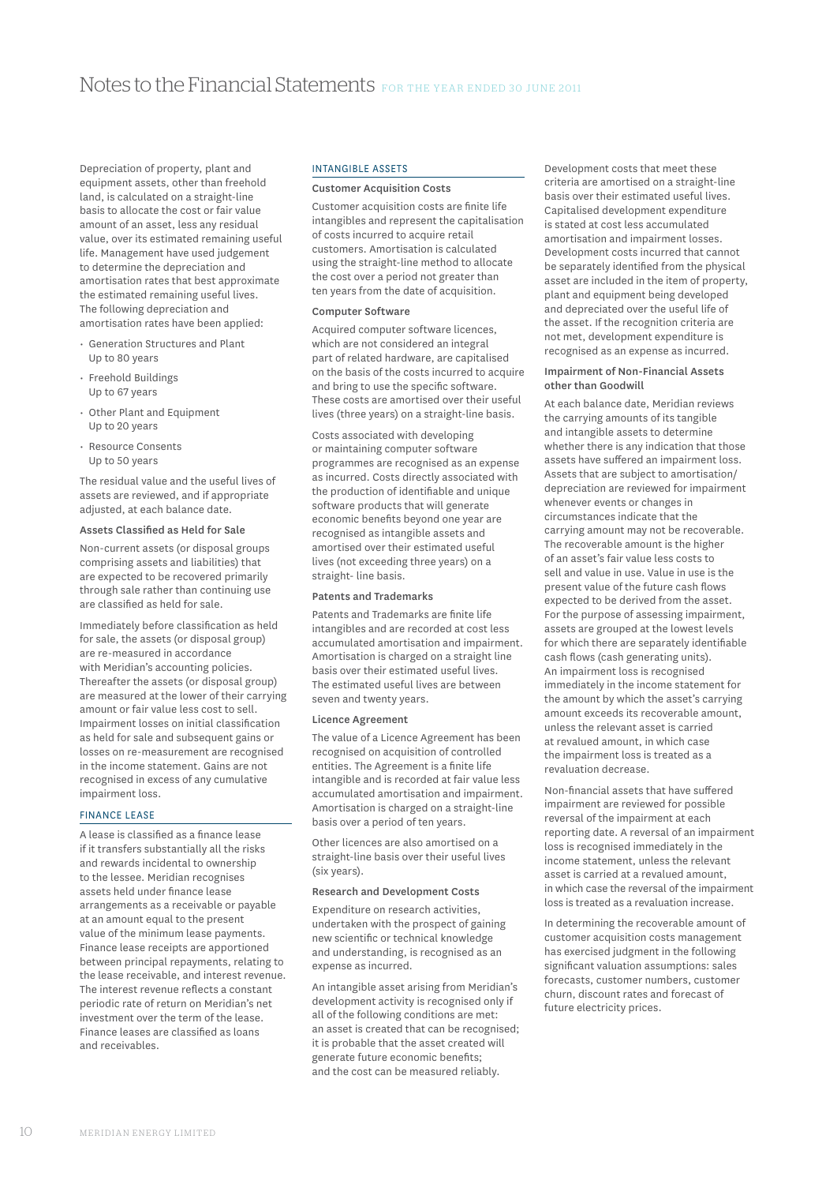Depreciation of property, plant and equipment assets, other than freehold land, is calculated on a straight-line basis to allocate the cost or fair value amount of an asset, less any residual value, over its estimated remaining useful life. Management have used judgement to determine the depreciation and amortisation rates that best approximate the estimated remaining useful lives. The following depreciation and amortisation rates have been applied:

- Generation Structures and Plant Up to 80 years
- Freehold Buildings Up to 67 years
- Other Plant and Equipment Up to 20 years
- Resource Consents Up to 50 years

The residual value and the useful lives of assets are reviewed, and if appropriate adjusted, at each balance date.

#### Assets Classified as Held for Sale

Non-current assets (or disposal groups comprising assets and liabilities) that are expected to be recovered primarily through sale rather than continuing use are classified as held for sale.

Immediately before classification as held for sale, the assets (or disposal group) are re-measured in accordance with Meridian's accounting policies. Thereafter the assets (or disposal group) are measured at the lower of their carrying amount or fair value less cost to sell. Impairment losses on initial classification as held for sale and subsequent gains or losses on re-measurement are recognised in the income statement. Gains are not recognised in excess of any cumulative impairment loss.

### FINANCE LEASE

A lease is classified as a finance lease if it transfers substantially all the risks and rewards incidental to ownership to the lessee. Meridian recognises assets held under finance lease arrangements as a receivable or payable at an amount equal to the present value of the minimum lease payments. Finance lease receipts are apportioned between principal repayments, relating to the lease receivable, and interest revenue. The interest revenue reflects a constant periodic rate of return on Meridian's net investment over the term of the lease. Finance leases are classified as loans and receivables.

### INTANGIBLE ASSETS

#### Customer Acquisition Costs

Customer acquisition costs are finite life intangibles and represent the capitalisation of costs incurred to acquire retail customers. Amortisation is calculated using the straight-line method to allocate the cost over a period not greater than ten years from the date of acquisition.

#### Computer Software

Acquired computer software licences, which are not considered an integral part of related hardware, are capitalised on the basis of the costs incurred to acquire and bring to use the specific software. These costs are amortised over their useful lives (three years) on a straight-line basis.

Costs associated with developing or maintaining computer software programmes are recognised as an expense as incurred. Costs directly associated with the production of identifiable and unique software products that will generate economic benefits beyond one year are recognised as intangible assets and amortised over their estimated useful lives (not exceeding three years) on a straight- line basis.

#### Patents and Trademarks

Patents and Trademarks are finite life intangibles and are recorded at cost less accumulated amortisation and impairment. Amortisation is charged on a straight line basis over their estimated useful lives. The estimated useful lives are between seven and twenty years.

#### Licence Agreement

The value of a Licence Agreement has been recognised on acquisition of controlled entities. The Agreement is a finite life intangible and is recorded at fair value less accumulated amortisation and impairment. Amortisation is charged on a straight-line basis over a period of ten years.

Other licences are also amortised on a straight-line basis over their useful lives (six years).

#### Research and Development Costs

Expenditure on research activities, undertaken with the prospect of gaining new scientific or technical knowledge and understanding, is recognised as an expense as incurred.

An intangible asset arising from Meridian's development activity is recognised only if all of the following conditions are met: an asset is created that can be recognised; it is probable that the asset created will generate future economic benefits; and the cost can be measured reliably.

Development costs that meet these criteria are amortised on a straight-line basis over their estimated useful lives. Capitalised development expenditure is stated at cost less accumulated amortisation and impairment losses. Development costs incurred that cannot be separately identified from the physical asset are included in the item of property, plant and equipment being developed and depreciated over the useful life of the asset. If the recognition criteria are not met, development expenditure is recognised as an expense as incurred.

#### Impairment of Non-Financial Assets other than Goodwill

At each balance date, Meridian reviews the carrying amounts of its tangible and intangible assets to determine whether there is any indication that those assets have suffered an impairment loss. Assets that are subject to amortisation/ depreciation are reviewed for impairment whenever events or changes in circumstances indicate that the carrying amount may not be recoverable. The recoverable amount is the higher of an asset's fair value less costs to sell and value in use. Value in use is the present value of the future cash flows expected to be derived from the asset. For the purpose of assessing impairment, assets are grouped at the lowest levels for which there are separately identifiable cash flows (cash generating units). An impairment loss is recognised immediately in the income statement for the amount by which the asset's carrying amount exceeds its recoverable amount, unless the relevant asset is carried at revalued amount, in which case the impairment loss is treated as a revaluation decrease.

Non-financial assets that have suffered impairment are reviewed for possible reversal of the impairment at each reporting date. A reversal of an impairment loss is recognised immediately in the income statement, unless the relevant asset is carried at a revalued amount, in which case the reversal of the impairment loss is treated as a revaluation increase.

In determining the recoverable amount of customer acquisition costs management has exercised judgment in the following significant valuation assumptions: sales forecasts, customer numbers, customer churn, discount rates and forecast of future electricity prices.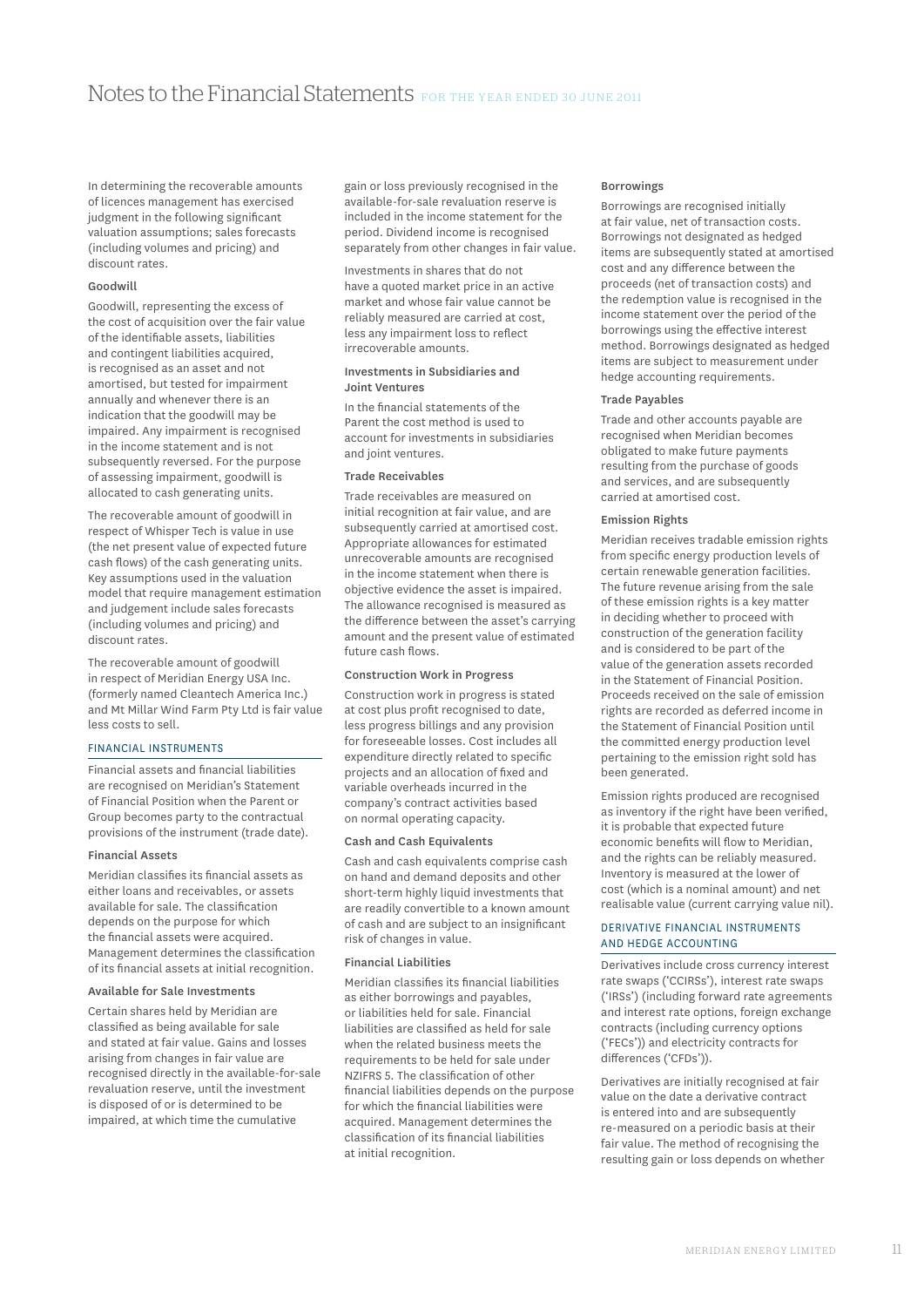In determining the recoverable amounts of licences management has exercised judgment in the following significant valuation assumptions; sales forecasts (including volumes and pricing) and discount rates.

### Goodwill

Goodwill, representing the excess of the cost of acquisition over the fair value of the identifiable assets, liabilities and contingent liabilities acquired, is recognised as an asset and not amortised, but tested for impairment annually and whenever there is an indication that the goodwill may be impaired. Any impairment is recognised in the income statement and is not subsequently reversed. For the purpose of assessing impairment, goodwill is allocated to cash generating units.

The recoverable amount of goodwill in respect of Whisper Tech is value in use (the net present value of expected future cash flows) of the cash generating units. Key assumptions used in the valuation model that require management estimation and judgement include sales forecasts (including volumes and pricing) and discount rates.

The recoverable amount of goodwill in respect of Meridian Energy USA Inc. (formerly named Cleantech America Inc.) and Mt Millar Wind Farm Pty Ltd is fair value less costs to sell.

## FINANCIAL INSTRUMENTS

Financial assets and financial liabilities are recognised on Meridian's Statement of Financial Position when the Parent or Group becomes party to the contractual provisions of the instrument (trade date).

### Financial Assets

Meridian classifies its financial assets as either loans and receivables, or assets available for sale. The classification depends on the purpose for which the financial assets were acquired. Management determines the classification of its financial assets at initial recognition.

### Available for Sale Investments

Certain shares held by Meridian are classified as being available for sale and stated at fair value. Gains and losses arising from changes in fair value are recognised directly in the available-for-sale revaluation reserve, until the investment is disposed of or is determined to be impaired, at which time the cumulative gain or loss previously recognised in the available-for-sale revaluation reserve is included in the income statement for the period. Dividend income is recognised separately from other changes in fair value.

Investments in shares that do not have a quoted market price in an active market and whose fair value cannot be reliably measured are carried at cost, less any impairment loss to reflect irrecoverable amounts.

### Investments in Subsidiaries and Joint Ventures

In the financial statements of the Parent the cost method is used to account for investments in subsidiaries and joint ventures.

### Trade Receivables

Trade receivables are measured on initial recognition at fair value, and are subsequently carried at amortised cost. Appropriate allowances for estimated unrecoverable amounts are recognised in the income statement when there is objective evidence the asset is impaired. The allowance recognised is measured as the difference between the asset's carrying amount and the present value of estimated future cash flows.

### Construction Work in Progress

Construction work in progress is stated at cost plus profit recognised to date, less progress billings and any provision for foreseeable losses. Cost includes all expenditure directly related to specific projects and an allocation of fixed and variable overheads incurred in the company's contract activities based on normal operating capacity.

### Cash and Cash Equivalents

Cash and cash equivalents comprise cash on hand and demand deposits and other short-term highly liquid investments that are readily convertible to a known amount of cash and are subject to an insignificant risk of changes in value.

### Financial Liabilities

Meridian classifies its financial liabilities as either borrowings and payables, or liabilities held for sale. Financial liabilities are classified as held for sale when the related business meets the requirements to be held for sale under NZIFRS 5. The classification of other financial liabilities depends on the purpose for which the financial liabilities were acquired. Management determines the classification of its financial liabilities at initial recognition.

### Borrowings

Borrowings are recognised initially at fair value, net of transaction costs. Borrowings not designated as hedged items are subsequently stated at amortised cost and any difference between the proceeds (net of transaction costs) and the redemption value is recognised in the income statement over the period of the borrowings using the effective interest method. Borrowings designated as hedged items are subject to measurement under hedge accounting requirements.

### Trade Payables

Trade and other accounts payable are recognised when Meridian becomes obligated to make future payments resulting from the purchase of goods and services, and are subsequently carried at amortised cost.

### Emission Rights

Meridian receives tradable emission rights from specific energy production levels of certain renewable generation facilities. The future revenue arising from the sale of these emission rights is a key matter in deciding whether to proceed with construction of the generation facility and is considered to be part of the value of the generation assets recorded in the Statement of Financial Position. Proceeds received on the sale of emission rights are recorded as deferred income in the Statement of Financial Position until the committed energy production level pertaining to the emission right sold has been generated.

Emission rights produced are recognised as inventory if the right have been verified, it is probable that expected future economic benefits will flow to Meridian, and the rights can be reliably measured. Inventory is measured at the lower of cost (which is a nominal amount) and net realisable value (current carrying value nil).

## DERIVATIVE FINANCIAL INSTRUMENTS AND HEDGE ACCOUNTING

Derivatives include cross currency interest rate swaps ('CCIRSs'), interest rate swaps ('IRSs') (including forward rate agreements and interest rate options, foreign exchange contracts (including currency options ('FECs')) and electricity contracts for differences ('CFDs')).

Derivatives are initially recognised at fair value on the date a derivative contract is entered into and are subsequently re-measured on a periodic basis at their fair value. The method of recognising the resulting gain or loss depends on whether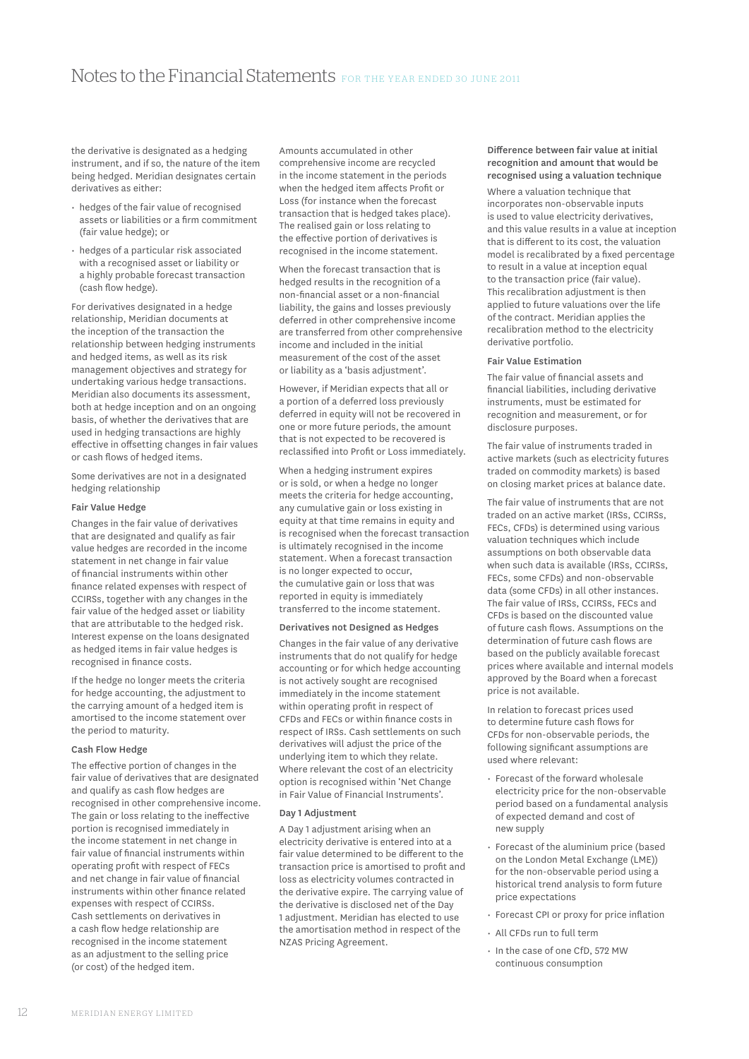the derivative is designated as a hedging instrument, and if so, the nature of the item being hedged. Meridian designates certain derivatives as either:

- hedges of the fair value of recognised assets or liabilities or a firm commitment (fair value hedge); or
- hedges of a particular risk associated with a recognised asset or liability or a highly probable forecast transaction (cash flow hedge).

For derivatives designated in a hedge relationship, Meridian documents at the inception of the transaction the relationship between hedging instruments and hedged items, as well as its risk management objectives and strategy for undertaking various hedge transactions. Meridian also documents its assessment, both at hedge inception and on an ongoing basis, of whether the derivatives that are used in hedging transactions are highly effective in offsetting changes in fair values or cash flows of hedged items.

Some derivatives are not in a designated hedging relationship

#### Fair Value Hedge

Changes in the fair value of derivatives that are designated and qualify as fair value hedges are recorded in the income statement in net change in fair value of financial instruments within other finance related expenses with respect of CCIRSs, together with any changes in the fair value of the hedged asset or liability that are attributable to the hedged risk. Interest expense on the loans designated as hedged items in fair value hedges is recognised in finance costs.

If the hedge no longer meets the criteria for hedge accounting, the adjustment to the carrying amount of a hedged item is amortised to the income statement over the period to maturity.

#### Cash Flow Hedge

The effective portion of changes in the fair value of derivatives that are designated and qualify as cash flow hedges are recognised in other comprehensive income. The gain or loss relating to the ineffective portion is recognised immediately in the income statement in net change in fair value of financial instruments within operating profit with respect of FECs and net change in fair value of financial instruments within other finance related expenses with respect of CCIRSs. Cash settlements on derivatives in a cash flow hedge relationship are recognised in the income statement as an adjustment to the selling price (or cost) of the hedged item.

Amounts accumulated in other comprehensive income are recycled in the income statement in the periods when the hedged item affects Profit or Loss (for instance when the forecast transaction that is hedged takes place). The realised gain or loss relating to the effective portion of derivatives is recognised in the income statement.

When the forecast transaction that is hedged results in the recognition of a non-financial asset or a non-financial liability, the gains and losses previously deferred in other comprehensive income are transferred from other comprehensive income and included in the initial measurement of the cost of the asset or liability as a 'basis adjustment'.

However, if Meridian expects that all or a portion of a deferred loss previously deferred in equity will not be recovered in one or more future periods, the amount that is not expected to be recovered is reclassified into Profit or Loss immediately.

When a hedging instrument expires or is sold, or when a hedge no longer meets the criteria for hedge accounting, any cumulative gain or loss existing in equity at that time remains in equity and is recognised when the forecast transaction is ultimately recognised in the income statement. When a forecast transaction is no longer expected to occur, the cumulative gain or loss that was reported in equity is immediately transferred to the income statement.

#### Derivatives not Designed as Hedges

Changes in the fair value of any derivative instruments that do not qualify for hedge accounting or for which hedge accounting is not actively sought are recognised immediately in the income statement within operating profit in respect of CFDs and FECs or within finance costs in respect of IRSs. Cash settlements on such derivatives will adjust the price of the underlying item to which they relate. Where relevant the cost of an electricity option is recognised within 'Net Change in Fair Value of Financial Instruments'.

#### Day 1 Adjustment

A Day 1 adjustment arising when an electricity derivative is entered into at a fair value determined to be different to the transaction price is amortised to profit and loss as electricity volumes contracted in the derivative expire. The carrying value of the derivative is disclosed net of the Day 1 adjustment. Meridian has elected to use the amortisation method in respect of the NZAS Pricing Agreement.

#### Difference between fair value at initial recognition and amount that would be recognised using a valuation technique

Where a valuation technique that incorporates non-observable inputs is used to value electricity derivatives, and this value results in a value at inception that is different to its cost, the valuation model is recalibrated by a fixed percentage to result in a value at inception equal to the transaction price (fair value). This recalibration adjustment is then applied to future valuations over the life of the contract. Meridian applies the recalibration method to the electricity derivative portfolio.

#### Fair Value Estimation

The fair value of financial assets and financial liabilities, including derivative instruments, must be estimated for recognition and measurement, or for disclosure purposes.

The fair value of instruments traded in active markets (such as electricity futures traded on commodity markets) is based on closing market prices at balance date.

The fair value of instruments that are not traded on an active market (IRSs, CCIRSs, FECs, CFDs) is determined using various valuation techniques which include assumptions on both observable data when such data is available (IRSs, CCIRSs, FECs, some CFDs) and non-observable data (some CFDs) in all other instances. The fair value of IRSs, CCIRSs, FECs and CFDs is based on the discounted value of future cash flows. Assumptions on the determination of future cash flows are based on the publicly available forecast prices where available and internal models approved by the Board when a forecast price is not available.

In relation to forecast prices used to determine future cash flows for CFDs for non-observable periods, the following significant assumptions are used where relevant:

- Forecast of the forward wholesale electricity price for the non-observable period based on a fundamental analysis of expected demand and cost of new supply
- Forecast of the aluminium price (based on the London Metal Exchange (LME)) for the non-observable period using a historical trend analysis to form future price expectations
- Forecast CPI or proxy for price inflation
- All CFDs run to full term
- In the case of one CfD, 572 MW continuous consumption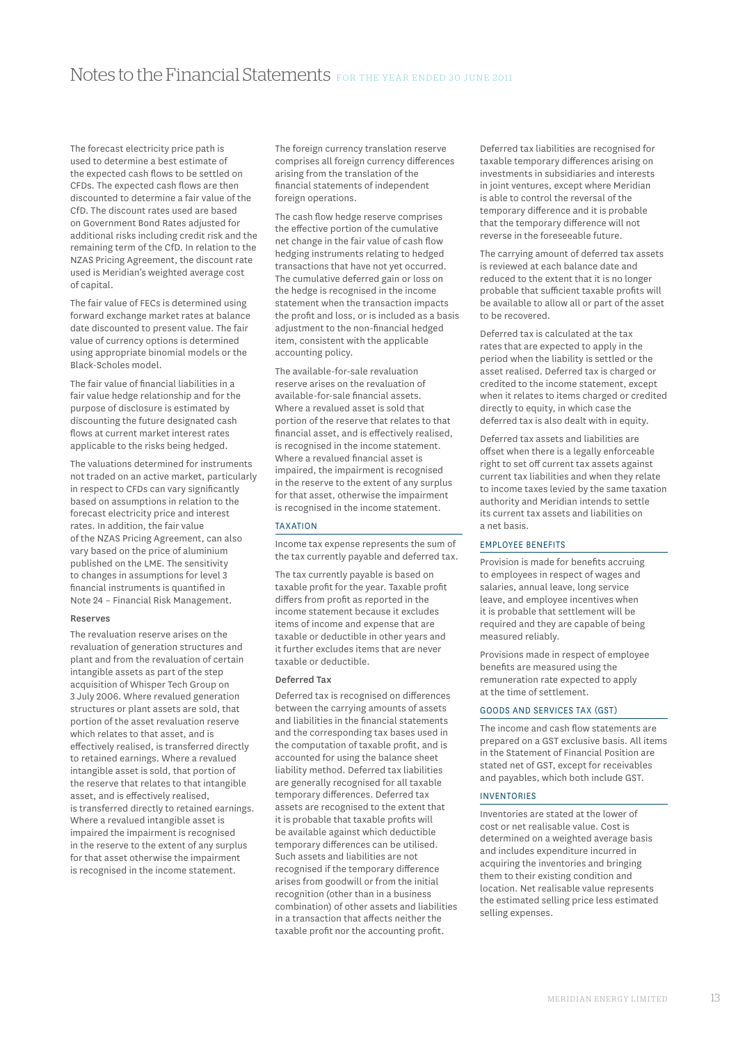The forecast electricity price path is used to determine a best estimate of the expected cash flows to be settled on CFDs. The expected cash flows are then discounted to determine a fair value of the CfD. The discount rates used are based on Government Bond Rates adjusted for additional risks including credit risk and the remaining term of the CfD. In relation to the NZAS Pricing Agreement, the discount rate used is Meridian's weighted average cost of capital.

The fair value of FECs is determined using forward exchange market rates at balance date discounted to present value. The fair value of currency options is determined using appropriate binomial models or the Black-Scholes model.

The fair value of financial liabilities in a fair value hedge relationship and for the purpose of disclosure is estimated by discounting the future designated cash flows at current market interest rates applicable to the risks being hedged.

The valuations determined for instruments not traded on an active market, particularly in respect to CFDs can vary significantly based on assumptions in relation to the forecast electricity price and interest rates. In addition, the fair value of the NZAS Pricing Agreement, can also vary based on the price of aluminium published on the LME. The sensitivity to changes in assumptions for level 3 financial instruments is quantified in Note 24 – Financial Risk Management.

### Reserves

The revaluation reserve arises on the revaluation of generation structures and plant and from the revaluation of certain intangible assets as part of the step acquisition of Whisper Tech Group on 3 July 2006. Where revalued generation structures or plant assets are sold, that portion of the asset revaluation reserve which relates to that asset, and is effectively realised, is transferred directly to retained earnings. Where a revalued intangible asset is sold, that portion of the reserve that relates to that intangible asset, and is effectively realised, is transferred directly to retained earnings. Where a revalued intangible asset is impaired the impairment is recognised in the reserve to the extent of any surplus for that asset otherwise the impairment is recognised in the income statement.

The foreign currency translation reserve comprises all foreign currency differences arising from the translation of the financial statements of independent foreign operations.

The cash flow hedge reserve comprises the effective portion of the cumulative net change in the fair value of cash flow hedging instruments relating to hedged transactions that have not yet occurred. The cumulative deferred gain or loss on the hedge is recognised in the income statement when the transaction impacts the profit and loss, or is included as a basis adjustment to the non-financial hedged item, consistent with the applicable accounting policy.

The available-for-sale revaluation reserve arises on the revaluation of available-for-sale financial assets. Where a revalued asset is sold that portion of the reserve that relates to that financial asset, and is effectively realised, is recognised in the income statement. Where a revalued financial asset is impaired, the impairment is recognised in the reserve to the extent of any surplus for that asset, otherwise the impairment is recognised in the income statement.

## TAXATION

Income tax expense represents the sum of the tax currently payable and deferred tax.

The tax currently payable is based on taxable profit for the year. Taxable profit differs from profit as reported in the income statement because it excludes items of income and expense that are taxable or deductible in other years and it further excludes items that are never taxable or deductible.

### Deferred Tax

Deferred tax is recognised on differences between the carrying amounts of assets and liabilities in the financial statements and the corresponding tax bases used in the computation of taxable profit, and is accounted for using the balance sheet liability method. Deferred tax liabilities are generally recognised for all taxable temporary differences. Deferred tax assets are recognised to the extent that it is probable that taxable profits will be available against which deductible temporary differences can be utilised. Such assets and liabilities are not recognised if the temporary difference arises from goodwill or from the initial recognition (other than in a business combination) of other assets and liabilities in a transaction that affects neither the taxable profit nor the accounting profit.

Deferred tax liabilities are recognised for taxable temporary differences arising on investments in subsidiaries and interests in joint ventures, except where Meridian is able to control the reversal of the temporary difference and it is probable that the temporary difference will not reverse in the foreseeable future.

The carrying amount of deferred tax assets is reviewed at each balance date and reduced to the extent that it is no longer probable that sufficient taxable profits will be available to allow all or part of the asset to be recovered.

Deferred tax is calculated at the tax rates that are expected to apply in the period when the liability is settled or the asset realised. Deferred tax is charged or credited to the income statement, except when it relates to items charged or credited directly to equity, in which case the deferred tax is also dealt with in equity.

Deferred tax assets and liabilities are offset when there is a legally enforceable right to set off current tax assets against current tax liabilities and when they relate to income taxes levied by the same taxation authority and Meridian intends to settle its current tax assets and liabilities on a net basis.

## EMPLOYEE BENEFITS

Provision is made for benefits accruing to employees in respect of wages and salaries, annual leave, long service leave, and employee incentives when it is probable that settlement will be required and they are capable of being measured reliably.

Provisions made in respect of employee benefits are measured using the remuneration rate expected to apply at the time of settlement.

## GOODS AND SERVICES TAX (GST)

The income and cash flow statements are prepared on a GST exclusive basis. All items in the Statement of Financial Position are stated net of GST, except for receivables and payables, which both include GST.

## INVENTORIES

Inventories are stated at the lower of cost or net realisable value. Cost is determined on a weighted average basis and includes expenditure incurred in acquiring the inventories and bringing them to their existing condition and location. Net realisable value represents the estimated selling price less estimated selling expenses.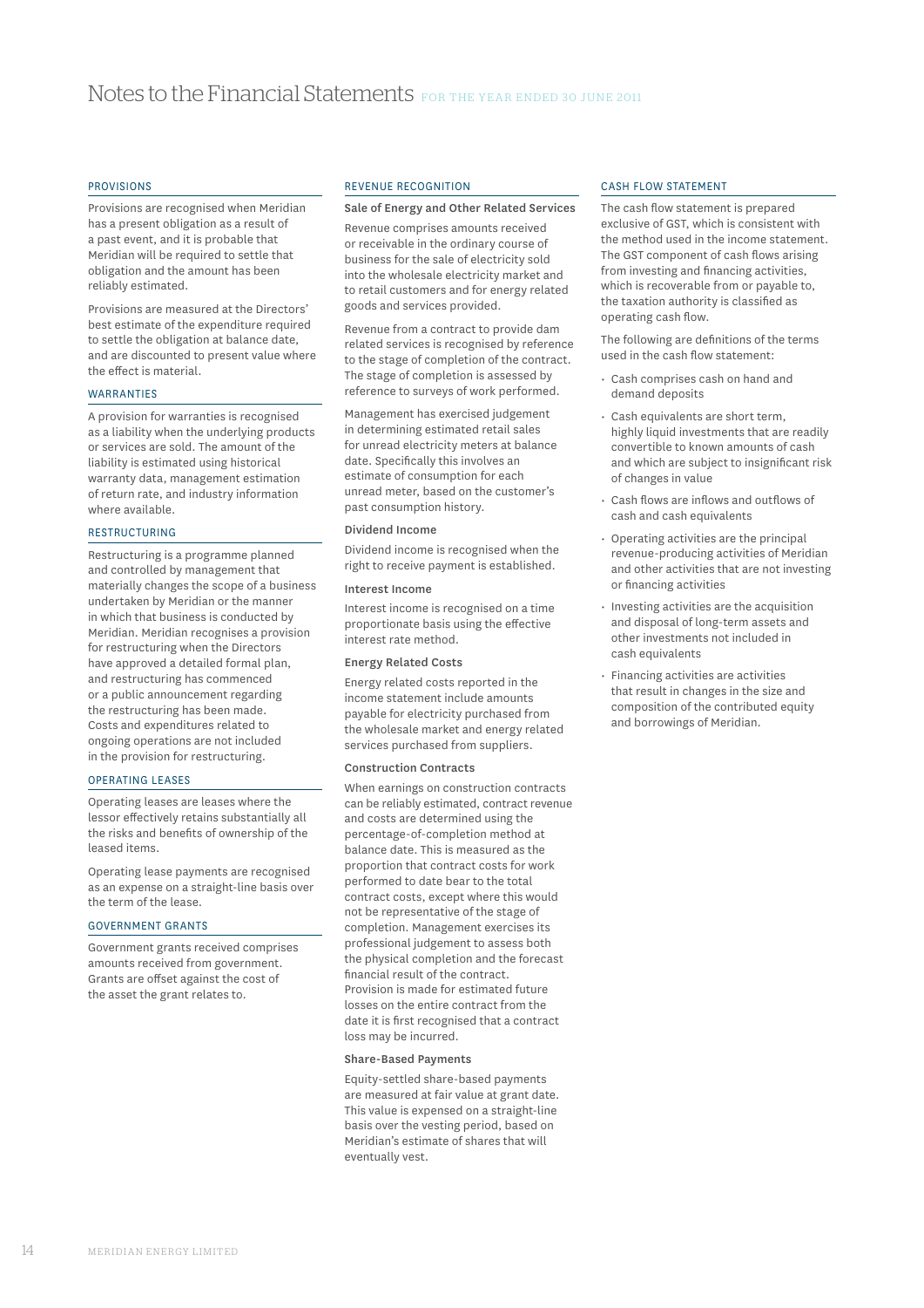# Notes to the Financial Statements FOR THE YEAR ENDED 30 JUNE 2011

## PROVISIONS

Provisions are recognised when Meridian has a present obligation as a result of a past event, and it is probable that Meridian will be required to settle that obligation and the amount has been reliably estimated.

Provisions are measured at the Directors' best estimate of the expenditure required to settle the obligation at balance date, and are discounted to present value where the effect is material.

## WARRANTIES

A provision for warranties is recognised as a liability when the underlying products or services are sold. The amount of the liability is estimated using historical warranty data, management estimation of return rate, and industry information where available.

## RESTRUCTURING

Restructuring is a programme planned and controlled by management that materially changes the scope of a business undertaken by Meridian or the manner in which that business is conducted by Meridian. Meridian recognises a provision for restructuring when the Directors have approved a detailed formal plan, and restructuring has commenced or a public announcement regarding the restructuring has been made. Costs and expenditures related to ongoing operations are not included in the provision for restructuring.

## OPERATING LEASES

Operating leases are leases where the lessor effectively retains substantially all the risks and benefits of ownership of the leased items.

Operating lease payments are recognised as an expense on a straight-line basis over the term of the lease.

## GOVERNMENT GRANTS

Government grants received comprises amounts received from government. Grants are offset against the cost of the asset the grant relates to.

## REVENUE RECOGNITION

### Sale of Energy and Other Related Services

Revenue comprises amounts received or receivable in the ordinary course of business for the sale of electricity sold into the wholesale electricity market and to retail customers and for energy related goods and services provided.

Revenue from a contract to provide dam related services is recognised by reference to the stage of completion of the contract. The stage of completion is assessed by reference to surveys of work performed.

Management has exercised judgement in determining estimated retail sales for unread electricity meters at balance date. Specifically this involves an estimate of consumption for each unread meter, based on the customer's past consumption history.

### Dividend Income

Dividend income is recognised when the right to receive payment is established.

### Interest Income

Interest income is recognised on a time proportionate basis using the effective interest rate method.

### Energy Related Costs

Energy related costs reported in the income statement include amounts payable for electricity purchased from the wholesale market and energy related services purchased from suppliers.

### Construction Contracts

When earnings on construction contracts can be reliably estimated, contract revenue and costs are determined using the percentage-of-completion method at balance date. This is measured as the proportion that contract costs for work performed to date bear to the total contract costs, except where this would not be representative of the stage of completion. Management exercises its professional judgement to assess both the physical completion and the forecast financial result of the contract. Provision is made for estimated future losses on the entire contract from the date it is first recognised that a contract loss may be incurred.

### Share-Based Payments

Equity-settled share-based payments are measured at fair value at grant date. This value is expensed on a straight-line basis over the vesting period, based on Meridian's estimate of shares that will eventually vest.

## CASH FLOW STATEMENT

The cash flow statement is prepared exclusive of GST, which is consistent with the method used in the income statement. The GST component of cash flows arising from investing and financing activities, which is recoverable from or payable to, the taxation authority is classified as operating cash flow.

The following are definitions of the terms used in the cash flow statement:

- Cash comprises cash on hand and demand deposits
- Cash equivalents are short term, highly liquid investments that are readily convertible to known amounts of cash and which are subject to insignificant risk of changes in value
- Cash flows are inflows and outflows of cash and cash equivalents
- Operating activities are the principal revenue-producing activities of Meridian and other activities that are not investing or financing activities
- Investing activities are the acquisition and disposal of long-term assets and other investments not included in cash equivalents
- Financing activities are activities that result in changes in the size and composition of the contributed equity and borrowings of Meridian.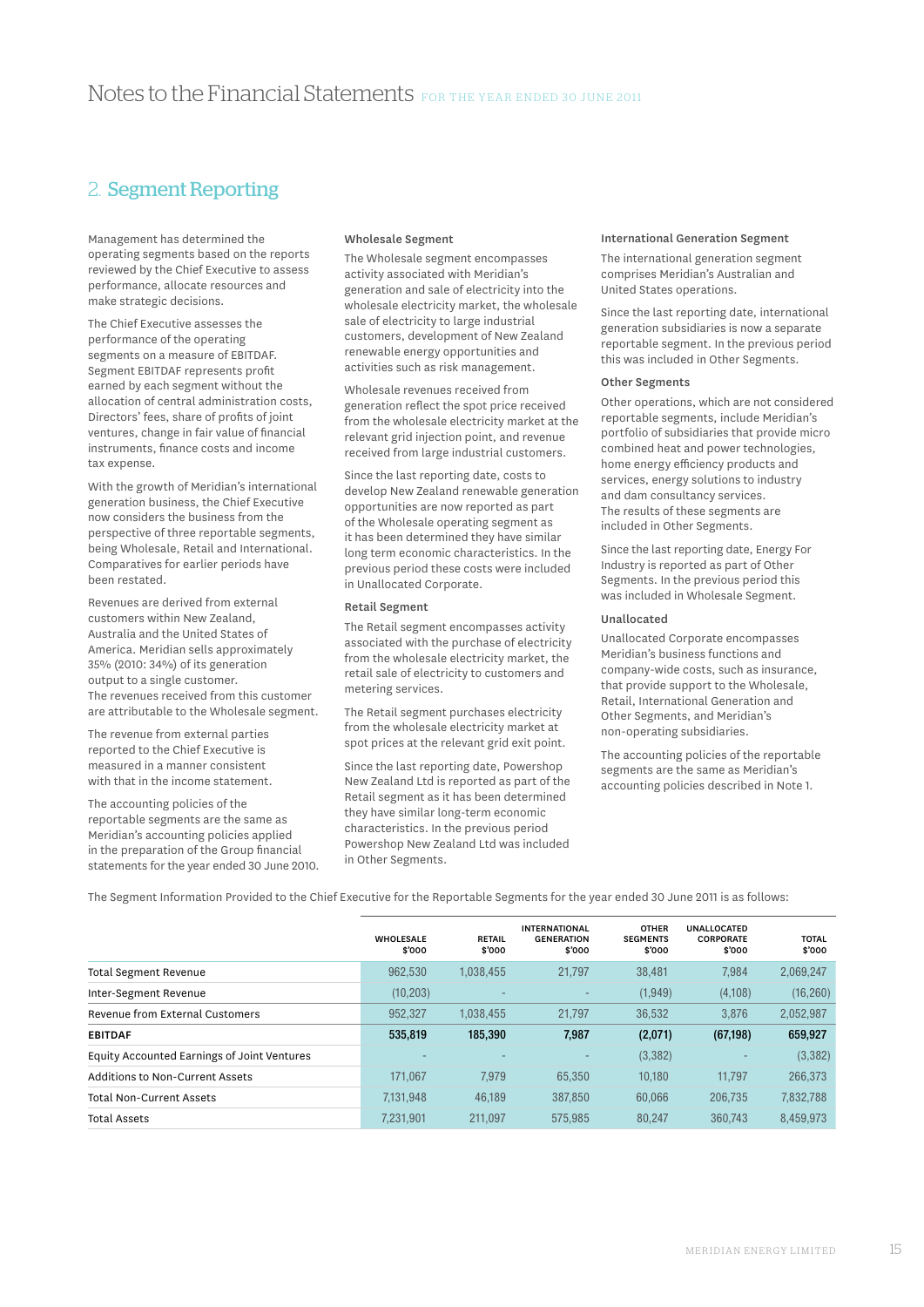# Notes to the Financial Statements FOR THE YEAR ENDED 30 JUNE 2011

## 2. Segment Reporting

Management has determined the operating segments based on the reports reviewed by the Chief Executive to assess performance, allocate resources and make strategic decisions.

The Chief Executive assesses the performance of the operating segments on a measure of EBITDAF. Segment EBITDAF represents profit earned by each segment without the allocation of central administration costs, Directors' fees, share of profits of joint ventures, change in fair value of financial instruments, finance costs and income tax expense.

With the growth of Meridian's international generation business, the Chief Executive now considers the business from the perspective of three reportable segments, being Wholesale, Retail and International. Comparatives for earlier periods have been restated.

Revenues are derived from external customers within New Zealand, Australia and the United States of America. Meridian sells approximately 35% (2010: 34%) of its generation output to a single customer. The revenues received from this customer are attributable to the Wholesale segment.

The revenue from external parties reported to the Chief Executive is measured in a manner consistent with that in the income statement.

The accounting policies of the reportable segments are the same as Meridian's accounting policies applied in the preparation of the Group financial statements for the year ended 30 June 2010.

### Wholesale Segment

The Wholesale segment encompasses activity associated with Meridian's generation and sale of electricity into the wholesale electricity market, the wholesale sale of electricity to large industrial customers, development of New Zealand renewable energy opportunities and activities such as risk management.

Wholesale revenues received from generation reflect the spot price received from the wholesale electricity market at the relevant grid injection point, and revenue received from large industrial customers.

Since the last reporting date, costs to develop New Zealand renewable generation opportunities are now reported as part of the Wholesale operating segment as it has been determined they have similar long term economic characteristics. In the previous period these costs were included in Unallocated Corporate.

### Retail Segment

The Retail segment encompasses activity associated with the purchase of electricity from the wholesale electricity market, the retail sale of electricity to customers and metering services.

The Retail segment purchases electricity from the wholesale electricity market at spot prices at the relevant grid exit point.

Since the last reporting date, Powershop New Zealand Ltd is reported as part of the Retail segment as it has been determined they have similar long-term economic characteristics. In the previous period Powershop New Zealand Ltd was included in Other Segments.

### International Generation Segment

The international generation segment comprises Meridian's Australian and United States operations.

Since the last reporting date, international generation subsidiaries is now a separate reportable segment. In the previous period this was included in Other Segments.

### Other Segments

Other operations, which are not considered reportable segments, include Meridian's portfolio of subsidiaries that provide micro combined heat and power technologies, home energy efficiency products and services, energy solutions to industry and dam consultancy services. The results of these segments are included in Other Segments.

Since the last reporting date, Energy For Industry is reported as part of Other Segments. In the previous period this was included in Wholesale Segment.

### Unallocated

Unallocated Corporate encompasses Meridian's business functions and company-wide costs, such as insurance, that provide support to the Wholesale, Retail, International Generation and Other Segments, and Meridian's non-operating subsidiaries.

The accounting policies of the reportable segments are the same as Meridian's accounting policies described in Note 1.

The Segment Information Provided to the Chief Executive for the Reportable Segments for the year ended 30 June 2011 is as follows:

| | WHOLESALE $'000 | RETAIL $'000 | INTERNATIONAL GENERATION $'000 | OTHER SEGMENTS $'000 | UNALLOCATED CORPORATE $'000 | TOTAL $'000 |
|---|---|---|---|---|---|---|
| Total Segment Revenue | 962,530 | 1,038,455 | 21,797 | 38,481 | 7,984 | 2,069,247 |
| Inter-Segment Revenue | (10,203) | - | - | (1,949) | (4,108) | (16,260) |
| Revenue from External Customers | 952,327 | 1,038,455 | 21,797 | 36,532 | 3,876 | 2,052,987 |
| **EBITDAF** | **535,819** | **185,390** | **7,987** | **(2,071)** | **(67,198)** | **659,927** |
| Equity Accounted Earnings of Joint Ventures | - | - | - | (3,382) | - | (3,382) |
| Additions to Non-Current Assets | 171,067 | 7,979 | 65,350 | 10,180 | 11,797 | 266,373 |
| Total Non-Current Assets | 7,131,948 | 46,189 | 387,850 | 60,066 | 206,735 | 7,832,788 |
| Total Assets | 7,231,901 | 211,097 | 575,985 | 80,247 | 360,743 | 8,459,973 |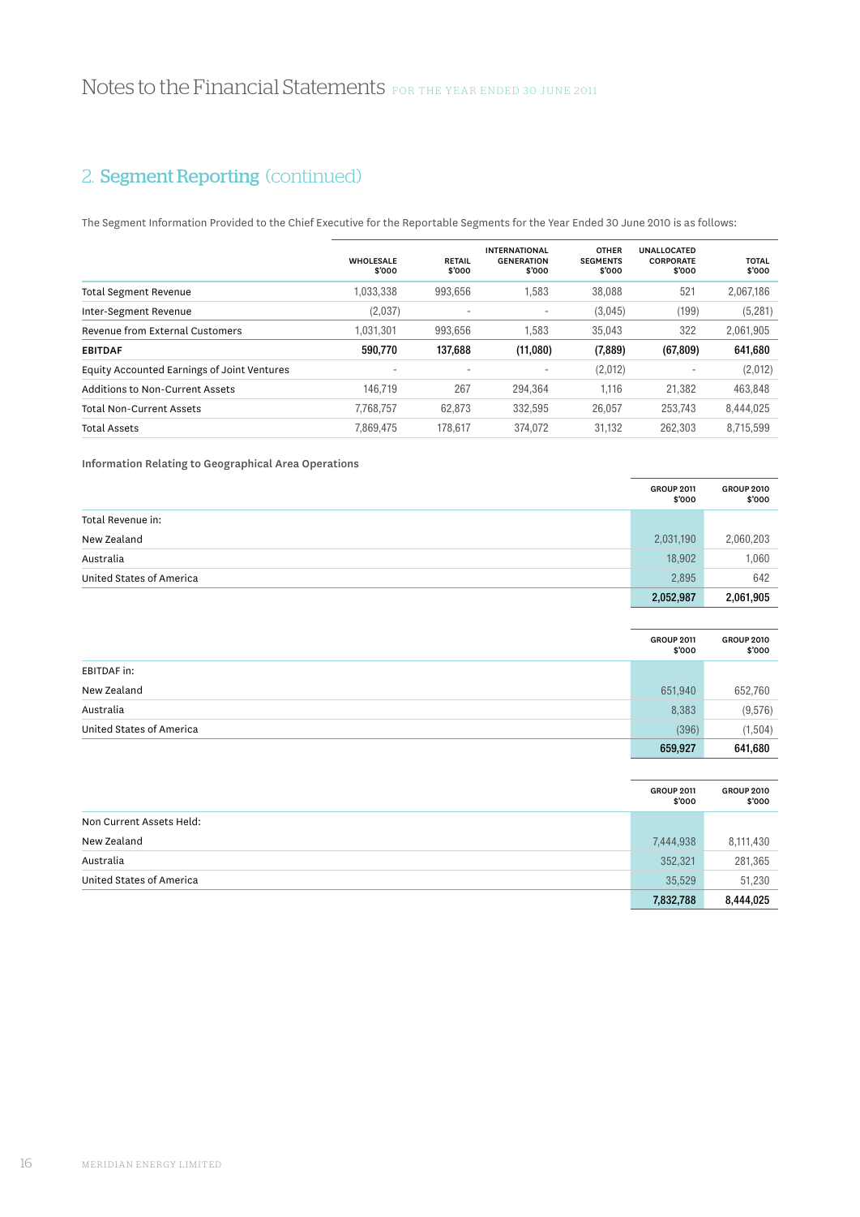## 2. Segment Reporting (continued)

The Segment Information Provided to the Chief Executive for the Reportable Segments for the Year Ended 30 June 2010 is as follows:

| | WHOLESALE $'000 | RETAIL $'000 | INTERNATIONAL GENERATION $'000 | OTHER SEGMENTS $'000 | UNALLOCATED CORPORATE $'000 | TOTAL $'000 |
|---|---|---|---|---|---|---|
| Total Segment Revenue | 1,033,338 | 993,656 | 1,583 | 38,088 | 521 | 2,067,186 |
| Inter-Segment Revenue | (2,037) | - | - | (3,045) | (199) | (5,281) |
| Revenue from External Customers | 1,031,301 | 993,656 | 1,583 | 35,043 | 322 | 2,061,905 |
| **EBITDAF** | **590,770** | **137,688** | **(11,080)** | **(7,889)** | **(67,809)** | **641,680** |
| Equity Accounted Earnings of Joint Ventures | - | - | - | (2,012) | - | (2,012) |
| Additions to Non-Current Assets | 146,719 | 267 | 294,364 | 1,116 | 21,382 | 463,848 |
| Total Non-Current Assets | 7,768,757 | 62,873 | 332,595 | 26,057 | 253,743 | 8,444,025 |
| Total Assets | 7,869,475 | 178,617 | 374,072 | 31,132 | 262,303 | 8,715,599 |

**Information Relating to Geographical Area Operations**

| | GROUP 2011 $'000 | GROUP 2010 $'000 |
|---|---|---|
| Total Revenue in: | | |
| New Zealand | 2,031,190 | 2,060,203 |
| Australia | 18,902 | 1,060 |
| United States of America | 2,895 | 642 |
| | **2,052,987** | **2,061,905** |

| | GROUP 2011 $'000 | GROUP 2010 $'000 |
|---|---|---|
| EBITDAF in: | | |
| New Zealand | 651,940 | 652,760 |
| Australia | 8,383 | (9,576) |
| United States of America | (396) | (1,504) |
| | **659,927** | **641,680** |

| | GROUP 2011 $'000 | GROUP 2010 $'000 |
|---|---|---|
| Non Current Assets Held: | | |
| New Zealand | 7,444,938 | 8,111,430 |
| Australia | 352,321 | 281,365 |
| United States of America | 35,529 | 51,230 |
| | **7,832,788** | **8,444,025** |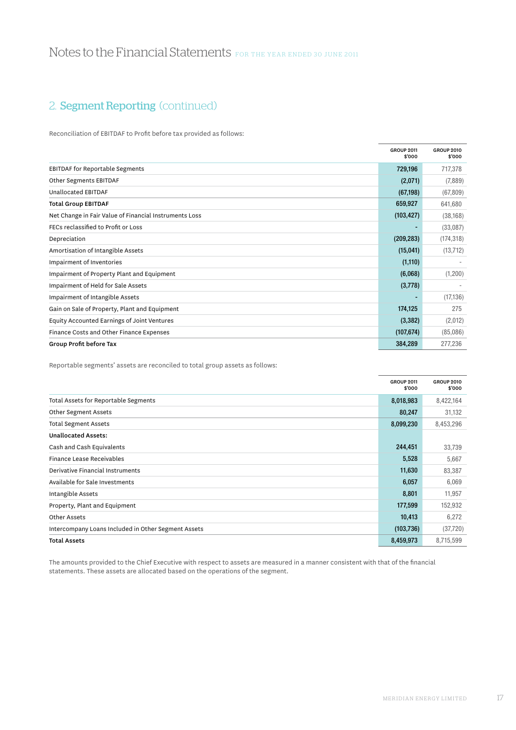## 2. Segment Reporting (continued)

Reconciliation of EBITDAF to Profit before tax provided as follows:

| | GROUP 2011 $'000 | GROUP 2010 $'000 |
|---|---|---|
| EBITDAF for Reportable Segments | 729,196 | 717,378 |
| Other Segments EBITDAF | (2,071) | (7,889) |
| Unallocated EBITDAF | (67,198) | (67,809) |
| **Total Group EBITDAF** | 659,927 | 641,680 |
| Net Change in Fair Value of Financial Instruments Loss | (103,427) | (38,168) |
| FECs reclassified to Profit or Loss | - | (33,087) |
| Depreciation | (209,283) | (174,318) |
| Amortisation of Intangible Assets | (15,041) | (13,712) |
| Impairment of Inventories | (1,110) | - |
| Impairment of Property Plant and Equipment | (6,068) | (1,200) |
| Impairment of Held for Sale Assets | (3,778) | - |
| Impairment of Intangible Assets | - | (17,136) |
| Gain on Sale of Property, Plant and Equipment | 174,125 | 275 |
| Equity Accounted Earnings of Joint Ventures | (3,382) | (2,012) |
| Finance Costs and Other Finance Expenses | (107,674) | (85,086) |
| **Group Profit before Tax** | 384,289 | 277,236 |

Reportable segments' assets are reconciled to total group assets as follows:

| | GROUP 2011 $'000 | GROUP 2010 $'000 |
|---|---|---|
| Total Assets for Reportable Segments | 8,018,983 | 8,422,164 |
| Other Segment Assets | 80,247 | 31,132 |
| Total Segment Assets | 8,099,230 | 8,453,296 |
| **Unallocated Assets:** | | |
| Cash and Cash Equivalents | 244,451 | 33,739 |
| Finance Lease Receivables | 5,528 | 5,667 |
| Derivative Financial Instruments | 11,630 | 83,387 |
| Available for Sale Investments | 6,057 | 6,069 |
| Intangible Assets | 8,801 | 11,957 |
| Property, Plant and Equipment | 177,599 | 152,932 |
| Other Assets | 10,413 | 6,272 |
| Intercompany Loans Included in Other Segment Assets | (103,736) | (37,720) |
| **Total Assets** | 8,459,973 | 8,715,599 |

The amounts provided to the Chief Executive with respect to assets are measured in a manner consistent with that of the financial statements. These assets are allocated based on the operations of the segment.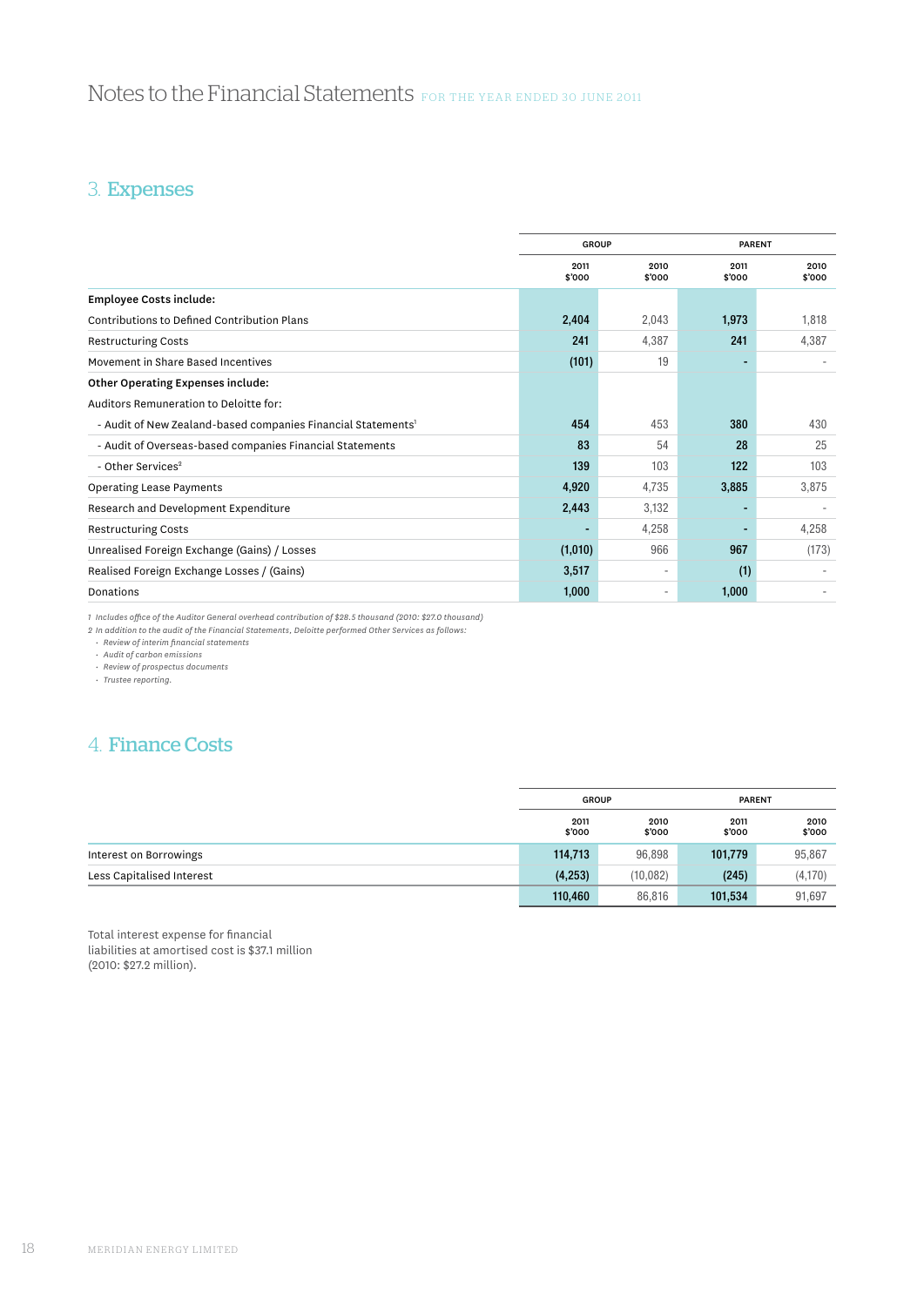# Notes to the Financial Statements FOR THE YEAR ENDED 30 JUNE 2011

## 3. Expenses

| | GROUP | | PARENT | |
|---|---|---|---|---|
| | 2011 $'000 | 2010 $'000 | 2011 $'000 | 2010 $'000 |
| **Employee Costs include:** | | | | |
| Contributions to Defined Contribution Plans | **2,404** | 2,043 | **1,973** | 1,818 |
| Restructuring Costs | **241** | 4,387 | **241** | 4,387 |
| Movement in Share Based Incentives | **(101)** | 19 | **-** | - |
| **Other Operating Expenses include:** | | | | |
| Auditors Remuneration to Deloitte for: | | | | |
| - Audit of New Zealand-based companies Financial Statements[1] | **454** | 453 | **380** | 430 |
| - Audit of Overseas-based companies Financial Statements | **83** | 54 | **28** | 25 |
| - Other Services[2] | **139** | 103 | **122** | 103 |
| Operating Lease Payments | **4,920** | 4,735 | **3,885** | 3,875 |
| Research and Development Expenditure | **2,443** | 3,132 | **-** | - |
| Restructuring Costs | **-** | 4,258 | **-** | 4,258 |
| Unrealised Foreign Exchange (Gains) / Losses | **(1,010)** | 966 | **967** | (173) |
| Realised Foreign Exchange Losses / (Gains) | **3,517** | - | **(1)** | - |
| Donations | **1,000** | - | **1,000** | - |

*1 Includes office of the Auditor General overhead contribution of $28.5 thousand (2010: $27.0 thousand)*
*2 In addition to the audit of the Financial Statements, Deloitte performed Other Services as follows:*

- *Review of interim financial statements*
- *Audit of carbon emissions*
- *Review of prospectus documents*
- *Trustee reporting.*

## 4. Finance Costs

| | GROUP | | PARENT | |
|---|---|---|---|---|
| | 2011 $'000 | 2010 $'000 | 2011 $'000 | 2010 $'000 |
| Interest on Borrowings | **114,713** | 96,898 | **101,779** | 95,867 |
| Less Capitalised Interest | **(4,253)** | (10,082) | **(245)** | (4,170) |
| | **110,460** | 86,816 | **101,534** | 91,697 |

Total interest expense for financial liabilities at amortised cost is $37.1 million (2010: $27.2 million).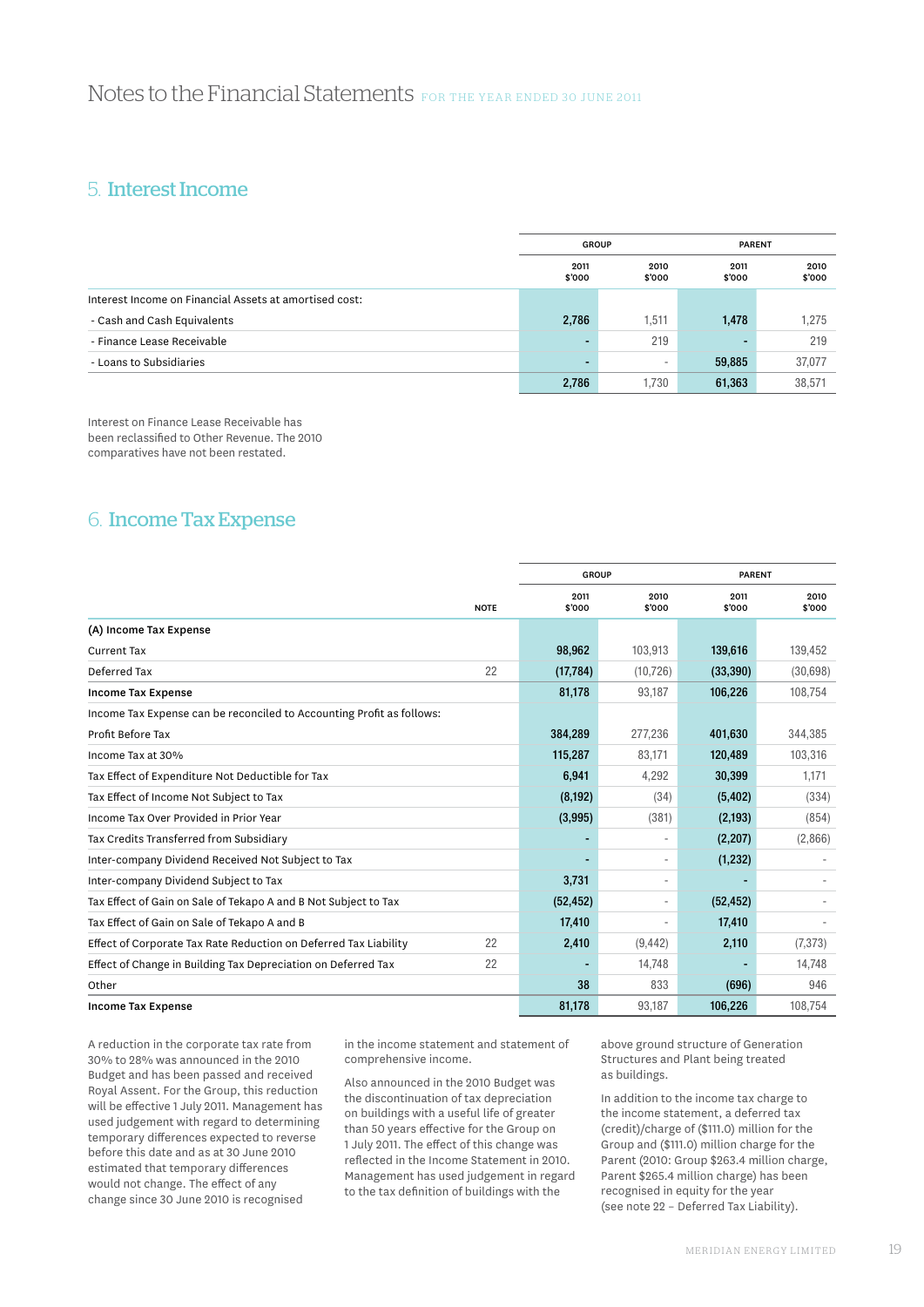# Notes to the Financial Statements FOR THE YEAR ENDED 30 JUNE 2011

## 5. Interest Income

| | GROUP | | PARENT | |
|---|---|---|---|---|
| | 2011 $'000 | 2010 $'000 | 2011 $'000 | 2010 $'000 |
| Interest Income on Financial Assets at amortised cost: | | | | |
| - Cash and Cash Equivalents | **2,786** | 1,511 | **1,478** | 1,275 |
| - Finance Lease Receivable | **-** | 219 | **-** | 219 |
| - Loans to Subsidiaries | **-** | - | **59,885** | 37,077 |
| | **2,786** | 1,730 | **61,363** | 38,571 |

Interest on Finance Lease Receivable has been reclassified to Other Revenue. The 2010 comparatives have not been restated.

## 6. Income Tax Expense

| | NOTE | GROUP | | PARENT | |
|---|---|---|---|---|---|
| | | 2011 $'000 | 2010 $'000 | 2011 $'000 | 2010 $'000 |
| **(A) Income Tax Expense** | | | | | |
| Current Tax | | **98,962** | 103,913 | **139,616** | 139,452 |
| Deferred Tax | 22 | **(17,784)** | (10,726) | **(33,390)** | (30,698) |
| **Income Tax Expense** | | **81,178** | 93,187 | **106,226** | 108,754 |
| Income Tax Expense can be reconciled to Accounting Profit as follows: | | | | | |
| Profit Before Tax | | **384,289** | 277,236 | **401,630** | 344,385 |
| Income Tax at 30% | | **115,287** | 83,171 | **120,489** | 103,316 |
| Tax Effect of Expenditure Not Deductible for Tax | | **6,941** | 4,292 | **30,399** | 1,171 |
| Tax Effect of Income Not Subject to Tax | | **(8,192)** | (34) | **(5,402)** | (334) |
| Income Tax Over Provided in Prior Year | | **(3,995)** | (381) | **(2,193)** | (854) |
| Tax Credits Transferred from Subsidiary | | **-** | - | **(2,207)** | (2,866) |
| Inter-company Dividend Received Not Subject to Tax | | **-** | - | **(1,232)** | - |
| Inter-company Dividend Subject to Tax | | **3,731** | - | **-** | - |
| Tax Effect of Gain on Sale of Tekapo A and B Not Subject to Tax | | **(52,452)** | - | **(52,452)** | - |
| Tax Effect of Gain on Sale of Tekapo A and B | | **17,410** | - | **17,410** | - |
| Effect of Corporate Tax Rate Reduction on Deferred Tax Liability | 22 | **2,410** | (9,442) | **2,110** | (7,373) |
| Effect of Change in Building Tax Depreciation on Deferred Tax | 22 | **-** | 14,748 | **-** | 14,748 |
| Other | | **38** | 833 | **(696)** | 946 |
| **Income Tax Expense** | | **81,178** | 93,187 | **106,226** | 108,754 |

A reduction in the corporate tax rate from 30% to 28% was announced in the 2010 Budget and has been passed and received Royal Assent. For the Group, this reduction will be effective 1 July 2011. Management has used judgement with regard to determining temporary differences expected to reverse before this date and as at 30 June 2010 estimated that temporary differences would not change. The effect of any change since 30 June 2010 is recognised in the income statement and statement of comprehensive income.

Also announced in the 2010 Budget was the discontinuation of tax depreciation on buildings with a useful life of greater than 50 years effective for the Group on 1 July 2011. The effect of this change was reflected in the Income Statement in 2010. Management has used judgement in regard to the tax definition of buildings with the above ground structure of Generation Structures and Plant being treated as buildings.

In addition to the income tax charge to the income statement, a deferred tax (credit)/charge of ($111.0) million for the Group and ($111.0) million charge for the Parent (2010: Group $263.4 million charge, Parent $265.4 million charge) has been recognised in equity for the year (see note 22 – Deferred Tax Liability).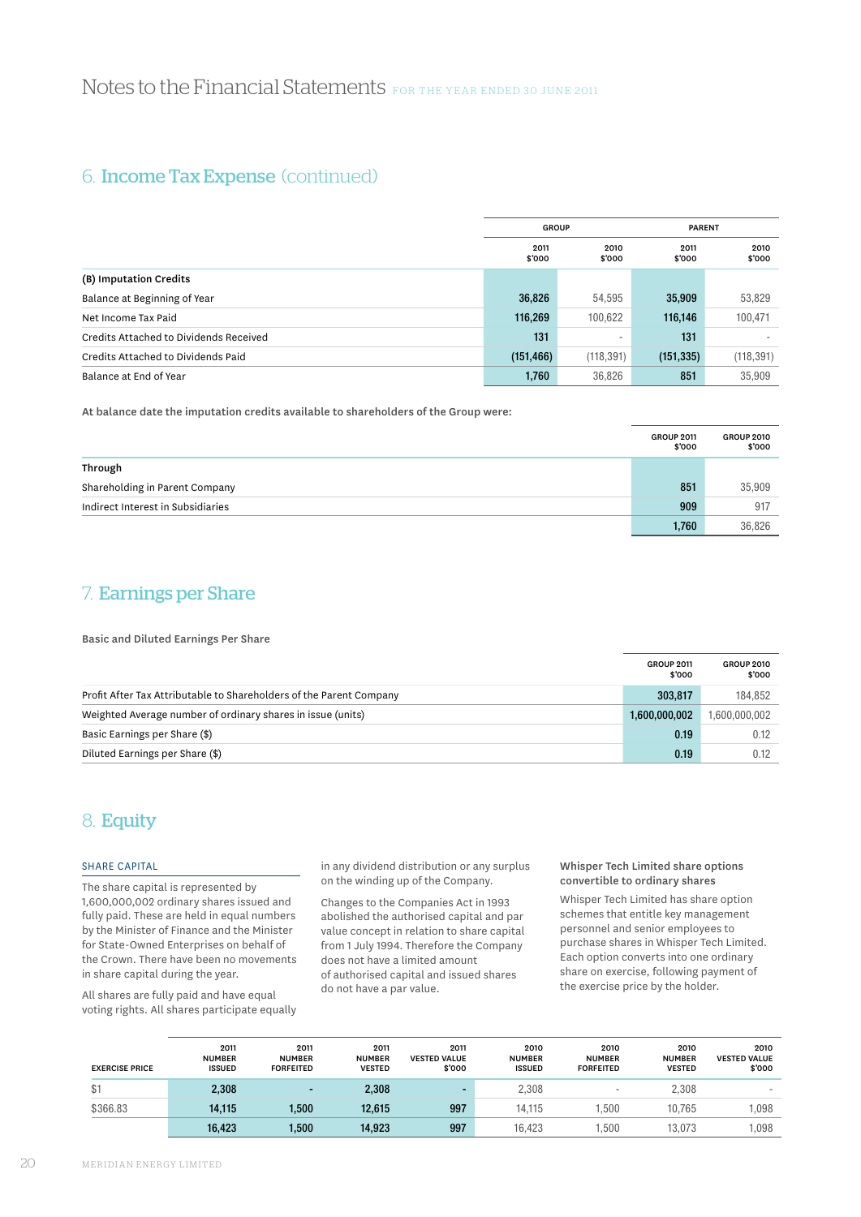# Notes to the Financial Statements FOR THE YEAR ENDED 30 JUNE 2011

## 6. Income Tax Expense (continued)

| | GROUP | | PARENT | |
|---|---|---|---|---|
| | 2011 $'000 | 2010 $'000 | 2011 $'000 | 2010 $'000 |
| **(B) Imputation Credits** | | | | |
| Balance at Beginning of Year | 36,826 | 54,595 | 35,909 | 53,829 |
| Net Income Tax Paid | 116,269 | 100,622 | 116,146 | 100,471 |
| Credits Attached to Dividends Received | 131 | - | 131 | - |
| Credits Attached to Dividends Paid | (151,466) | (118,391) | (151,335) | (118,391) |
| Balance at End of Year | 1,760 | 36,826 | 851 | 35,909 |

**At balance date the imputation credits available to shareholders of the Group were:**

| | GROUP 2011 $'000 | GROUP 2010 $'000 |
|---|---|---|
| **Through** | | |
| Shareholding in Parent Company | 851 | 35,909 |
| Indirect Interest in Subsidiaries | 909 | 917 |
| | 1,760 | 36,826 |

## 7. Earnings per Share

**Basic and Diluted Earnings Per Share**

| | GROUP 2011 $'000 | GROUP 2010 $'000 |
|---|---|---|
| Profit After Tax Attributable to Shareholders of the Parent Company | 303,817 | 184,852 |
| Weighted Average number of ordinary shares in issue (units) | 1,600,000,002 | 1,600,000,002 |
| Basic Earnings per Share ($) | 0.19 | 0.12 |
| Diluted Earnings per Share ($) | 0.19 | 0.12 |

## 8. Equity

### SHARE CAPITAL

The share capital is represented by 1,600,000,002 ordinary shares issued and fully paid. These are held in equal numbers by the Minister of Finance and the Minister for State-Owned Enterprises on behalf of the Crown. There have been no movements in share capital during the year.

All shares are fully paid and have equal voting rights. All shares participate equally in any dividend distribution or any surplus on the winding up of the Company.

Changes to the Companies Act in 1993 abolished the authorised capital and par value concept in relation to share capital from 1 July 1994. Therefore the Company does not have a limited amount of authorised capital and issued shares do not have a par value.

**Whisper Tech Limited share options convertible to ordinary shares**

Whisper Tech Limited has share option schemes that entitle key management personnel and senior employees to purchase shares in Whisper Tech Limited. Each option converts into one ordinary share on exercise, following payment of the exercise price by the holder.

| EXERCISE PRICE | 2011 NUMBER ISSUED | 2011 NUMBER FORFEITED | 2011 NUMBER VESTED | 2011 VESTED VALUE $'000 | 2010 NUMBER ISSUED | 2010 NUMBER FORFEITED | 2010 NUMBER VESTED | 2010 VESTED VALUE $'000 |
|---|---|---|---|---|---|---|---|---|
| $1 | 2,308 | - | 2,308 | - | 2,308 | - | 2,308 | - |
| $366.83 | 14,115 | 1,500 | 12,615 | 997 | 14,115 | 1,500 | 10,765 | 1,098 |
| | 16,423 | 1,500 | 14,923 | 997 | 16,423 | 1,500 | 13,073 | 1,098 |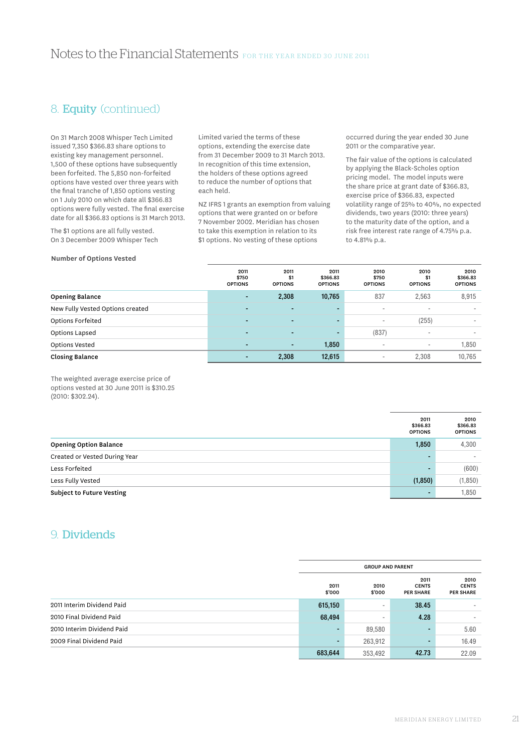## 8. Equity (continued)

On 31 March 2008 Whisper Tech Limited issued 7,350 $366.83 share options to existing key management personnel. 1,500 of these options have subsequently been forfeited. The 5,850 non-forfeited options have vested over three years with the final tranche of 1,850 options vesting on 1 July 2010 on which date all $366.83 options were fully vested. The final exercise date for all $366.83 options is 31 March 2013.

The $1 options are all fully vested. On 3 December 2009 Whisper Tech Limited varied the terms of these options, extending the exercise date from 31 December 2009 to 31 March 2013. In recognition of this time extension, the holders of these options agreed to reduce the number of options that each held.

NZ IFRS 1 grants an exemption from valuing options that were granted on or before 7 November 2002. Meridian has chosen to take this exemption in relation to its $1 options. No vesting of these options occurred during the year ended 30 June 2011 or the comparative year.

The fair value of the options is calculated by applying the Black-Scholes option pricing model. The model inputs were the share price at grant date of $366.83, exercise price of $366.83, expected volatility range of 25% to 40%, no expected dividends, two years (2010: three years) to the maturity date of the option, and a risk free interest rate range of 4.75% p.a. to 4.81% p.a.

**Number of Options Vested**

| | 2011 $750 OPTIONS | 2011 $1 OPTIONS | 2011 $366.83 OPTIONS | 2010 $750 OPTIONS | 2010 $1 OPTIONS | 2010 $366.83 OPTIONS |
|---|---|---|---|---|---|---|
| **Opening Balance** | - | 2,308 | 10,765 | 837 | 2,563 | 8,915 |
| New Fully Vested Options created | - | - | - | - | - | - |
| Options Forfeited | - | - | - | - | (255) | - |
| Options Lapsed | - | - | - | (837) | - | - |
| Options Vested | - | - | 1,850 | - | - | 1,850 |
| **Closing Balance** | - | 2,308 | 12,615 | - | 2,308 | 10,765 |

The weighted average exercise price of options vested at 30 June 2011 is $310.25 (2010: $302.24).

| | 2011 $366.83 OPTIONS | 2010 $366.83 OPTIONS |
|---|---|---|
| **Opening Option Balance** | 1,850 | 4,300 |
| Created or Vested During Year | - | - |
| Less Forfeited | - | (600) |
| Less Fully Vested | (1,850) | (1,850) |
| **Subject to Future Vesting** | - | 1,850 |

## 9. Dividends

| | GROUP AND PARENT | | | |
|---|---|---|---|---|
| | 2011 $'000 | 2010 $'000 | 2011 CENTS PER SHARE | 2010 CENTS PER SHARE |
| 2011 Interim Dividend Paid | 615,150 | - | 38.45 | - |
| 2010 Final Dividend Paid | 68,494 | - | 4.28 | - |
| 2010 Interim Dividend Paid | - | 89,580 | - | 5.60 |
| 2009 Final Dividend Paid | - | 263,912 | - | 16.49 |
| | 683,644 | 353,492 | 42.73 | 22.09 |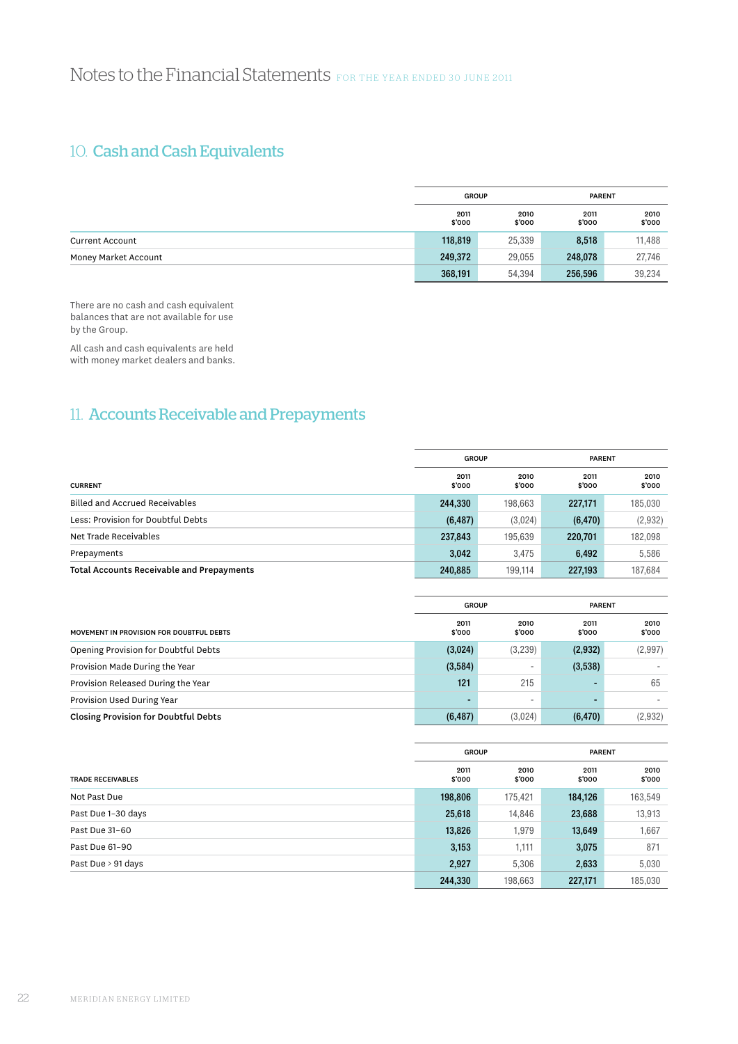# Notes to the Financial Statements FOR THE YEAR ENDED 30 JUNE 2011

## 10. Cash and Cash Equivalents

| | GROUP | | PARENT | |
|---|---|---|---|---|
| | 2011 $'000 | 2010 $'000 | 2011 $'000 | 2010 $'000 |
| Current Account | **118,819** | 25,339 | **8,518** | 11,488 |
| Money Market Account | **249,372** | 29,055 | **248,078** | 27,746 |
| | **368,191** | 54,394 | **256,596** | 39,234 |

There are no cash and cash equivalent balances that are not available for use by the Group.

All cash and cash equivalents are held with money market dealers and banks.

## 11. Accounts Receivable and Prepayments

| | GROUP | | PARENT | |
|---|---|---|---|---|
| CURRENT | 2011 $'000 | 2010 $'000 | 2011 $'000 | 2010 $'000 |
| Billed and Accrued Receivables | **244,330** | 198,663 | **227,171** | 185,030 |
| Less: Provision for Doubtful Debts | **(6,487)** | (3,024) | **(6,470)** | (2,932) |
| Net Trade Receivables | **237,843** | 195,639 | **220,701** | 182,098 |
| Prepayments | **3,042** | 3,475 | **6,492** | 5,586 |
| **Total Accounts Receivable and Prepayments** | **240,885** | 199,114 | **227,193** | 187,684 |

| | GROUP | | PARENT | |
|---|---|---|---|---|
| MOVEMENT IN PROVISION FOR DOUBTFUL DEBTS | 2011 $'000 | 2010 $'000 | 2011 $'000 | 2010 $'000 |
| Opening Provision for Doubtful Debts | **(3,024)** | (3,239) | **(2,932)** | (2,997) |
| Provision Made During the Year | **(3,584)** | - | **(3,538)** | - |
| Provision Released During the Year | **121** | 215 | **-** | 65 |
| Provision Used During Year | **-** | - | **-** | - |
| **Closing Provision for Doubtful Debts** | **(6,487)** | (3,024) | **(6,470)** | (2,932) |

| | GROUP | | PARENT | |
|---|---|---|---|---|
| TRADE RECEIVABLES | 2011 $'000 | 2010 $'000 | 2011 $'000 | 2010 $'000 |
| Not Past Due | **198,806** | 175,421 | **184,126** | 163,549 |
| Past Due 1–30 days | **25,618** | 14,846 | **23,688** | 13,913 |
| Past Due 31–60 | **13,826** | 1,979 | **13,649** | 1,667 |
| Past Due 61–90 | **3,153** | 1,111 | **3,075** | 871 |
| Past Due > 91 days | **2,927** | 5,306 | **2,633** | 5,030 |
| | **244,330** | 198,663 | **227,171** | 185,030 |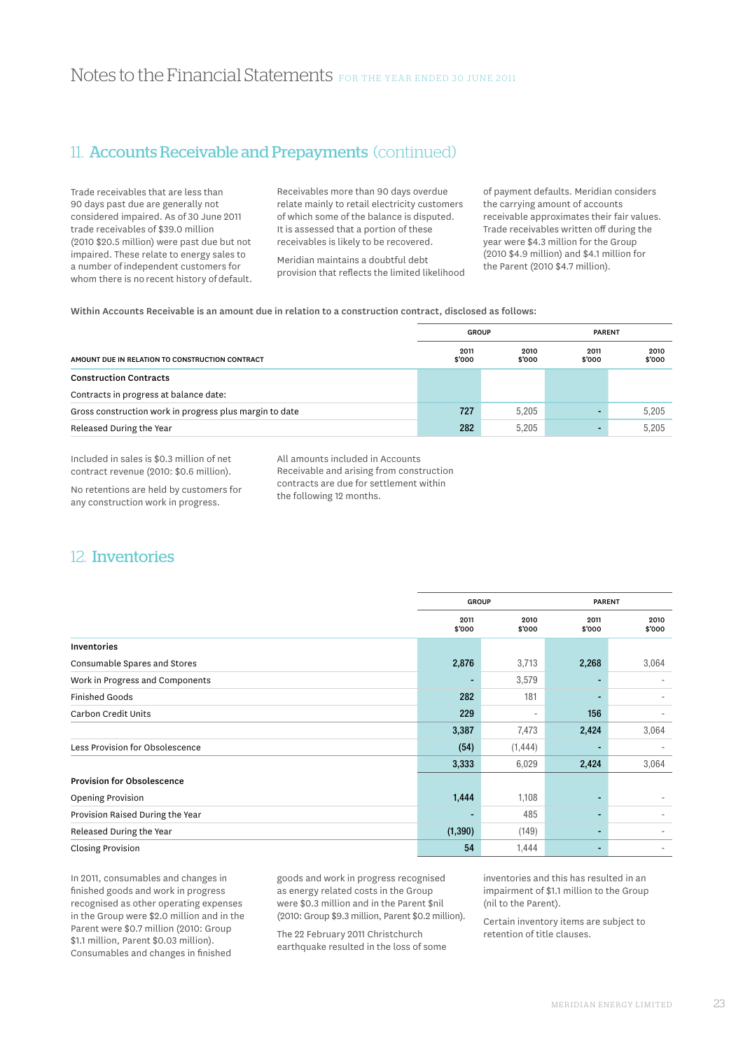## 11. Accounts Receivable and Prepayments (continued)

Trade receivables that are less than 90 days past due are generally not considered impaired. As of 30 June 2011 trade receivables of $39.0 million (2010 $20.5 million) were past due but not impaired. These relate to energy sales to a number of independent customers for whom there is no recent history of default.

Receivables more than 90 days overdue relate mainly to retail electricity customers of which some of the balance is disputed. It is assessed that a portion of these receivables is likely to be recovered.

Meridian maintains a doubtful debt provision that reflects the limited likelihood of payment defaults. Meridian considers the carrying amount of accounts receivable approximates their fair values. Trade receivables written off during the year were $4.3 million for the Group (2010 $4.9 million) and $4.1 million for the Parent (2010 $4.7 million).

**Within Accounts Receivable is an amount due in relation to a construction contract, disclosed as follows:**

| | GROUP | | PARENT | |
|---|---|---|---|---|
| AMOUNT DUE IN RELATION TO CONSTRUCTION CONTRACT | 2011 $'000 | 2010 $'000 | 2011 $'000 | 2010 $'000 |
| **Construction Contracts** | | | | |
| Contracts in progress at balance date: | | | | |
| Gross construction work in progress plus margin to date | **727** | 5,205 | **-** | 5,205 |
| Released During the Year | **282** | 5,205 | **-** | 5,205 |

Included in sales is $0.3 million of net contract revenue (2010: $0.6 million).

No retentions are held by customers for any construction work in progress.

All amounts included in Accounts Receivable and arising from construction contracts are due for settlement within the following 12 months.

## 12. Inventories

| | GROUP | | PARENT | |
|---|---|---|---|---|
| | 2011 $'000 | 2010 $'000 | 2011 $'000 | 2010 $'000 |
| **Inventories** | | | | |
| Consumable Spares and Stores | **2,876** | 3,713 | **2,268** | 3,064 |
| Work in Progress and Components | **-** | 3,579 | **-** | - |
| Finished Goods | **282** | 181 | **-** | - |
| Carbon Credit Units | **229** | - | **156** | - |
| | **3,387** | 7,473 | **2,424** | 3,064 |
| Less Provision for Obsolescence | **(54)** | (1,444) | **-** | - |
| | **3,333** | 6,029 | **2,424** | 3,064 |
| **Provision for Obsolescence** | | | | |
| Opening Provision | **1,444** | 1,108 | **-** | - |
| Provision Raised During the Year | **-** | 485 | **-** | - |
| Released During the Year | **(1,390)** | (149) | **-** | - |
| Closing Provision | **54** | 1,444 | **-** | - |

In 2011, consumables and changes in finished goods and work in progress recognised as other operating expenses in the Group were $2.0 million and in the Parent were $0.7 million (2010: Group $1.1 million, Parent $0.03 million). Consumables and changes in finished goods and work in progress recognised as energy related costs in the Group were $0.3 million and in the Parent $nil (2010: Group $9.3 million, Parent $0.2 million).

The 22 February 2011 Christchurch earthquake resulted in the loss of some inventories and this has resulted in an impairment of $1.1 million to the Group (nil to the Parent).

Certain inventory items are subject to retention of title clauses.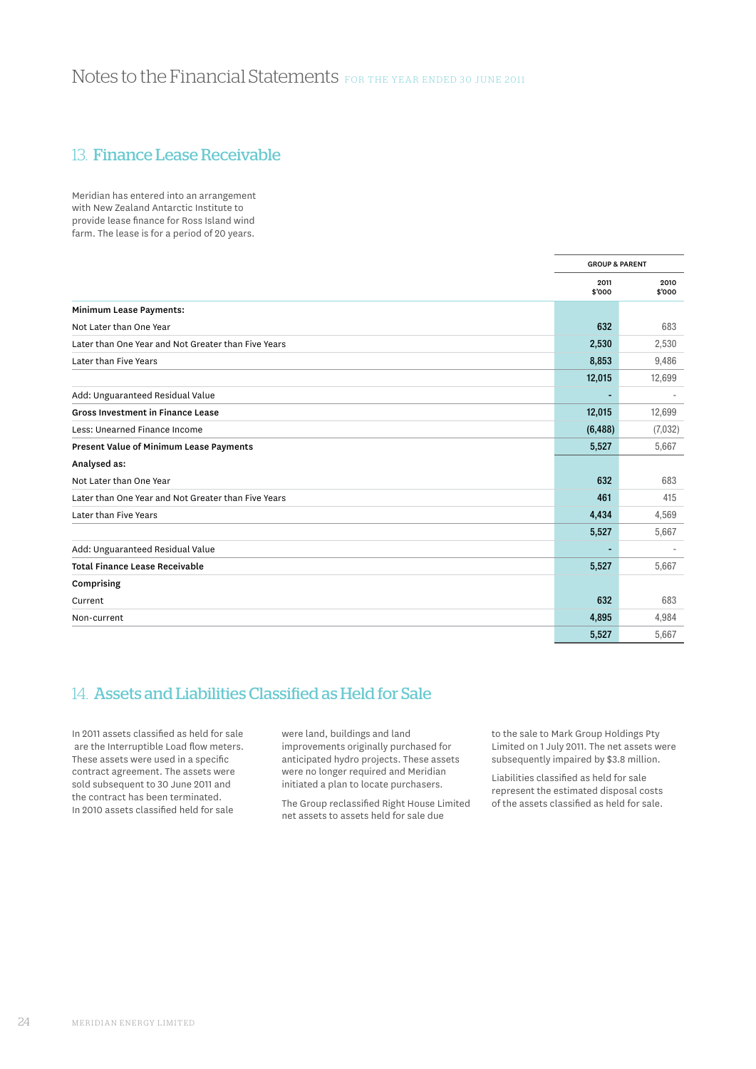# Notes to the Financial Statements FOR THE YEAR ENDED 30 JUNE 2011

## 13. Finance Lease Receivable

Meridian has entered into an arrangement with New Zealand Antarctic Institute to provide lease finance for Ross Island wind farm. The lease is for a period of 20 years.

| | GROUP & PARENT | |
|---|---|---|
| | 2011 $'000 | 2010 $'000 |
| **Minimum Lease Payments:** | | |
| Not Later than One Year | **632** | 683 |
| Later than One Year and Not Greater than Five Years | **2,530** | 2,530 |
| Later than Five Years | **8,853** | 9,486 |
| | **12,015** | 12,699 |
| Add: Unguaranteed Residual Value | **-** | - |
| **Gross Investment in Finance Lease** | **12,015** | 12,699 |
| Less: Unearned Finance Income | **(6,488)** | (7,032) |
| **Present Value of Minimum Lease Payments** | **5,527** | 5,667 |
| **Analysed as:** | | |
| Not Later than One Year | **632** | 683 |
| Later than One Year and Not Greater than Five Years | **461** | 415 |
| Later than Five Years | **4,434** | 4,569 |
| | **5,527** | 5,667 |
| Add: Unguaranteed Residual Value | **-** | - |
| **Total Finance Lease Receivable** | **5,527** | 5,667 |
| **Comprising** | | |
| Current | **632** | 683 |
| Non-current | **4,895** | 4,984 |
| | **5,527** | 5,667 |

## 14. Assets and Liabilities Classified as Held for Sale

In 2011 assets classified as held for sale are the Interruptible Load flow meters. These assets were used in a specific contract agreement. The assets were sold subsequent to 30 June 2011 and the contract has been terminated. In 2010 assets classified held for sale were land, buildings and land improvements originally purchased for anticipated hydro projects. These assets were no longer required and Meridian initiated a plan to locate purchasers.

The Group reclassified Right House Limited net assets to assets held for sale due to the sale to Mark Group Holdings Pty Limited on 1 July 2011. The net assets were subsequently impaired by $3.8 million.

Liabilities classified as held for sale represent the estimated disposal costs of the assets classified as held for sale.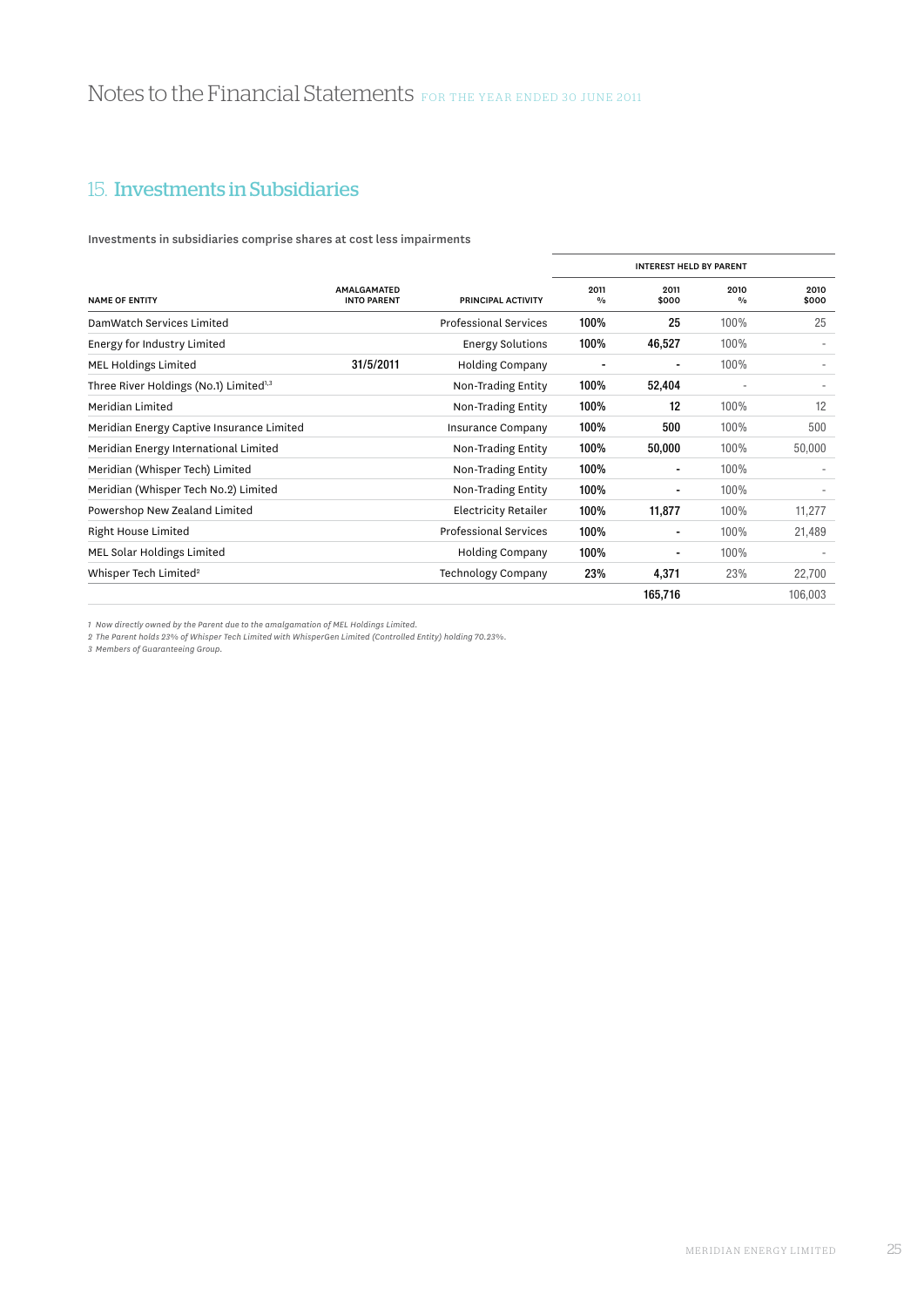# Notes to the Financial Statements FOR THE YEAR ENDED 30 JUNE 2011

## 15. Investments in Subsidiaries

Investments in subsidiaries comprise shares at cost less impairments

| | | | INTEREST HELD BY PARENT | | | |
|---|---|---|---|---|---|---|
| NAME OF ENTITY | AMALGAMATED INTO PARENT | PRINCIPAL ACTIVITY | 2011 % | 2011 $000 | 2010 % | 2010 $000 |
| DamWatch Services Limited | | Professional Services | 100% | 25 | 100% | 25 |
| Energy for Industry Limited | | Energy Solutions | 100% | 46,527 | 100% | - |
| MEL Holdings Limited | 31/5/2011 | Holding Company | - | - | 100% | - |
| Three River Holdings (No.1) Limited[1,3] | | Non-Trading Entity | 100% | 52,404 | - | - |
| Meridian Limited | | Non-Trading Entity | 100% | 12 | 100% | 12 |
| Meridian Energy Captive Insurance Limited | | Insurance Company | 100% | 500 | 100% | 500 |
| Meridian Energy International Limited | | Non-Trading Entity | 100% | 50,000 | 100% | 50,000 |
| Meridian (Whisper Tech) Limited | | Non-Trading Entity | 100% | - | 100% | - |
| Meridian (Whisper Tech No.2) Limited | | Non-Trading Entity | 100% | - | 100% | - |
| Powershop New Zealand Limited | | Electricity Retailer | 100% | 11,877 | 100% | 11,277 |
| Right House Limited | | Professional Services | 100% | - | 100% | 21,489 |
| MEL Solar Holdings Limited | | Holding Company | 100% | - | 100% | - |
| Whisper Tech Limited[2] | | Technology Company | 23% | 4,371 | 23% | 22,700 |
| | | | | 165,716 | | 106,003 |

*1 Now directly owned by the Parent due to the amalgamation of MEL Holdings Limited.*
*2 The Parent holds 23% of Whisper Tech Limited with WhisperGen Limited (Controlled Entity) holding 70.23%.*
*3 Members of Guaranteeing Group.*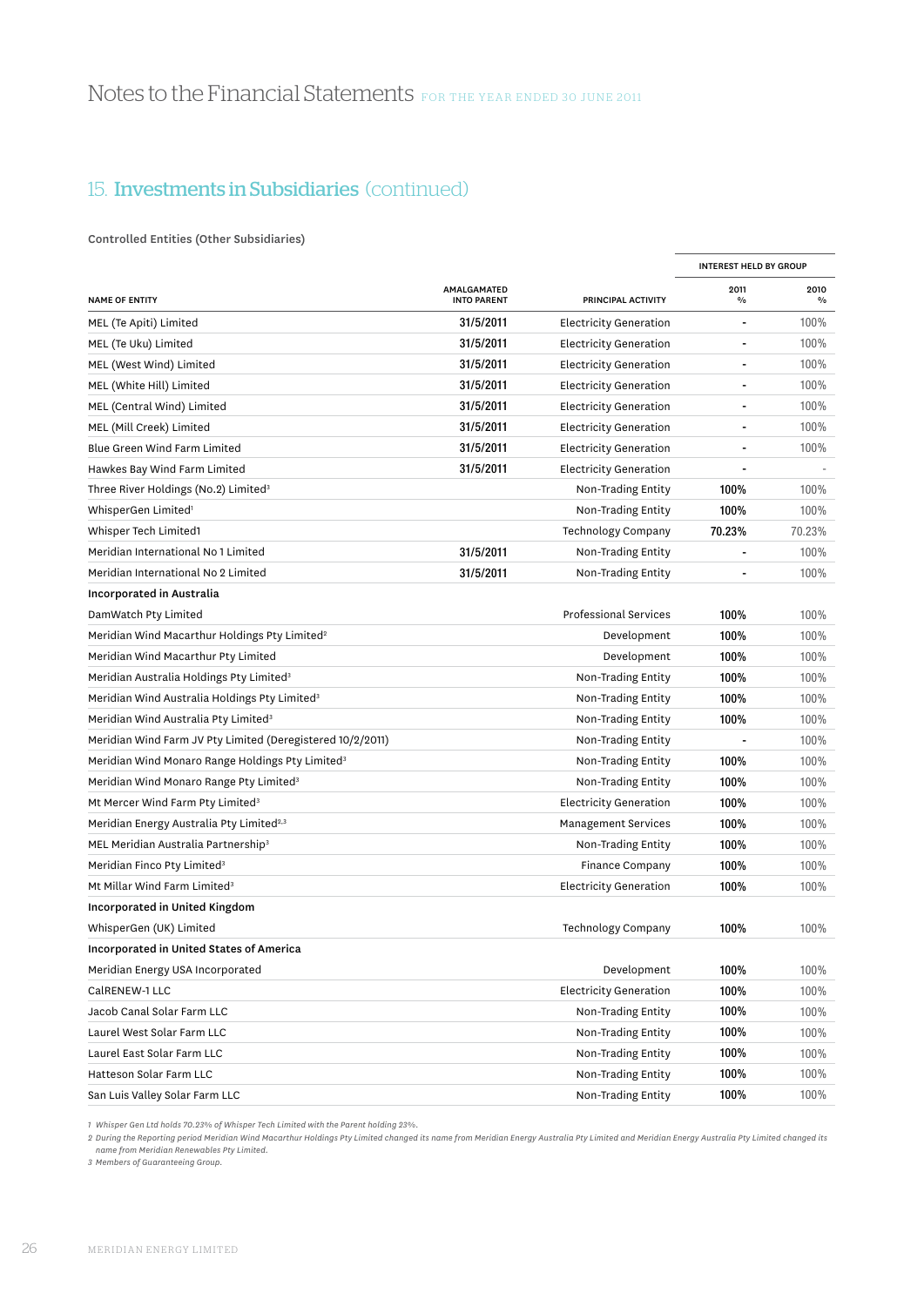# Notes to the Financial Statements FOR THE YEAR ENDED 30 JUNE 2011

## 15. Investments in Subsidiaries (continued)

**Controlled Entities (Other Subsidiaries)**

| NAME OF ENTITY | AMALGAMATED INTO PARENT | PRINCIPAL ACTIVITY | INTEREST HELD BY GROUP 2011 % | INTEREST HELD BY GROUP 2010 % |
|---|---|---|---|---|
| MEL (Te Apiti) Limited | 31/5/2011 | Electricity Generation | - | 100% |
| MEL (Te Uku) Limited | 31/5/2011 | Electricity Generation | - | 100% |
| MEL (West Wind) Limited | 31/5/2011 | Electricity Generation | - | 100% |
| MEL (White Hill) Limited | 31/5/2011 | Electricity Generation | - | 100% |
| MEL (Central Wind) Limited | 31/5/2011 | Electricity Generation | - | 100% |
| MEL (Mill Creek) Limited | 31/5/2011 | Electricity Generation | - | 100% |
| Blue Green Wind Farm Limited | 31/5/2011 | Electricity Generation | - | 100% |
| Hawkes Bay Wind Farm Limited | 31/5/2011 | Electricity Generation | - | - |
| Three River Holdings (No.2) Limited[3] | | Non-Trading Entity | 100% | 100% |
| WhisperGen Limited[1] | | Non-Trading Entity | 100% | 100% |
| Whisper Tech Limited1 | | Technology Company | 70.23% | 70.23% |
| Meridian International No 1 Limited | 31/5/2011 | Non-Trading Entity | - | 100% |
| Meridian International No 2 Limited | 31/5/2011 | Non-Trading Entity | - | 100% |
| **Incorporated in Australia** | | | | |
| DamWatch Pty Limited | | Professional Services | 100% | 100% |
| Meridian Wind Macarthur Holdings Pty Limited[2] | | Development | 100% | 100% |
| Meridian Wind Macarthur Pty Limited | | Development | 100% | 100% |
| Meridian Australia Holdings Pty Limited[3] | | Non-Trading Entity | 100% | 100% |
| Meridian Wind Australia Holdings Pty Limited[3] | | Non-Trading Entity | 100% | 100% |
| Meridian Wind Australia Pty Limited[3] | | Non-Trading Entity | 100% | 100% |
| Meridian Wind Farm JV Pty Limited (Deregistered 10/2/2011) | | Non-Trading Entity | - | 100% |
| Meridian Wind Monaro Range Holdings Pty Limited[3] | | Non-Trading Entity | 100% | 100% |
| Meridian Wind Monaro Range Pty Limited[3] | | Non-Trading Entity | 100% | 100% |
| Mt Mercer Wind Farm Pty Limited[3] | | Electricity Generation | 100% | 100% |
| Meridian Energy Australia Pty Limited[2,3] | | Management Services | 100% | 100% |
| MEL Meridian Australia Partnership[3] | | Non-Trading Entity | 100% | 100% |
| Meridian Finco Pty Limited[3] | | Finance Company | 100% | 100% |
| Mt Millar Wind Farm Limited[3] | | Electricity Generation | 100% | 100% |
| **Incorporated in United Kingdom** | | | | |
| WhisperGen (UK) Limited | | Technology Company | 100% | 100% |
| **Incorporated in United States of America** | | | | |
| Meridian Energy USA Incorporated | | Development | 100% | 100% |
| CalRENEW-1 LLC | | Electricity Generation | 100% | 100% |
| Jacob Canal Solar Farm LLC | | Non-Trading Entity | 100% | 100% |
| Laurel West Solar Farm LLC | | Non-Trading Entity | 100% | 100% |
| Laurel East Solar Farm LLC | | Non-Trading Entity | 100% | 100% |
| Hatteson Solar Farm LLC | | Non-Trading Entity | 100% | 100% |
| San Luis Valley Solar Farm LLC | | Non-Trading Entity | 100% | 100% |

*1 Whisper Gen Ltd holds 70.23% of Whisper Tech Limited with the Parent holding 23%.*

*2 During the Reporting period Meridian Wind Macarthur Holdings Pty Limited changed its name from Meridian Energy Australia Pty Limited and Meridian Energy Australia Pty Limited changed its name from Meridian Renewables Pty Limited.*

*3 Members of Guaranteeing Group.*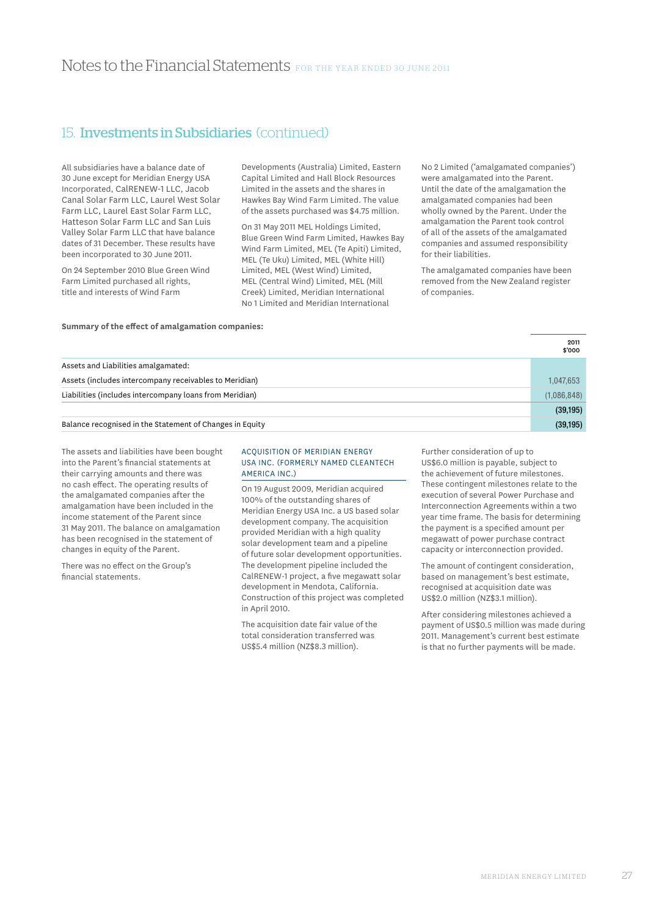## 15. Investments in Subsidiaries (continued)

All subsidiaries have a balance date of 30 June except for Meridian Energy USA Incorporated, CalRENEW-1 LLC, Jacob Canal Solar Farm LLC, Laurel West Solar Farm LLC, Laurel East Solar Farm LLC, Hatteson Solar Farm LLC and San Luis Valley Solar Farm LLC that have balance dates of 31 December. These results have been incorporated to 30 June 2011.

On 24 September 2010 Blue Green Wind Farm Limited purchased all rights, title and interests of Wind Farm Developments (Australia) Limited, Eastern Capital Limited and Hall Block Resources Limited in the assets and the shares in Hawkes Bay Wind Farm Limited. The value of the assets purchased was $4.75 million.

On 31 May 2011 MEL Holdings Limited, Blue Green Wind Farm Limited, Hawkes Bay Wind Farm Limited, MEL (Te Apiti) Limited, MEL (Te Uku) Limited, MEL (White Hill) Limited, MEL (West Wind) Limited, MEL (Central Wind) Limited, MEL (Mill Creek) Limited, Meridian International No 1 Limited and Meridian International No 2 Limited ('amalgamated companies') were amalgamated into the Parent. Until the date of the amalgamation the amalgamated companies had been wholly owned by the Parent. Under the amalgamation the Parent took control of all of the assets of the amalgamated companies and assumed responsibility for their liabilities.

The amalgamated companies have been removed from the New Zealand register of companies.

**Summary of the effect of amalgamation companies:**

| | 2011 $'000 |
|---|---|
| Assets and Liabilities amalgamated: | |
| Assets (includes intercompany receivables to Meridian) | 1,047,653 |
| Liabilities (includes intercompany loans from Meridian) | (1,086,848) |
| | **(39,195)** |
| Balance recognised in the Statement of Changes in Equity | **(39,195)** |

The assets and liabilities have been bought into the Parent's financial statements at their carrying amounts and there was no cash effect. The operating results of the amalgamated companies after the amalgamation have been included in the income statement of the Parent since 31 May 2011. The balance on amalgamation has been recognised in the statement of changes in equity of the Parent.

There was no effect on the Group's financial statements.

### ACQUISITION OF MERIDIAN ENERGY USA INC. (FORMERLY NAMED CLEANTECH AMERICA INC.)

On 19 August 2009, Meridian acquired 100% of the outstanding shares of Meridian Energy USA Inc. a US based solar development company. The acquisition provided Meridian with a high quality solar development team and a pipeline of future solar development opportunities. The development pipeline included the CalRENEW-1 project, a five megawatt solar development in Mendota, California. Construction of this project was completed in April 2010.

The acquisition date fair value of the total consideration transferred was US$5.4 million (NZ$8.3 million).

Further consideration of up to US$6.0 million is payable, subject to the achievement of future milestones. These contingent milestones relate to the execution of several Power Purchase and Interconnection Agreements within a two year time frame. The basis for determining the payment is a specified amount per megawatt of power purchase contract capacity or interconnection provided.

The amount of contingent consideration, based on management's best estimate, recognised at acquisition date was US$2.0 million (NZ$3.1 million).

After considering milestones achieved a payment of US$0.5 million was made during 2011. Management's current best estimate is that no further payments will be made.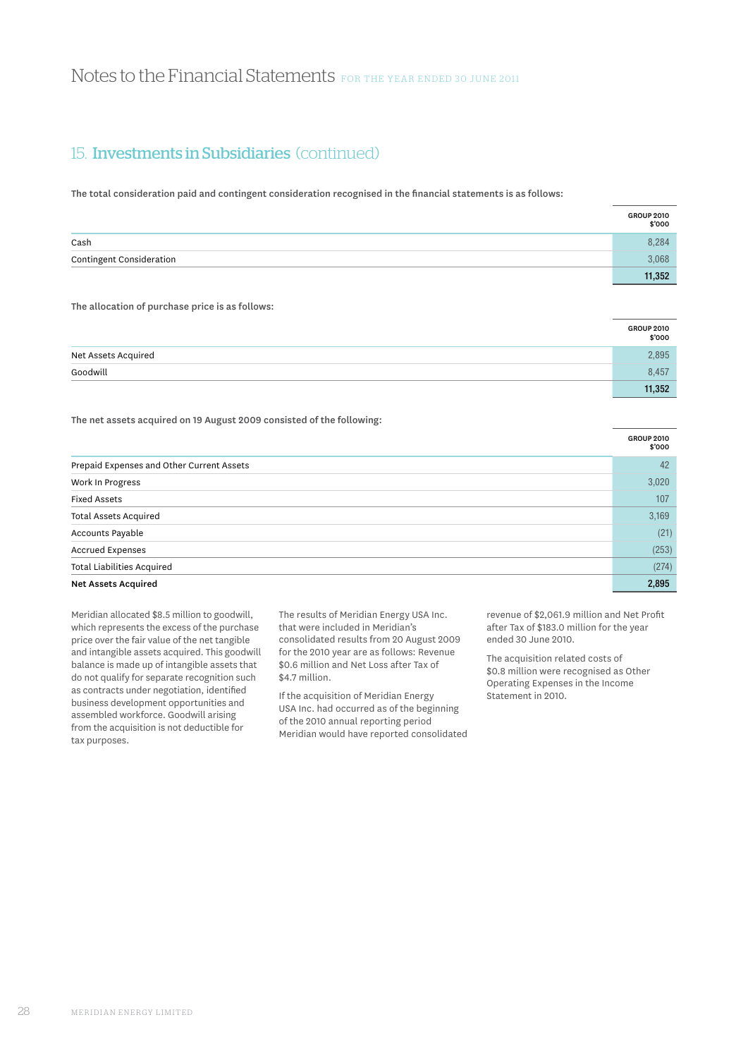## 15. Investments in Subsidiaries (continued)

**The total consideration paid and contingent consideration recognised in the financial statements is as follows:**

| | GROUP 2010 $'000 |
|---|---|
| Cash | 8,284 |
| Contingent Consideration | 3,068 |
| | **11,352** |

**The allocation of purchase price is as follows:**

| | GROUP 2010 $'000 |
|---|---|
| Net Assets Acquired | 2,895 |
| Goodwill | 8,457 |
| | **11,352** |

**The net assets acquired on 19 August 2009 consisted of the following:**

| | GROUP 2010 $'000 |
|---|---|
| Prepaid Expenses and Other Current Assets | 42 |
| Work In Progress | 3,020 |
| Fixed Assets | 107 |
| Total Assets Acquired | 3,169 |
| Accounts Payable | (21) |
| Accrued Expenses | (253) |
| Total Liabilities Acquired | (274) |
| **Net Assets Acquired** | **2,895** |

Meridian allocated $8.5 million to goodwill, which represents the excess of the purchase price over the fair value of the net tangible and intangible assets acquired. This goodwill balance is made up of intangible assets that do not qualify for separate recognition such as contracts under negotiation, identified business development opportunities and assembled workforce. Goodwill arising from the acquisition is not deductible for tax purposes.

The results of Meridian Energy USA Inc. that were included in Meridian's consolidated results from 20 August 2009 for the 2010 year are as follows: Revenue $0.6 million and Net Loss after Tax of $4.7 million.

If the acquisition of Meridian Energy USA Inc. had occurred as of the beginning of the 2010 annual reporting period Meridian would have reported consolidated revenue of $2,061.9 million and Net Profit after Tax of $183.0 million for the year ended 30 June 2010.

The acquisition related costs of $0.8 million were recognised as Other Operating Expenses in the Income Statement in 2010.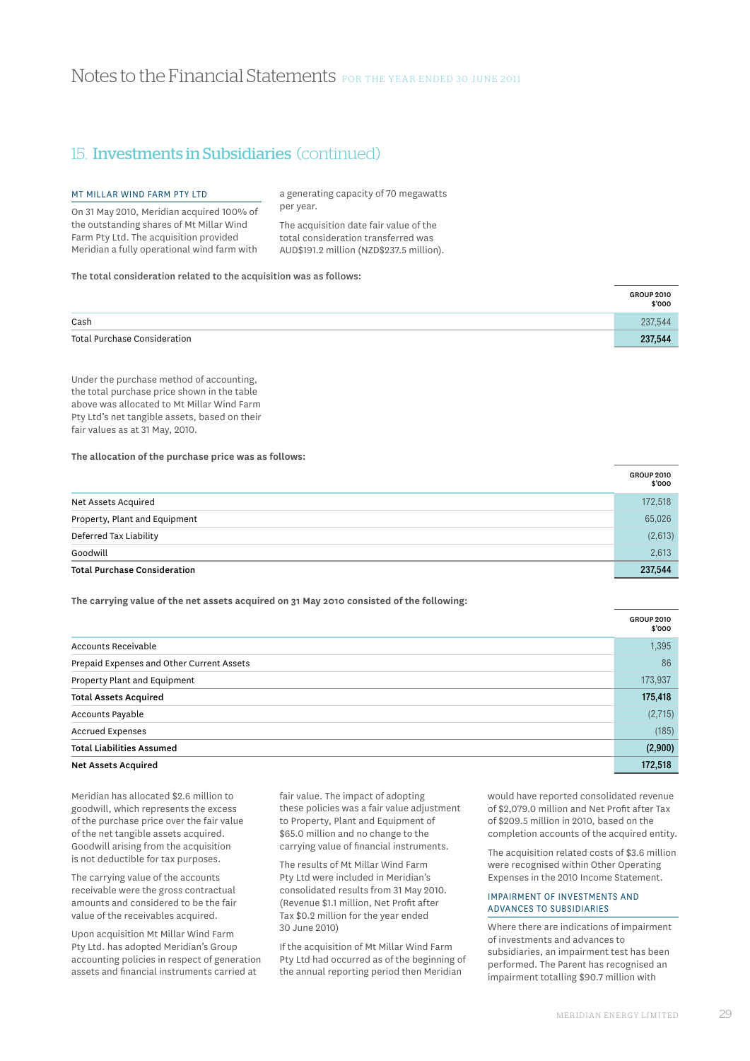# Notes to the Financial Statements FOR THE YEAR ENDED 30 JUNE 2011

## 15. Investments in Subsidiaries (continued)

### MT MILLAR WIND FARM PTY LTD

On 31 May 2010, Meridian acquired 100% of the outstanding shares of Mt Millar Wind Farm Pty Ltd. The acquisition provided Meridian a fully operational wind farm with a generating capacity of 70 megawatts per year.

The acquisition date fair value of the total consideration transferred was AUD$191.2 million (NZD$237.5 million).

**The total consideration related to the acquisition was as follows:**

| | GROUP 2010 $'000 |
|---|---|
| Cash | 237,544 |
| **Total Purchase Consideration** | **237,544** |

Under the purchase method of accounting, the total purchase price shown in the table above was allocated to Mt Millar Wind Farm Pty Ltd's net tangible assets, based on their fair values as at 31 May, 2010.

**The allocation of the purchase price was as follows:**

| | GROUP 2010 $'000 |
|---|---|
| Net Assets Acquired | 172,518 |
| Property, Plant and Equipment | 65,026 |
| Deferred Tax Liability | (2,613) |
| Goodwill | 2,613 |
| **Total Purchase Consideration** | **237,544** |

**The carrying value of the net assets acquired on 31 May 2010 consisted of the following:**

| | GROUP 2010 $'000 |
|---|---|
| Accounts Receivable | 1,395 |
| Prepaid Expenses and Other Current Assets | 86 |
| Property Plant and Equipment | 173,937 |
| **Total Assets Acquired** | **175,418** |
| Accounts Payable | (2,715) |
| Accrued Expenses | (185) |
| **Total Liabilities Assumed** | **(2,900)** |
| **Net Assets Acquired** | **172,518** |

Meridian has allocated $2.6 million to goodwill, which represents the excess of the purchase price over the fair value of the net tangible assets acquired. Goodwill arising from the acquisition is not deductible for tax purposes.

The carrying value of the accounts receivable were the gross contractual amounts and considered to be the fair value of the receivables acquired.

Upon acquisition Mt Millar Wind Farm Pty Ltd. has adopted Meridian's Group accounting policies in respect of generation assets and financial instruments carried at fair value. The impact of adopting these policies was a fair value adjustment to Property, Plant and Equipment of $65.0 million and no change to the carrying value of financial instruments.

The results of Mt Millar Wind Farm Pty Ltd were included in Meridian's consolidated results from 31 May 2010. (Revenue $1.1 million, Net Profit after Tax $0.2 million for the year ended 30 June 2010)

If the acquisition of Mt Millar Wind Farm Pty Ltd had occurred as of the beginning of the annual reporting period then Meridian would have reported consolidated revenue of $2,079.0 million and Net Profit after Tax of $209.5 million in 2010, based on the completion accounts of the acquired entity.

The acquisition related costs of $3.6 million were recognised within Other Operating Expenses in the 2010 Income Statement.

### IMPAIRMENT OF INVESTMENTS AND ADVANCES TO SUBSIDIARIES

Where there are indications of impairment of investments and advances to subsidiaries, an impairment test has been performed. The Parent has recognised an impairment totalling $90.7 million with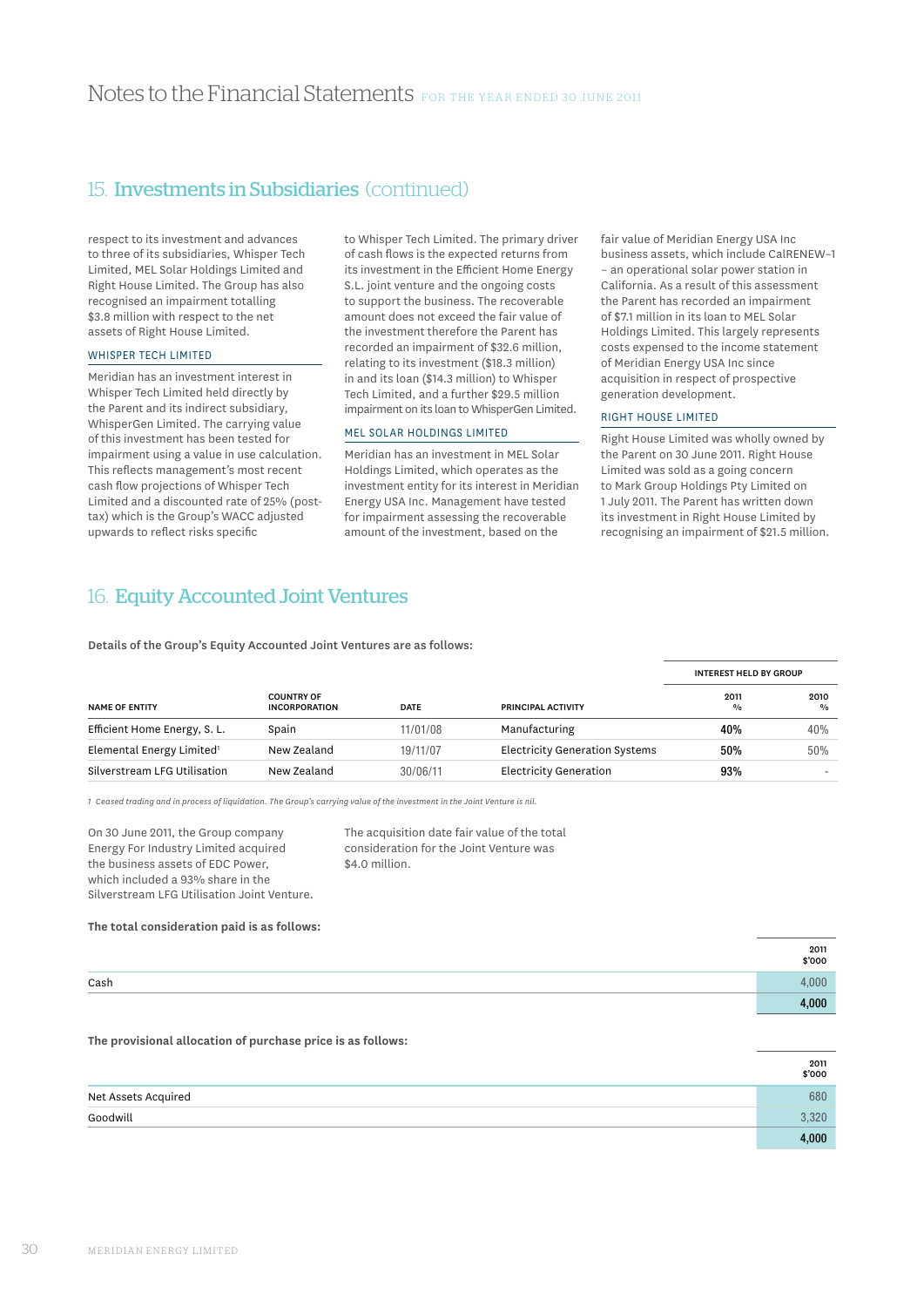## 15. Investments in Subsidiaries (continued)

respect to its investment and advances to three of its subsidiaries, Whisper Tech Limited, MEL Solar Holdings Limited and Right House Limited. The Group has also recognised an impairment totalling $3.8 million with respect to the net assets of Right House Limited.

### WHISPER TECH LIMITED

Meridian has an investment interest in Whisper Tech Limited held directly by the Parent and its indirect subsidiary, WhisperGen Limited. The carrying value of this investment has been tested for impairment using a value in use calculation. This reflects management's most recent cash flow projections of Whisper Tech Limited and a discounted rate of 25% (post-tax) which is the Group's WACC adjusted upwards to reflect risks specific to Whisper Tech Limited. The primary driver of cash flows is the expected returns from its investment in the Efficient Home Energy S.L. joint venture and the ongoing costs to support the business. The recoverable amount does not exceed the fair value of the investment therefore the Parent has recorded an impairment of $32.6 million, relating to its investment ($18.3 million) in and its loan ($14.3 million) to Whisper Tech Limited, and a further $29.5 million impairment on its loan to WhisperGen Limited.

### MEL SOLAR HOLDINGS LIMITED

Meridian has an investment in MEL Solar Holdings Limited, which operates as the investment entity for its interest in Meridian Energy USA Inc. Management have tested for impairment assessing the recoverable amount of the investment, based on the fair value of Meridian Energy USA Inc business assets, which include CalRENEW-1 – an operational solar power station in California. As a result of this assessment the Parent has recorded an impairment of $7.1 million in its loan to MEL Solar Holdings Limited. This largely represents costs expensed to the income statement of Meridian Energy USA Inc since acquisition in respect of prospective generation development.

### RIGHT HOUSE LIMITED

Right House Limited was wholly owned by the Parent on 30 June 2011. Right House Limited was sold as a going concern to Mark Group Holdings Pty Limited on 1 July 2011. The Parent has written down its investment in Right House Limited by recognising an impairment of $21.5 million.

## 16. Equity Accounted Joint Ventures

**Details of the Group's Equity Accounted Joint Ventures are as follows:**

| NAME OF ENTITY | COUNTRY OF INCORPORATION | DATE | PRINCIPAL ACTIVITY | INTEREST HELD BY GROUP 2011 % | INTEREST HELD BY GROUP 2010 % |
|---|---|---|---|---|---|
| Efficient Home Energy, S. L. | Spain | 11/01/08 | Manufacturing | **40%** | 40% |
| Elemental Energy Limited[1] | New Zealand | 19/11/07 | Electricity Generation Systems | **50%** | 50% |
| Silverstream LFG Utilisation | New Zealand | 30/06/11 | Electricity Generation | **93%** | - |

*1 Ceased trading and in process of liquidation. The Group's carrying value of the investment in the Joint Venture is nil.*

On 30 June 2011, the Group company Energy For Industry Limited acquired the business assets of EDC Power, which included a 93% share in the Silverstream LFG Utilisation Joint Venture.

The acquisition date fair value of the total consideration for the Joint Venture was $4.0 million.

**The total consideration paid is as follows:**

| | 2011 $'000 |
|---|---|
| Cash | 4,000 |
| | **4,000** |

**The provisional allocation of purchase price is as follows:**

| | 2011 $'000 |
|---|---|
| Net Assets Acquired | 680 |
| Goodwill | 3,320 |
| | **4,000** |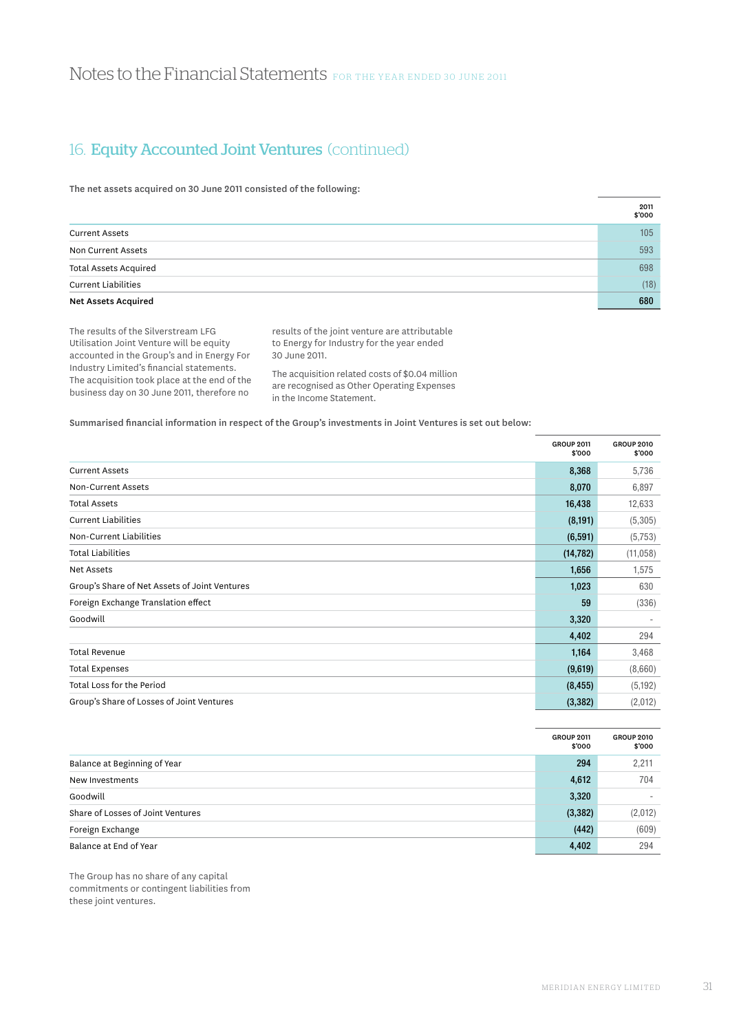## 16. Equity Accounted Joint Ventures (continued)

**The net assets acquired on 30 June 2011 consisted of the following:**

| | 2011 $'000 |
|---|---|
| Current Assets | 105 |
| Non Current Assets | 593 |
| Total Assets Acquired | 698 |
| Current Liabilities | (18) |
| **Net Assets Acquired** | **680** |

The results of the Silverstream LFG Utilisation Joint Venture will be equity accounted in the Group's and in Energy For Industry Limited's financial statements. The acquisition took place at the end of the business day on 30 June 2011, therefore no results of the joint venture are attributable to Energy for Industry for the year ended 30 June 2011.

The acquisition related costs of $0.04 million are recognised as Other Operating Expenses in the Income Statement.

**Summarised financial information in respect of the Group's investments in Joint Ventures is set out below:**

| | GROUP 2011 $'000 | GROUP 2010 $'000 |
|---|---|---|
| Current Assets | 8,368 | 5,736 |
| Non-Current Assets | 8,070 | 6,897 |
| Total Assets | 16,438 | 12,633 |
| Current Liabilities | (8,191) | (5,305) |
| Non-Current Liabilities | (6,591) | (5,753) |
| Total Liabilities | (14,782) | (11,058) |
| Net Assets | 1,656 | 1,575 |
| Group's Share of Net Assets of Joint Ventures | 1,023 | 630 |
| Foreign Exchange Translation effect | 59 | (336) |
| Goodwill | 3,320 | - |
| | 4,402 | 294 |
| Total Revenue | 1,164 | 3,468 |
| Total Expenses | (9,619) | (8,660) |
| Total Loss for the Period | (8,455) | (5,192) |
| Group's Share of Losses of Joint Ventures | (3,382) | (2,012) |

| | GROUP 2011 $'000 | GROUP 2010 $'000 |
|---|---|---|
| Balance at Beginning of Year | 294 | 2,211 |
| New Investments | 4,612 | 704 |
| Goodwill | 3,320 | - |
| Share of Losses of Joint Ventures | (3,382) | (2,012) |
| Foreign Exchange | (442) | (609) |
| Balance at End of Year | 4,402 | 294 |

The Group has no share of any capital commitments or contingent liabilities from these joint ventures.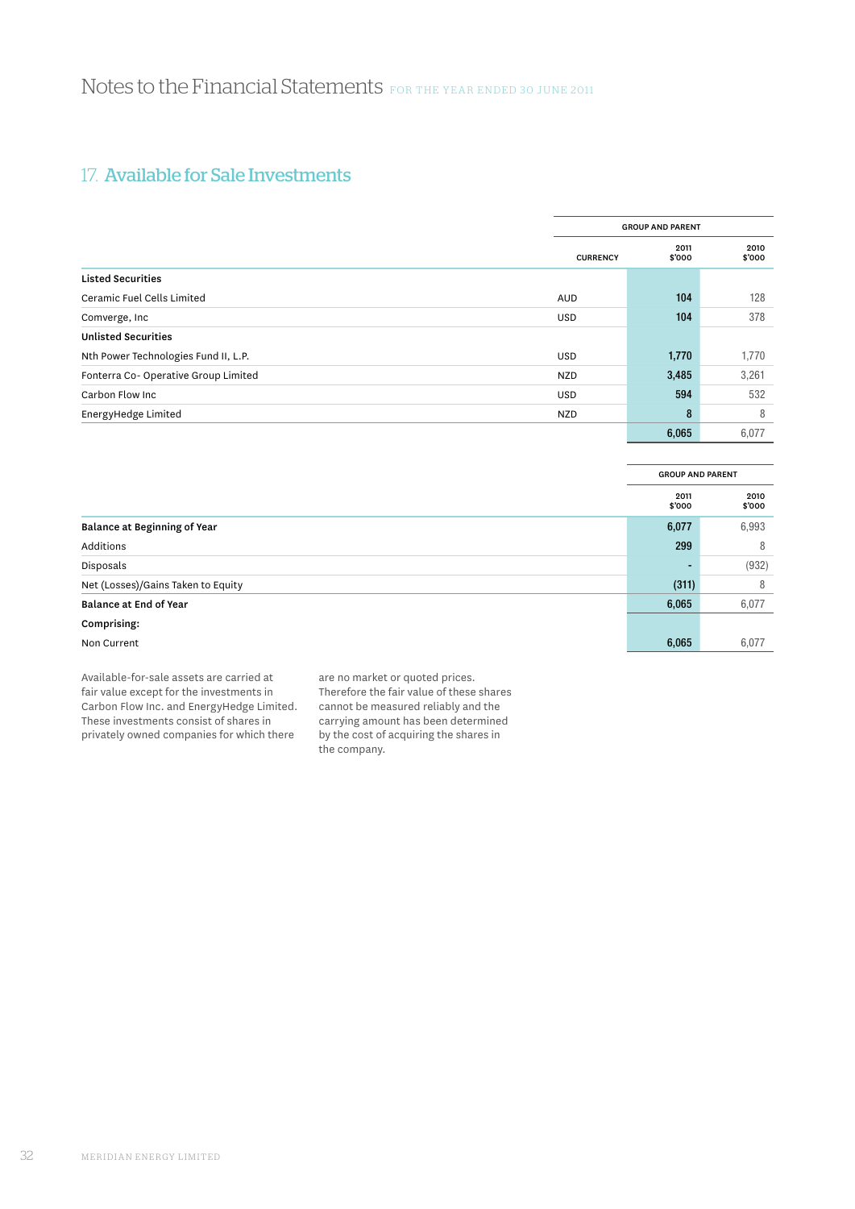# Notes to the Financial Statements FOR THE YEAR ENDED 30 JUNE 2011

## 17. Available for Sale Investments

| | | GROUP AND PARENT | |
|---|---|---|---|
| | CURRENCY | 2011 $'000 | 2010 $'000 |
| **Listed Securities** | | | |
| Ceramic Fuel Cells Limited | AUD | 104 | 128 |
| Comverge, Inc | USD | 104 | 378 |
| **Unlisted Securities** | | | |
| Nth Power Technologies Fund II, L.P. | USD | 1,770 | 1,770 |
| Fonterra Co- Operative Group Limited | NZD | 3,485 | 3,261 |
| Carbon Flow Inc | USD | 594 | 532 |
| EnergyHedge Limited | NZD | 8 | 8 |
| | | 6,065 | 6,077 |

| | GROUP AND PARENT | |
|---|---|---|
| | 2011 $'000 | 2010 $'000 |
| **Balance at Beginning of Year** | 6,077 | 6,993 |
| Additions | 299 | 8 |
| Disposals | - | (932) |
| Net (Losses)/Gains Taken to Equity | (311) | 8 |
| **Balance at End of Year** | 6,065 | 6,077 |
| **Comprising:** | | |
| Non Current | 6,065 | 6,077 |

Available-for-sale assets are carried at fair value except for the investments in Carbon Flow Inc. and EnergyHedge Limited. These investments consist of shares in privately owned companies for which there are no market or quoted prices. Therefore the fair value of these shares cannot be measured reliably and the carrying amount has been determined by the cost of acquiring the shares in the company.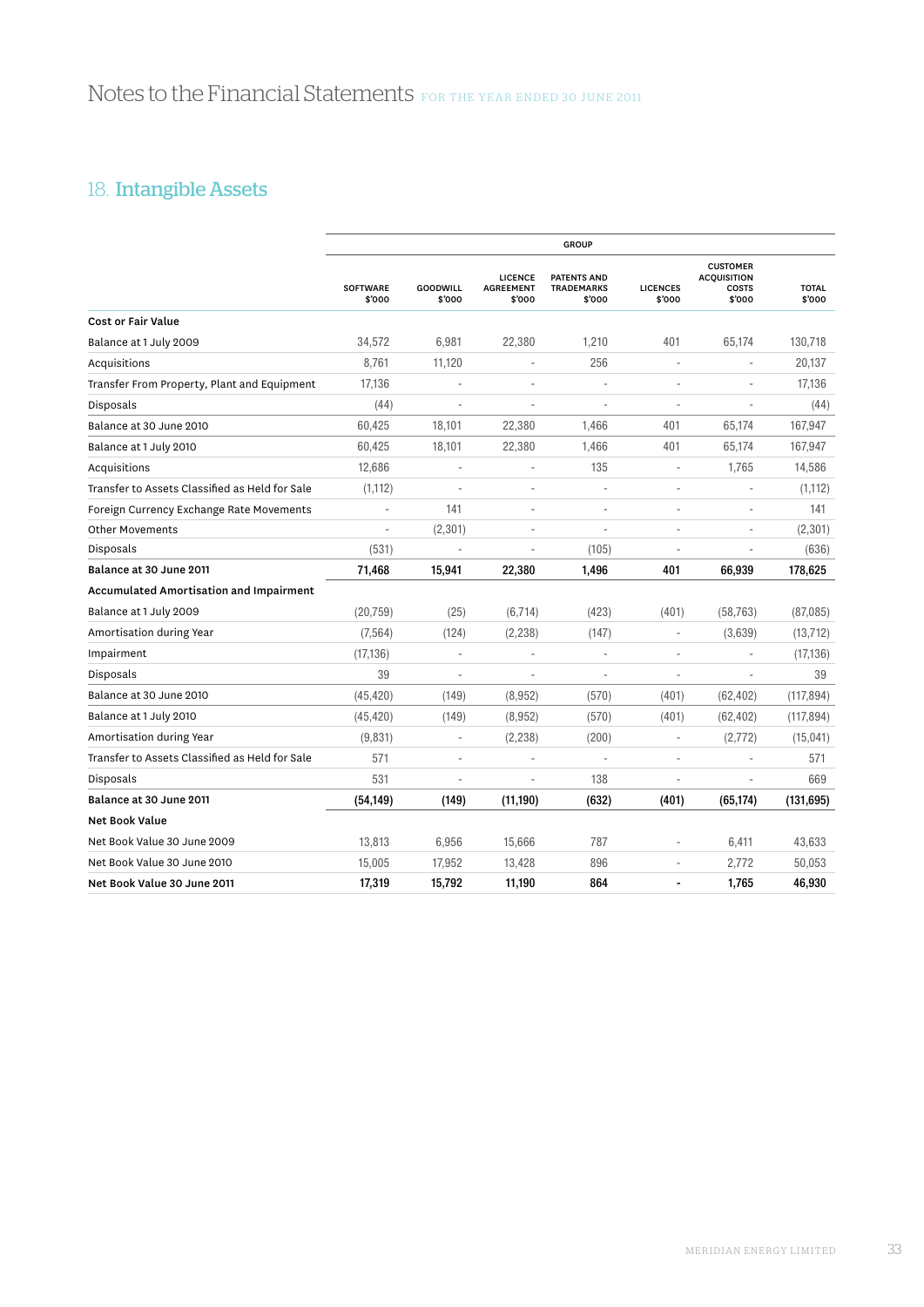# Notes to the Financial Statements FOR THE YEAR ENDED 30 JUNE 2011

## 18. Intangible Assets

| | GROUP | | | | | | |
|---|---|---|---|---|---|---|---|
| | SOFTWARE $'000 | GOODWILL $'000 | LICENCE AGREEMENT $'000 | PATENTS AND TRADEMARKS $'000 | LICENCES $'000 | CUSTOMER ACQUISITION COSTS $'000 | TOTAL $'000 |
| **Cost or Fair Value** | | | | | | | |
| Balance at 1 July 2009 | 34,572 | 6,981 | 22,380 | 1,210 | 401 | 65,174 | 130,718 |
| Acquisitions | 8,761 | 11,120 | - | 256 | - | - | 20,137 |
| Transfer From Property, Plant and Equipment | 17,136 | - | - | - | - | - | 17,136 |
| Disposals | (44) | - | - | - | - | - | (44) |
| Balance at 30 June 2010 | 60,425 | 18,101 | 22,380 | 1,466 | 401 | 65,174 | 167,947 |
| Balance at 1 July 2010 | 60,425 | 18,101 | 22,380 | 1,466 | 401 | 65,174 | 167,947 |
| Acquisitions | 12,686 | - | - | 135 | - | 1,765 | 14,586 |
| Transfer to Assets Classified as Held for Sale | (1,112) | - | - | - | - | - | (1,112) |
| Foreign Currency Exchange Rate Movements | - | 141 | - | - | - | - | 141 |
| Other Movements | - | (2,301) | - | - | - | - | (2,301) |
| Disposals | (531) | - | - | (105) | - | - | (636) |
| **Balance at 30 June 2011** | **71,468** | **15,941** | **22,380** | **1,496** | **401** | **66,939** | **178,625** |
| **Accumulated Amortisation and Impairment** | | | | | | | |
| Balance at 1 July 2009 | (20,759) | (25) | (6,714) | (423) | (401) | (58,763) | (87,085) |
| Amortisation during Year | (7,564) | (124) | (2,238) | (147) | - | (3,639) | (13,712) |
| Impairment | (17,136) | - | - | - | - | - | (17,136) |
| Disposals | 39 | - | - | - | - | - | 39 |
| Balance at 30 June 2010 | (45,420) | (149) | (8,952) | (570) | (401) | (62,402) | (117,894) |
| Balance at 1 July 2010 | (45,420) | (149) | (8,952) | (570) | (401) | (62,402) | (117,894) |
| Amortisation during Year | (9,831) | - | (2,238) | (200) | - | (2,772) | (15,041) |
| Transfer to Assets Classified as Held for Sale | 571 | - | - | - | - | - | 571 |
| Disposals | 531 | - | - | 138 | - | - | 669 |
| **Balance at 30 June 2011** | **(54,149)** | **(149)** | **(11,190)** | **(632)** | **(401)** | **(65,174)** | **(131,695)** |
| **Net Book Value** | | | | | | | |
| Net Book Value 30 June 2009 | 13,813 | 6,956 | 15,666 | 787 | - | 6,411 | 43,633 |
| Net Book Value 30 June 2010 | 15,005 | 17,952 | 13,428 | 896 | - | 2,772 | 50,053 |
| **Net Book Value 30 June 2011** | **17,319** | **15,792** | **11,190** | **864** | **-** | **1,765** | **46,930** |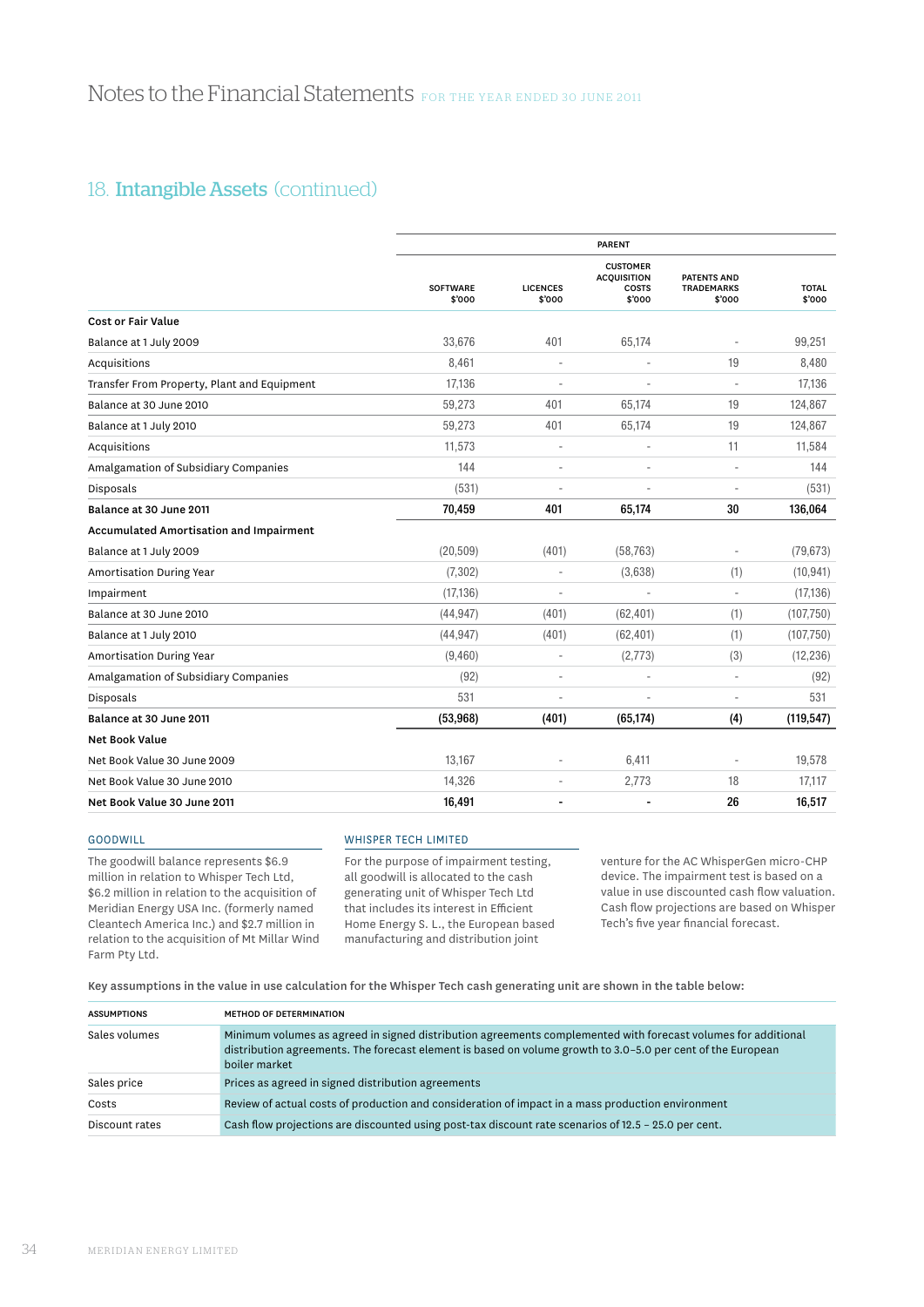# Notes to the Financial Statements FOR THE YEAR ENDED 30 JUNE 2011

## 18. Intangible Assets (continued)

| | PARENT | | | | |
|---|---|---|---|---|---|
| | SOFTWARE $'000 | LICENCES $'000 | CUSTOMER ACQUISITION COSTS $'000 | PATENTS AND TRADEMARKS $'000 | TOTAL $'000 |
| **Cost or Fair Value** | | | | | |
| Balance at 1 July 2009 | 33,676 | 401 | 65,174 | - | 99,251 |
| Acquisitions | 8,461 | - | - | 19 | 8,480 |
| Transfer From Property, Plant and Equipment | 17,136 | - | - | - | 17,136 |
| Balance at 30 June 2010 | 59,273 | 401 | 65,174 | 19 | 124,867 |
| Balance at 1 July 2010 | 59,273 | 401 | 65,174 | 19 | 124,867 |
| Acquisitions | 11,573 | - | - | 11 | 11,584 |
| Amalgamation of Subsidiary Companies | 144 | - | - | - | 144 |
| Disposals | (531) | - | - | - | (531) |
| **Balance at 30 June 2011** | **70,459** | **401** | **65,174** | **30** | **136,064** |
| **Accumulated Amortisation and Impairment** | | | | | |
| Balance at 1 July 2009 | (20,509) | (401) | (58,763) | - | (79,673) |
| Amortisation During Year | (7,302) | - | (3,638) | (1) | (10,941) |
| Impairment | (17,136) | - | - | - | (17,136) |
| Balance at 30 June 2010 | (44,947) | (401) | (62,401) | (1) | (107,750) |
| Balance at 1 July 2010 | (44,947) | (401) | (62,401) | (1) | (107,750) |
| Amortisation During Year | (9,460) | - | (2,773) | (3) | (12,236) |
| Amalgamation of Subsidiary Companies | (92) | - | - | - | (92) |
| Disposals | 531 | - | - | - | 531 |
| **Balance at 30 June 2011** | **(53,968)** | **(401)** | **(65,174)** | **(4)** | **(119,547)** |
| **Net Book Value** | | | | | |
| Net Book Value 30 June 2009 | 13,167 | - | 6,411 | - | 19,578 |
| Net Book Value 30 June 2010 | 14,326 | - | 2,773 | 18 | 17,117 |
| **Net Book Value 30 June 2011** | **16,491** | **-** | **-** | **26** | **16,517** |

### GOODWILL

The goodwill balance represents $6.9 million in relation to Whisper Tech Ltd, $6.2 million in relation to the acquisition of Meridian Energy USA Inc. (formerly named Cleantech America Inc.) and $2.7 million in relation to the acquisition of Mt Millar Wind Farm Pty Ltd.

### WHISPER TECH LIMITED

For the purpose of impairment testing, all goodwill is allocated to the cash generating unit of Whisper Tech Ltd that includes its interest in Efficient Home Energy S. L., the European based manufacturing and distribution joint venture for the AC WhisperGen micro-CHP device. The impairment test is based on a value in use discounted cash flow valuation. Cash flow projections are based on Whisper Tech's five year financial forecast.

**Key assumptions in the value in use calculation for the Whisper Tech cash generating unit are shown in the table below:**

| ASSUMPTIONS | METHOD OF DETERMINATION |
|---|---|
| Sales volumes | Minimum volumes as agreed in signed distribution agreements complemented with forecast volumes for additional distribution agreements. The forecast element is based on volume growth to 3.0–5.0 per cent of the European boiler market |
| Sales price | Prices as agreed in signed distribution agreements |
| Costs | Review of actual costs of production and consideration of impact in a mass production environment |
| Discount rates | Cash flow projections are discounted using post-tax discount rate scenarios of 12.5 – 25.0 per cent. |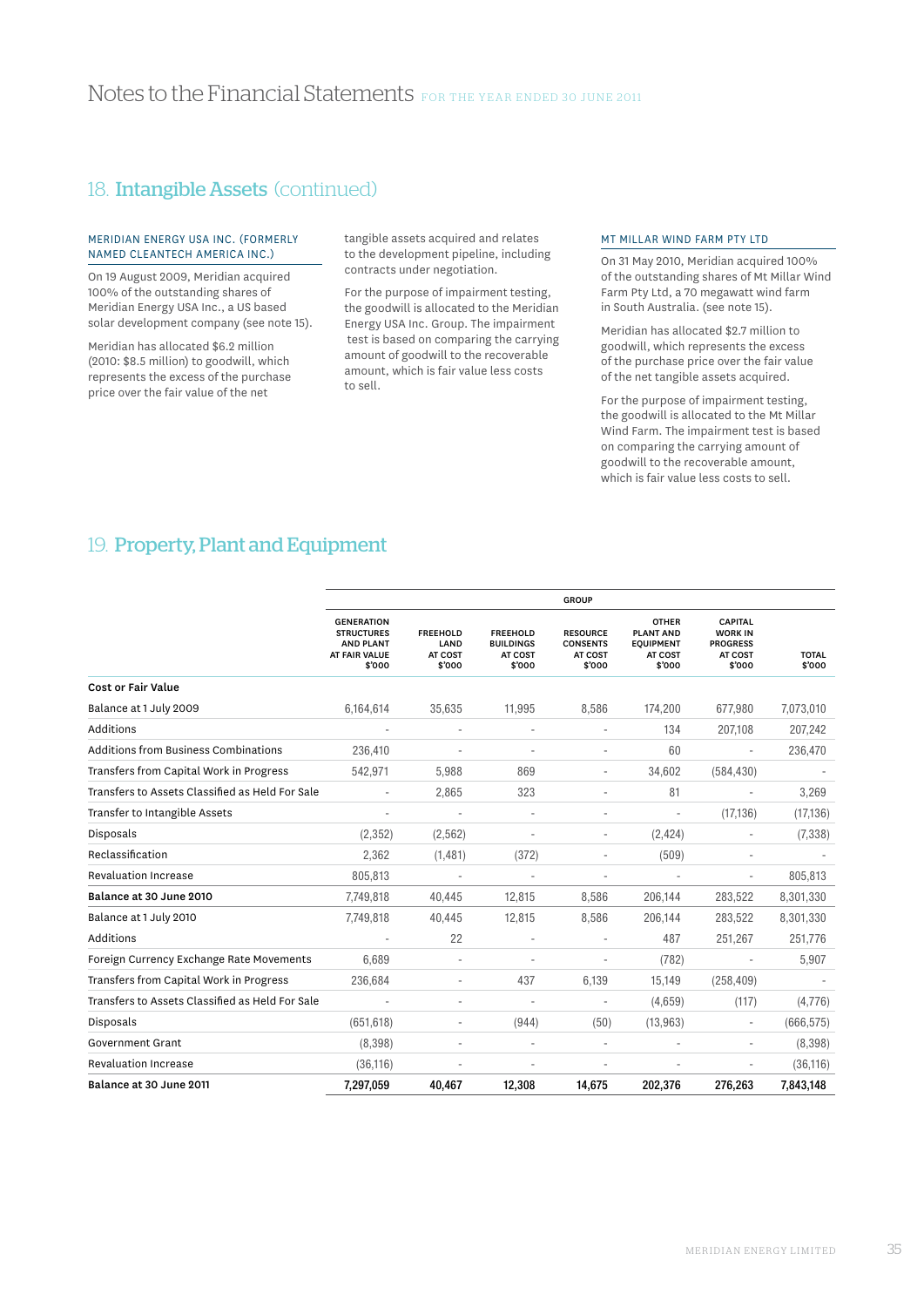## 18. Intangible Assets (continued)

### MERIDIAN ENERGY USA INC. (FORMERLY NAMED CLEANTECH AMERICA INC.)

On 19 August 2009, Meridian acquired 100% of the outstanding shares of Meridian Energy USA Inc., a US based solar development company (see note 15).

Meridian has allocated $6.2 million (2010: $8.5 million) to goodwill, which represents the excess of the purchase price over the fair value of the net tangible assets acquired and relates to the development pipeline, including contracts under negotiation.

For the purpose of impairment testing, the goodwill is allocated to the Meridian Energy USA Inc. Group. The impairment test is based on comparing the carrying amount of goodwill to the recoverable amount, which is fair value less costs to sell.

### MT MILLAR WIND FARM PTY LTD

On 31 May 2010, Meridian acquired 100% of the outstanding shares of Mt Millar Wind Farm Pty Ltd, a 70 megawatt wind farm in South Australia. (see note 15).

Meridian has allocated $2.7 million to goodwill, which represents the excess of the purchase price over the fair value of the net tangible assets acquired.

For the purpose of impairment testing, the goodwill is allocated to the Mt Millar Wind Farm. The impairment test is based on comparing the carrying amount of goodwill to the recoverable amount, which is fair value less costs to sell.

## 19. Property, Plant and Equipment

| | GROUP | | | | | | |
|---|---|---|---|---|---|---|---|
| | GENERATION STRUCTURES AND PLANT AT FAIR VALUE $'000 | FREEHOLD LAND AT COST $'000 | FREEHOLD BUILDINGS AT COST $'000 | RESOURCE CONSENTS AT COST $'000 | OTHER PLANT AND EQUIPMENT AT COST $'000 | CAPITAL WORK IN PROGRESS AT COST $'000 | TOTAL $'000 |
| **Cost or Fair Value** | | | | | | | |
| Balance at 1 July 2009 | 6,164,614 | 35,635 | 11,995 | 8,586 | 174,200 | 677,980 | 7,073,010 |
| Additions | - | - | - | - | 134 | 207,108 | 207,242 |
| Additions from Business Combinations | 236,410 | - | - | - | 60 | - | 236,470 |
| Transfers from Capital Work in Progress | 542,971 | 5,988 | 869 | - | 34,602 | (584,430) | - |
| Transfers to Assets Classified as Held For Sale | - | 2,865 | 323 | - | 81 | - | 3,269 |
| Transfer to Intangible Assets | - | - | - | - | - | (17,136) | (17,136) |
| Disposals | (2,352) | (2,562) | - | - | (2,424) | - | (7,338) |
| Reclassification | 2,362 | (1,481) | (372) | - | (509) | - | - |
| Revaluation Increase | 805,813 | - | - | - | - | - | 805,813 |
| **Balance at 30 June 2010** | 7,749,818 | 40,445 | 12,815 | 8,586 | 206,144 | 283,522 | 8,301,330 |
| Balance at 1 July 2010 | 7,749,818 | 40,445 | 12,815 | 8,586 | 206,144 | 283,522 | 8,301,330 |
| Additions | - | 22 | - | - | 487 | 251,267 | 251,776 |
| Foreign Currency Exchange Rate Movements | 6,689 | - | - | - | (782) | - | 5,907 |
| Transfers from Capital Work in Progress | 236,684 | - | 437 | 6,139 | 15,149 | (258,409) | - |
| Transfers to Assets Classified as Held For Sale | - | - | - | - | (4,659) | (117) | (4,776) |
| Disposals | (651,618) | - | (944) | (50) | (13,963) | - | (666,575) |
| Government Grant | (8,398) | - | - | - | - | - | (8,398) |
| Revaluation Increase | (36,116) | - | - | - | - | - | (36,116) |
| **Balance at 30 June 2011** | **7,297,059** | **40,467** | **12,308** | **14,675** | **202,376** | **276,263** | **7,843,148** |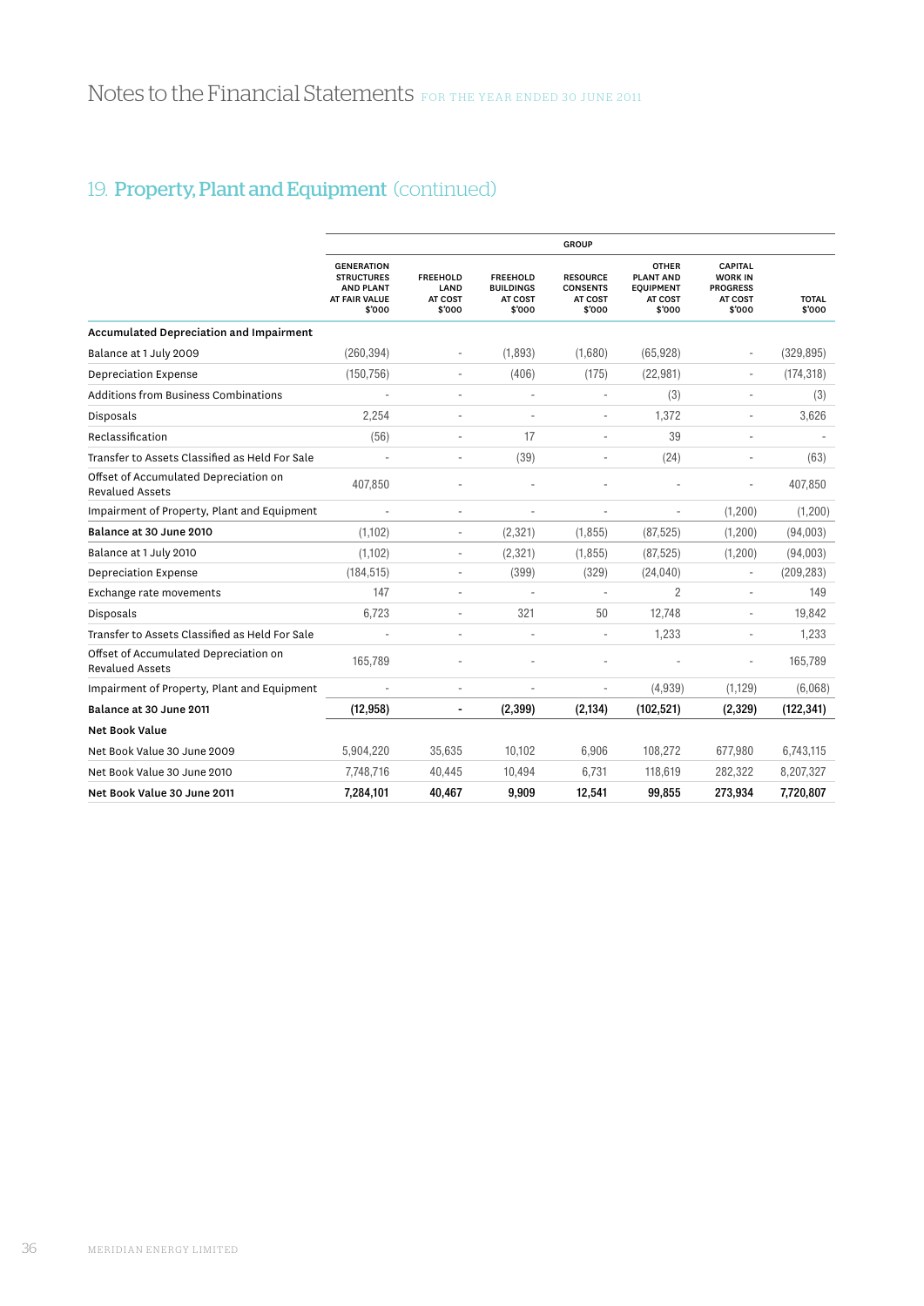## 19. Property, Plant and Equipment (continued)

| | GROUP | | | | | | |
|---|---|---|---|---|---|---|---|
| | GENERATION STRUCTURES AND PLANT AT FAIR VALUE $'000 | FREEHOLD LAND AT COST $'000 | FREEHOLD BUILDINGS AT COST $'000 | RESOURCE CONSENTS AT COST $'000 | OTHER PLANT AND EQUIPMENT AT COST $'000 | CAPITAL WORK IN PROGRESS AT COST $'000 | TOTAL $'000 |
| **Accumulated Depreciation and Impairment** | | | | | | | |
| Balance at 1 July 2009 | (260,394) | - | (1,893) | (1,680) | (65,928) | - | (329,895) |
| Depreciation Expense | (150,756) | - | (406) | (175) | (22,981) | - | (174,318) |
| Additions from Business Combinations | - | - | - | - | (3) | - | (3) |
| Disposals | 2,254 | - | - | - | 1,372 | - | 3,626 |
| Reclassification | (56) | - | 17 | - | 39 | - | - |
| Transfer to Assets Classified as Held For Sale | - | - | (39) | - | (24) | - | (63) |
| Offset of Accumulated Depreciation on Revalued Assets | 407,850 | - | - | - | - | - | 407,850 |
| Impairment of Property, Plant and Equipment | - | - | - | - | - | (1,200) | (1,200) |
| **Balance at 30 June 2010** | (1,102) | - | (2,321) | (1,855) | (87,525) | (1,200) | (94,003) |
| Balance at 1 July 2010 | (1,102) | - | (2,321) | (1,855) | (87,525) | (1,200) | (94,003) |
| Depreciation Expense | (184,515) | - | (399) | (329) | (24,040) | - | (209,283) |
| Exchange rate movements | 147 | - | - | - | 2 | - | 149 |
| Disposals | 6,723 | - | 321 | 50 | 12,748 | - | 19,842 |
| Transfer to Assets Classified as Held For Sale | - | - | - | - | 1,233 | - | 1,233 |
| Offset of Accumulated Depreciation on Revalued Assets | 165,789 | - | - | - | - | - | 165,789 |
| Impairment of Property, Plant and Equipment | - | - | - | - | (4,939) | (1,129) | (6,068) |
| **Balance at 30 June 2011** | **(12,958)** | **-** | **(2,399)** | **(2,134)** | **(102,521)** | **(2,329)** | **(122,341)** |
| **Net Book Value** | | | | | | | |
| Net Book Value 30 June 2009 | 5,904,220 | 35,635 | 10,102 | 6,906 | 108,272 | 677,980 | 6,743,115 |
| Net Book Value 30 June 2010 | 7,748,716 | 40,445 | 10,494 | 6,731 | 118,619 | 282,322 | 8,207,327 |
| **Net Book Value 30 June 2011** | **7,284,101** | **40,467** | **9,909** | **12,541** | **99,855** | **273,934** | **7,720,807** |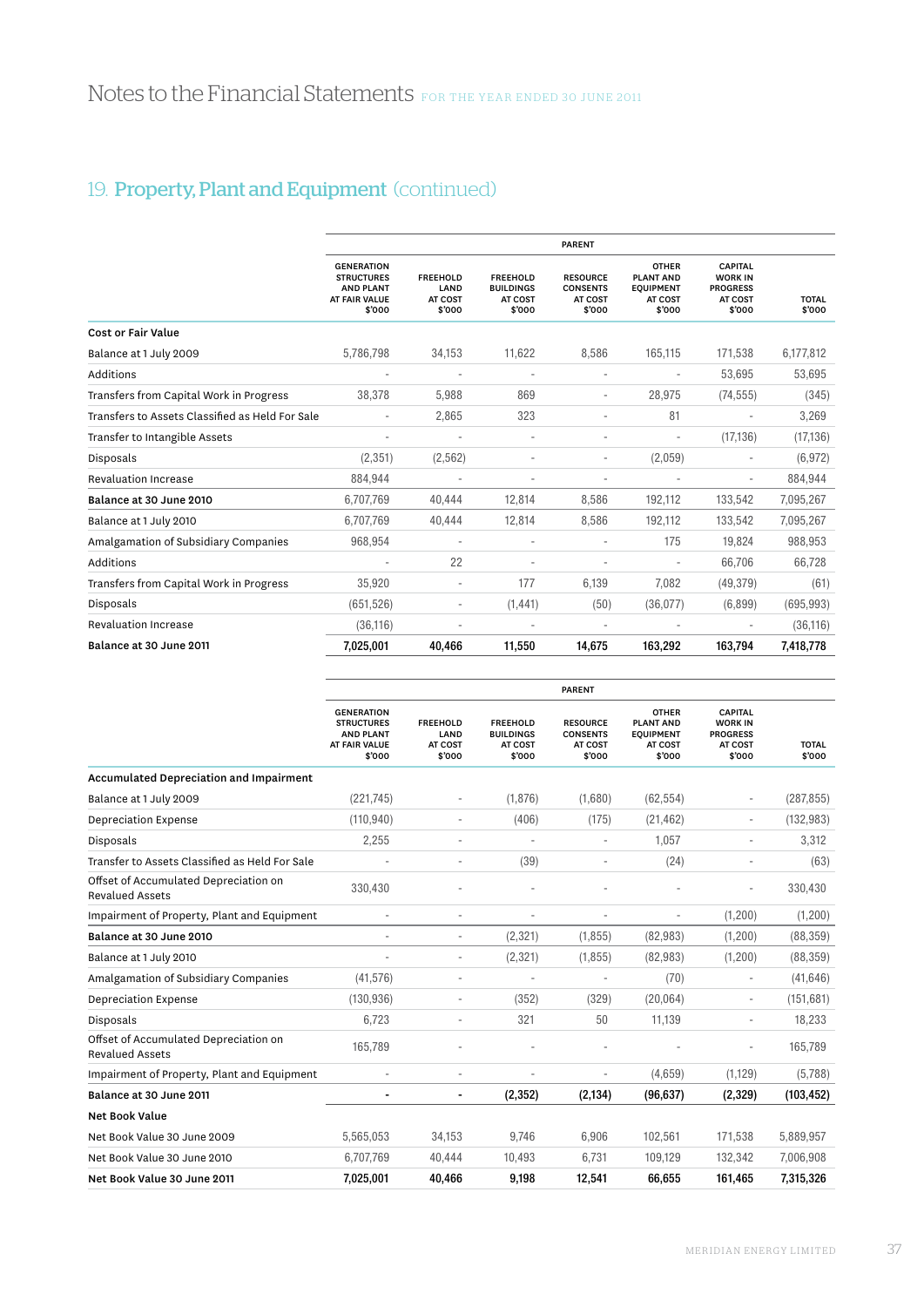# Notes to the Financial Statements FOR THE YEAR ENDED 30 JUNE 2011

## 19. Property, Plant and Equipment (continued)

| | PARENT | | | | | | |
|---|---|---|---|---|---|---|---|
| | GENERATION STRUCTURES AND PLANT AT FAIR VALUE $'000 | FREEHOLD LAND AT COST $'000 | FREEHOLD BUILDINGS AT COST $'000 | RESOURCE CONSENTS AT COST $'000 | OTHER PLANT AND EQUIPMENT AT COST $'000 | CAPITAL WORK IN PROGRESS AT COST $'000 | TOTAL $'000 |
| **Cost or Fair Value** | | | | | | | |
| Balance at 1 July 2009 | 5,786,798 | 34,153 | 11,622 | 8,586 | 165,115 | 171,538 | 6,177,812 |
| Additions | - | - | - | - | - | 53,695 | 53,695 |
| Transfers from Capital Work in Progress | 38,378 | 5,988 | 869 | - | 28,975 | (74,555) | (345) |
| Transfers to Assets Classified as Held For Sale | - | 2,865 | 323 | - | 81 | - | 3,269 |
| Transfer to Intangible Assets | - | - | - | - | - | (17,136) | (17,136) |
| Disposals | (2,351) | (2,562) | - | - | (2,059) | - | (6,972) |
| Revaluation Increase | 884,944 | - | - | - | - | - | 884,944 |
| **Balance at 30 June 2010** | 6,707,769 | 40,444 | 12,814 | 8,586 | 192,112 | 133,542 | 7,095,267 |
| Balance at 1 July 2010 | 6,707,769 | 40,444 | 12,814 | 8,586 | 192,112 | 133,542 | 7,095,267 |
| Amalgamation of Subsidiary Companies | 968,954 | - | - | - | 175 | 19,824 | 988,953 |
| Additions | - | 22 | - | - | - | 66,706 | 66,728 |
| Transfers from Capital Work in Progress | 35,920 | - | 177 | 6,139 | 7,082 | (49,379) | (61) |
| Disposals | (651,526) | - | (1,441) | (50) | (36,077) | (6,899) | (695,993) |
| Revaluation Increase | (36,116) | - | - | - | - | - | (36,116) |
| **Balance at 30 June 2011** | **7,025,001** | **40,466** | **11,550** | **14,675** | **163,292** | **163,794** | **7,418,778** |

| | PARENT | | | | | | |
|---|---|---|---|---|---|---|---|
| | GENERATION STRUCTURES AND PLANT AT FAIR VALUE $'000 | FREEHOLD LAND AT COST $'000 | FREEHOLD BUILDINGS AT COST $'000 | RESOURCE CONSENTS AT COST $'000 | OTHER PLANT AND EQUIPMENT AT COST $'000 | CAPITAL WORK IN PROGRESS AT COST $'000 | TOTAL $'000 |
| **Accumulated Depreciation and Impairment** | | | | | | | |
| Balance at 1 July 2009 | (221,745) | - | (1,876) | (1,680) | (62,554) | - | (287,855) |
| Depreciation Expense | (110,940) | - | (406) | (175) | (21,462) | - | (132,983) |
| Disposals | 2,255 | - | - | - | 1,057 | - | 3,312 |
| Transfer to Assets Classified as Held For Sale | - | - | (39) | - | (24) | - | (63) |
| Offset of Accumulated Depreciation on Revalued Assets | 330,430 | - | - | - | - | - | 330,430 |
| Impairment of Property, Plant and Equipment | - | - | - | - | - | (1,200) | (1,200) |
| **Balance at 30 June 2010** | - | - | (2,321) | (1,855) | (82,983) | (1,200) | (88,359) |
| Balance at 1 July 2010 | - | - | (2,321) | (1,855) | (82,983) | (1,200) | (88,359) |
| Amalgamation of Subsidiary Companies | (41,576) | - | - | - | (70) | - | (41,646) |
| Depreciation Expense | (130,936) | - | (352) | (329) | (20,064) | - | (151,681) |
| Disposals | 6,723 | - | 321 | 50 | 11,139 | - | 18,233 |
| Offset of Accumulated Depreciation on Revalued Assets | 165,789 | - | - | - | - | - | 165,789 |
| Impairment of Property, Plant and Equipment | - | - | - | - | (4,659) | (1,129) | (5,788) |
| **Balance at 30 June 2011** | **-** | **-** | **(2,352)** | **(2,134)** | **(96,637)** | **(2,329)** | **(103,452)** |
| **Net Book Value** | | | | | | | |
| Net Book Value 30 June 2009 | 5,565,053 | 34,153 | 9,746 | 6,906 | 102,561 | 171,538 | 5,889,957 |
| Net Book Value 30 June 2010 | 6,707,769 | 40,444 | 10,493 | 6,731 | 109,129 | 132,342 | 7,006,908 |
| **Net Book Value 30 June 2011** | **7,025,001** | **40,466** | **9,198** | **12,541** | **66,655** | **161,465** | **7,315,326** |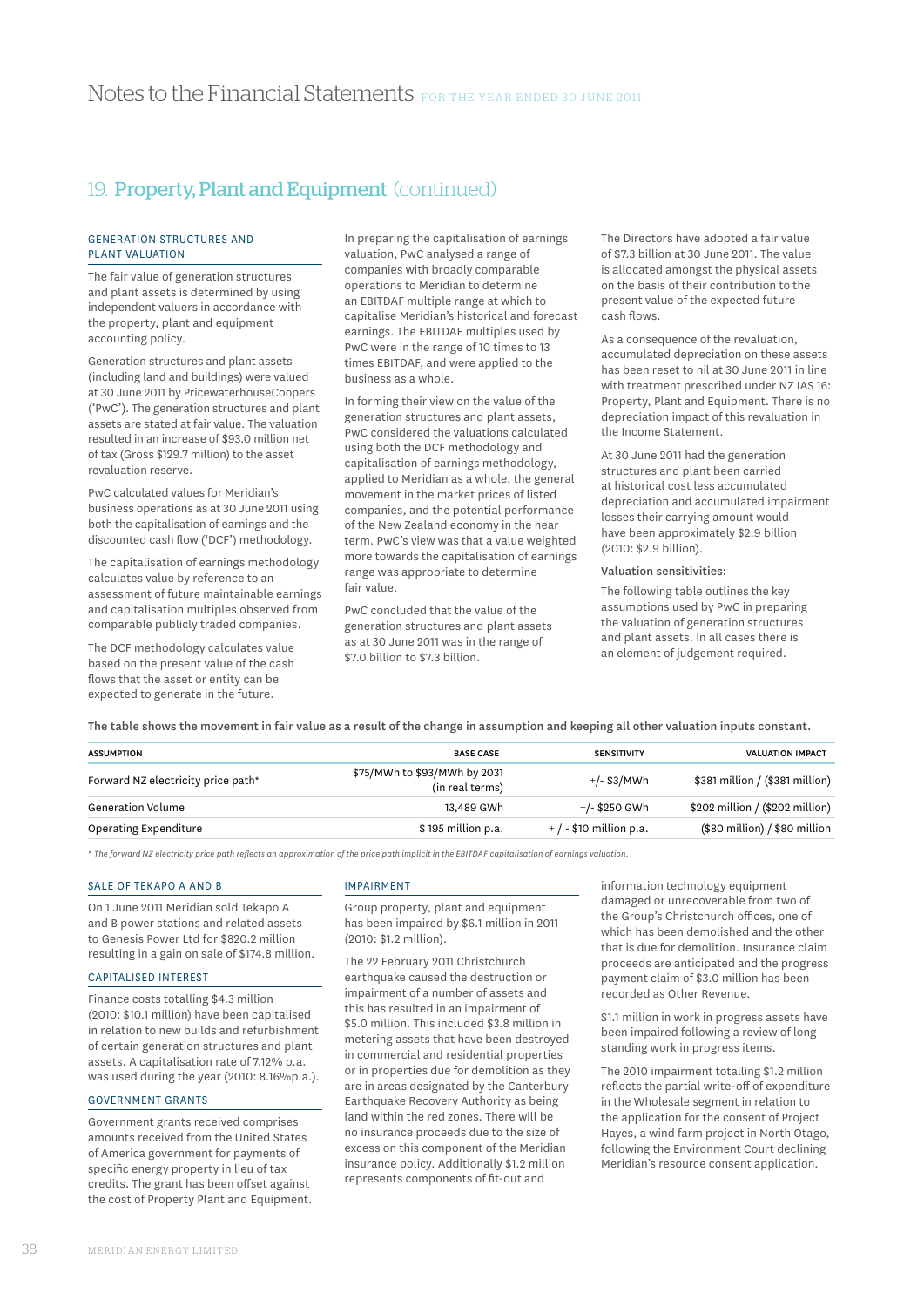## 19. Property, Plant and Equipment (continued)

### GENERATION STRUCTURES AND PLANT VALUATION

The fair value of generation structures and plant assets is determined by using independent valuers in accordance with the property, plant and equipment accounting policy.

Generation structures and plant assets (including land and buildings) were valued at 30 June 2011 by PricewaterhouseCoopers ('PwC'). The generation structures and plant assets are stated at fair value. The valuation resulted in an increase of $93.0 million net of tax (Gross $129.7 million) to the asset revaluation reserve.

PwC calculated values for Meridian's business operations as at 30 June 2011 using both the capitalisation of earnings and the discounted cash flow ('DCF') methodology.

The capitalisation of earnings methodology calculates value by reference to an assessment of future maintainable earnings and capitalisation multiples observed from comparable publicly traded companies.

The DCF methodology calculates value based on the present value of the cash flows that the asset or entity can be expected to generate in the future.

In preparing the capitalisation of earnings valuation, PwC analysed a range of companies with broadly comparable operations to Meridian to determine an EBITDAF multiple range at which to capitalise Meridian's historical and forecast earnings. The EBITDAF multiples used by PwC were in the range of 10 times to 13 times EBITDAF, and were applied to the business as a whole.

In forming their view on the value of the generation structures and plant assets, PwC considered the valuations calculated using both the DCF methodology and capitalisation of earnings methodology, applied to Meridian as a whole, the general movement in the market prices of listed companies, and the potential performance of the New Zealand economy in the near term. PwC's view was that a value weighted more towards the capitalisation of earnings range was appropriate to determine fair value.

PwC concluded that the value of the generation structures and plant assets as at 30 June 2011 was in the range of $7.0 billion to $7.3 billion.

The Directors have adopted a fair value of $7.3 billion at 30 June 2011. The value is allocated amongst the physical assets on the basis of their contribution to the present value of the expected future cash flows.

As a consequence of the revaluation, accumulated depreciation on these assets has been reset to nil at 30 June 2011 in line with treatment prescribed under NZ IAS 16: Property, Plant and Equipment. There is no depreciation impact of this revaluation in the Income Statement.

At 30 June 2011 had the generation structures and plant been carried at historical cost less accumulated depreciation and accumulated impairment losses their carrying amount would have been approximately $2.9 billion (2010: $2.9 billion).

**Valuation sensitivities:**

The following table outlines the key assumptions used by PwC in preparing the valuation of generation structures and plant assets. In all cases there is an element of judgement required.

**The table shows the movement in fair value as a result of the change in assumption and keeping all other valuation inputs constant.**

| ASSUMPTION | BASE CASE | SENSITIVITY | VALUATION IMPACT |
|---|---|---|---|
| Forward NZ electricity price path* | $75/MWh to $93/MWh by 2031 (in real terms) | +/- $3/MWh | $381 million / ($381 million) |
| Generation Volume | 13,489 GWh | +/- $250 GWh | $202 million / ($202 million) |
| Operating Expenditure | $ 195 million p.a. | + / - $10 million p.a. | ($80 million) / $80 million |

*\* The forward NZ electricity price path reflects an approximation of the price path implicit in the EBITDAF capitalisation of earnings valuation.*

### SALE OF TEKAPO A AND B

On 1 June 2011 Meridian sold Tekapo A and B power stations and related assets to Genesis Power Ltd for $820.2 million resulting in a gain on sale of $174.8 million.

### CAPITALISED INTEREST

Finance costs totalling $4.3 million (2010: $10.1 million) have been capitalised in relation to new builds and refurbishment of certain generation structures and plant assets. A capitalisation rate of 7.12% p.a. was used during the year (2010: 8.16%p.a.).

### GOVERNMENT GRANTS

Government grants received comprises amounts received from the United States of America government for payments of specific energy property in lieu of tax credits. The grant has been offset against the cost of Property Plant and Equipment.

### IMPAIRMENT

Group property, plant and equipment has been impaired by $6.1 million in 2011 (2010: $1.2 million).

The 22 February 2011 Christchurch earthquake caused the destruction or impairment of a number of assets and this has resulted in an impairment of $5.0 million. This included $3.8 million in metering assets that have been destroyed in commercial and residential properties or in properties due for demolition as they are in areas designated by the Canterbury Earthquake Recovery Authority as being land within the red zones. There will be no insurance proceeds due to the size of excess on this component of the Meridian insurance policy. Additionally $1.2 million represents components of fit-out and information technology equipment damaged or unrecoverable from two of the Group's Christchurch offices, one of which has been demolished and the other that is due for demolition. Insurance claim proceeds are anticipated and the progress payment claim of $3.0 million has been recorded as Other Revenue.

$1.1 million in work in progress assets have been impaired following a review of long standing work in progress items.

The 2010 impairment totalling $1.2 million reflects the partial write-off of expenditure in the Wholesale segment in relation to the application for the consent of Project Hayes, a wind farm project in North Otago, following the Environment Court declining Meridian's resource consent application.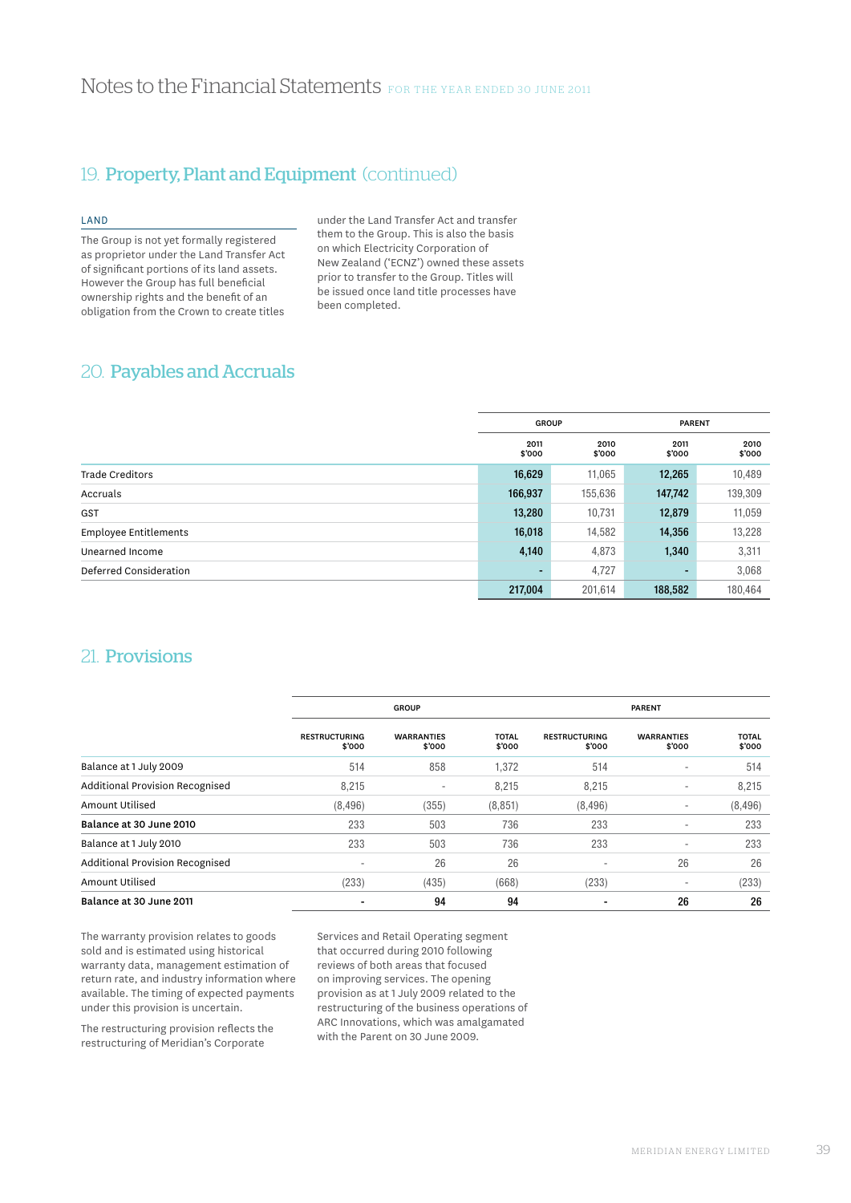# Notes to the Financial Statements FOR THE YEAR ENDED 30 JUNE 2011

## 19. Property, Plant and Equipment (continued)

### LAND

The Group is not yet formally registered as proprietor under the Land Transfer Act of significant portions of its land assets. However the Group has full beneficial ownership rights and the benefit of an obligation from the Crown to create titles under the Land Transfer Act and transfer them to the Group. This is also the basis on which Electricity Corporation of New Zealand ('ECNZ') owned these assets prior to transfer to the Group. Titles will be issued once land title processes have been completed.

## 20. Payables and Accruals

| | GROUP | | PARENT | |
|---|---|---|---|---|
| | 2011 $'000 | 2010 $'000 | 2011 $'000 | 2010 $'000 |
| Trade Creditors | **16,629** | 11,065 | **12,265** | 10,489 |
| Accruals | **166,937** | 155,636 | **147,742** | 139,309 |
| GST | **13,280** | 10,731 | **12,879** | 11,059 |
| Employee Entitlements | **16,018** | 14,582 | **14,356** | 13,228 |
| Unearned Income | **4,140** | 4,873 | **1,340** | 3,311 |
| Deferred Consideration | **-** | 4,727 | **-** | 3,068 |
| | **217,004** | 201,614 | **188,582** | 180,464 |

## 21. Provisions

| | GROUP | | | PARENT | | |
|---|---|---|---|---|---|---|
| | RESTRUCTURING $'000 | WARRANTIES $'000 | TOTAL $'000 | RESTRUCTURING $'000 | WARRANTIES $'000 | TOTAL $'000 |
| Balance at 1 July 2009 | 514 | 858 | 1,372 | 514 | - | 514 |
| Additional Provision Recognised | 8,215 | - | 8,215 | 8,215 | - | 8,215 |
| Amount Utilised | (8,496) | (355) | (8,851) | (8,496) | - | (8,496) |
| **Balance at 30 June 2010** | 233 | 503 | 736 | 233 | - | 233 |
| Balance at 1 July 2010 | 233 | 503 | 736 | 233 | - | 233 |
| Additional Provision Recognised | - | 26 | 26 | - | 26 | 26 |
| Amount Utilised | (233) | (435) | (668) | (233) | - | (233) |
| **Balance at 30 June 2011** | **-** | **94** | **94** | **-** | **26** | **26** |

The warranty provision relates to goods sold and is estimated using historical warranty data, management estimation of return rate, and industry information where available. The timing of expected payments under this provision is uncertain.

The restructuring provision reflects the restructuring of Meridian's Corporate Services and Retail Operating segment that occurred during 2010 following reviews of both areas that focused on improving services. The opening provision as at 1 July 2009 related to the restructuring of the business operations of ARC Innovations, which was amalgamated with the Parent on 30 June 2009.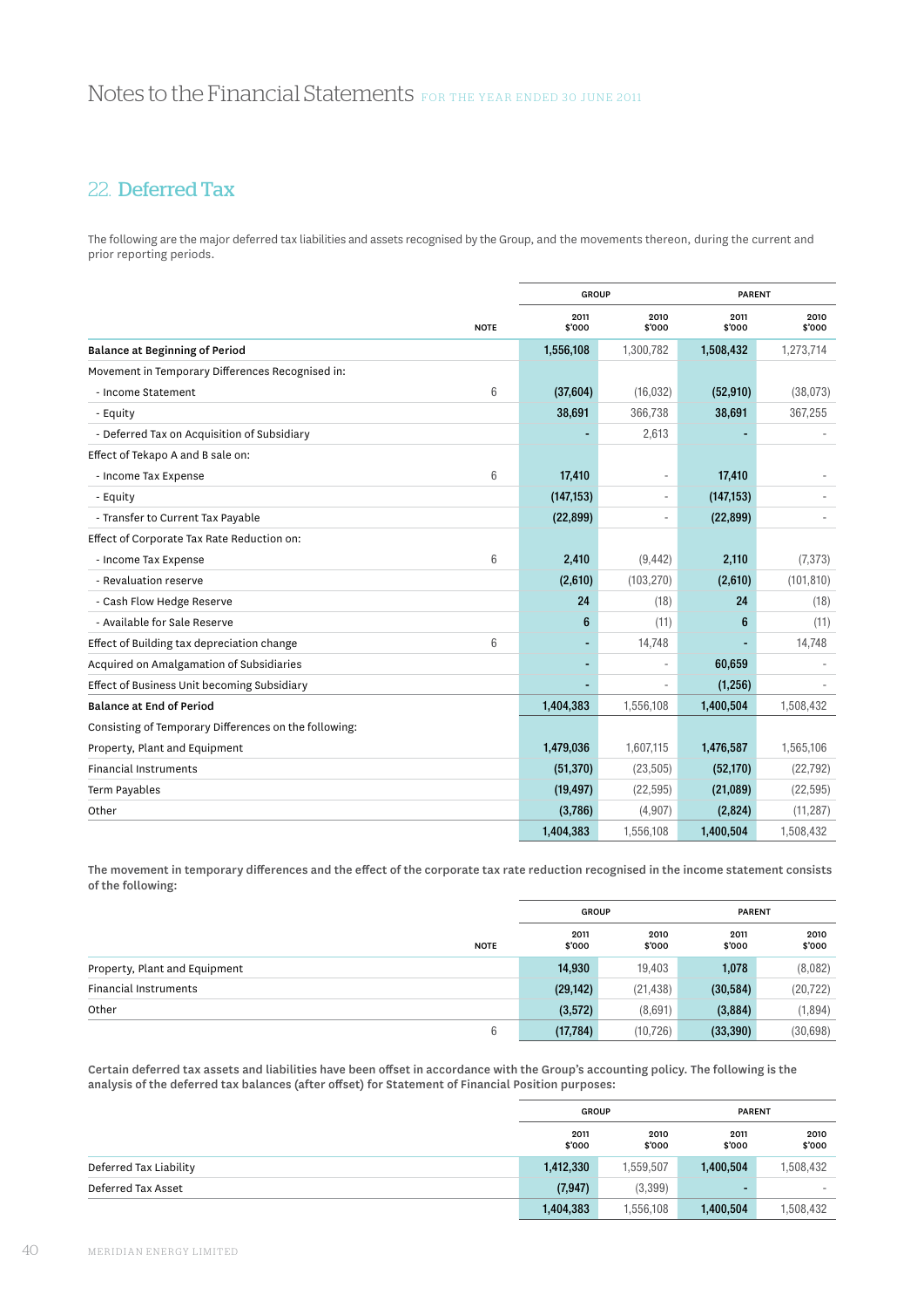## 22. Deferred Tax

The following are the major deferred tax liabilities and assets recognised by the Group, and the movements thereon, during the current and prior reporting periods.

| | NOTE | GROUP 2011 $'000 | GROUP 2010 $'000 | PARENT 2011 $'000 | PARENT 2010 $'000 |
|---|---|---|---|---|---|
| **Balance at Beginning of Period** | | **1,556,108** | 1,300,782 | **1,508,432** | 1,273,714 |
| Movement in Temporary Differences Recognised in: | | | | | |
| - Income Statement | 6 | **(37,604)** | (16,032) | **(52,910)** | (38,073) |
| - Equity | | **38,691** | 366,738 | **38,691** | 367,255 |
| - Deferred Tax on Acquisition of Subsidiary | | **-** | 2,613 | **-** | - |
| Effect of Tekapo A and B sale on: | | | | | |
| - Income Tax Expense | 6 | **17,410** | - | **17,410** | - |
| - Equity | | **(147,153)** | - | **(147,153)** | - |
| - Transfer to Current Tax Payable | | **(22,899)** | - | **(22,899)** | - |
| Effect of Corporate Tax Rate Reduction on: | | | | | |
| - Income Tax Expense | 6 | **2,410** | (9,442) | **2,110** | (7,373) |
| - Revaluation reserve | | **(2,610)** | (103,270) | **(2,610)** | (101,810) |
| - Cash Flow Hedge Reserve | | **24** | (18) | **24** | (18) |
| - Available for Sale Reserve | | **6** | (11) | **6** | (11) |
| Effect of Building tax depreciation change | 6 | **-** | 14,748 | **-** | 14,748 |
| Acquired on Amalgamation of Subsidiaries | | **-** | - | **60,659** | - |
| Effect of Business Unit becoming Subsidiary | | **-** | - | **(1,256)** | - |
| **Balance at End of Period** | | **1,404,383** | 1,556,108 | **1,400,504** | 1,508,432 |
| Consisting of Temporary Differences on the following: | | | | | |
| Property, Plant and Equipment | | **1,479,036** | 1,607,115 | **1,476,587** | 1,565,106 |
| Financial Instruments | | **(51,370)** | (23,505) | **(52,170)** | (22,792) |
| Term Payables | | **(19,497)** | (22,595) | **(21,089)** | (22,595) |
| Other | | **(3,786)** | (4,907) | **(2,824)** | (11,287) |
| | | **1,404,383** | 1,556,108 | **1,400,504** | 1,508,432 |

**The movement in temporary differences and the effect of the corporate tax rate reduction recognised in the income statement consists of the following:**

| | NOTE | GROUP 2011 $'000 | GROUP 2010 $'000 | PARENT 2011 $'000 | PARENT 2010 $'000 |
|---|---|---|---|---|---|
| Property, Plant and Equipment | | **14,930** | 19,403 | **1,078** | (8,082) |
| Financial Instruments | | **(29,142)** | (21,438) | **(30,584)** | (20,722) |
| Other | | **(3,572)** | (8,691) | **(3,884)** | (1,894) |
| | 6 | **(17,784)** | (10,726) | **(33,390)** | (30,698) |

**Certain deferred tax assets and liabilities have been offset in accordance with the Group's accounting policy. The following is the analysis of the deferred tax balances (after offset) for Statement of Financial Position purposes:**

| | GROUP 2011 $'000 | GROUP 2010 $'000 | PARENT 2011 $'000 | PARENT 2010 $'000 |
|---|---|---|---|---|
| Deferred Tax Liability | **1,412,330** | 1,559,507 | **1,400,504** | 1,508,432 |
| Deferred Tax Asset | **(7,947)** | (3,399) | **-** | - |
| | **1,404,383** | 1,556,108 | **1,400,504** | 1,508,432 |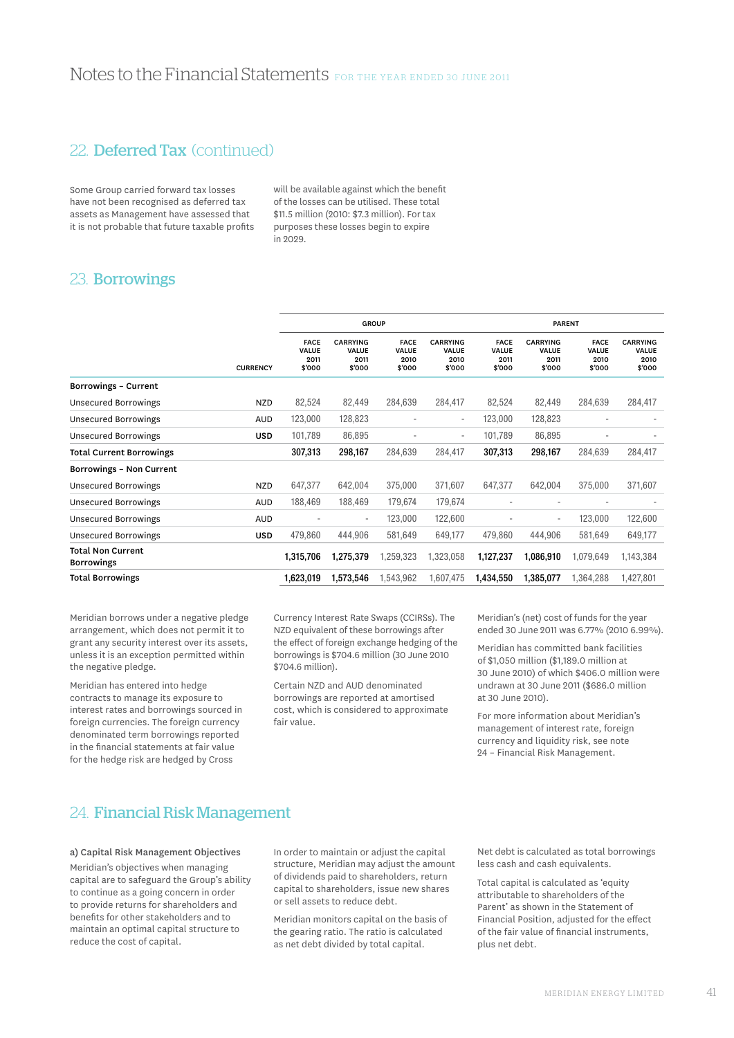## 22. Deferred Tax (continued)

Some Group carried forward tax losses have not been recognised as deferred tax assets as Management have assessed that it is not probable that future taxable profits will be available against which the benefit of the losses can be utilised. These total $11.5 million (2010: $7.3 million). For tax purposes these losses begin to expire in 2029.

## 23. Borrowings

| | CURRENCY | GROUP | | | | PARENT | | | |
|---|---|---|---|---|---|---|---|---|---|
| | | FACE VALUE 2011 $'000 | CARRYING VALUE 2011 $'000 | FACE VALUE 2010 $'000 | CARRYING VALUE 2010 $'000 | FACE VALUE 2011 $'000 | CARRYING VALUE 2011 $'000 | FACE VALUE 2010 $'000 | CARRYING VALUE 2010 $'000 |
| **Borrowings – Current** | | | | | | | | | |
| Unsecured Borrowings | NZD | 82,524 | 82,449 | 284,639 | 284,417 | 82,524 | 82,449 | 284,639 | 284,417 |
| Unsecured Borrowings | AUD | 123,000 | 128,823 | - | - | 123,000 | 128,823 | - | - |
| Unsecured Borrowings | USD | 101,789 | 86,895 | - | - | 101,789 | 86,895 | - | - |
| **Total Current Borrowings** | | **307,313** | **298,167** | 284,639 | 284,417 | **307,313** | **298,167** | 284,639 | 284,417 |
| **Borrowings – Non Current** | | | | | | | | | |
| Unsecured Borrowings | NZD | 647,377 | 642,004 | 375,000 | 371,607 | 647,377 | 642,004 | 375,000 | 371,607 |
| Unsecured Borrowings | AUD | 188,469 | 188,469 | 179,674 | 179,674 | - | - | - | - |
| Unsecured Borrowings | AUD | - | - | 123,000 | 122,600 | - | - | 123,000 | 122,600 |
| Unsecured Borrowings | USD | 479,860 | 444,906 | 581,649 | 649,177 | 479,860 | 444,906 | 581,649 | 649,177 |
| **Total Non Current Borrowings** | | **1,315,706** | **1,275,379** | 1,259,323 | 1,323,058 | **1,127,237** | **1,086,910** | 1,079,649 | 1,143,384 |
| **Total Borrowings** | | **1,623,019** | **1,573,546** | 1,543,962 | 1,607,475 | **1,434,550** | **1,385,077** | 1,364,288 | 1,427,801 |

Meridian borrows under a negative pledge arrangement, which does not permit it to grant any security interest over its assets, unless it is an exception permitted within the negative pledge.

Meridian has entered into hedge contracts to manage its exposure to interest rates and borrowings sourced in foreign currencies. The foreign currency denominated term borrowings reported in the financial statements at fair value for the hedge risk are hedged by Cross Currency Interest Rate Swaps (CCIRSs). The NZD equivalent of these borrowings after the effect of foreign exchange hedging of the borrowings is $704.6 million (30 June 2010 $704.6 million).

Certain NZD and AUD denominated borrowings are reported at amortised cost, which is considered to approximate fair value.

Meridian's (net) cost of funds for the year ended 30 June 2011 was 6.77% (2010 6.99%).

Meridian has committed bank facilities of $1,050 million ($1,189.0 million at 30 June 2010) of which $406.0 million were undrawn at 30 June 2011 ($686.0 million at 30 June 2010).

For more information about Meridian's management of interest rate, foreign currency and liquidity risk, see note 24 – Financial Risk Management.

## 24. Financial Risk Management

**a) Capital Risk Management Objectives**

Meridian's objectives when managing capital are to safeguard the Group's ability to continue as a going concern in order to provide returns for shareholders and benefits for other stakeholders and to maintain an optimal capital structure to reduce the cost of capital.

In order to maintain or adjust the capital structure, Meridian may adjust the amount of dividends paid to shareholders, return capital to shareholders, issue new shares or sell assets to reduce debt.

Meridian monitors capital on the basis of the gearing ratio. The ratio is calculated as net debt divided by total capital.

Net debt is calculated as total borrowings less cash and cash equivalents.

Total capital is calculated as 'equity attributable to shareholders of the Parent' as shown in the Statement of Financial Position, adjusted for the effect of the fair value of financial instruments, plus net debt.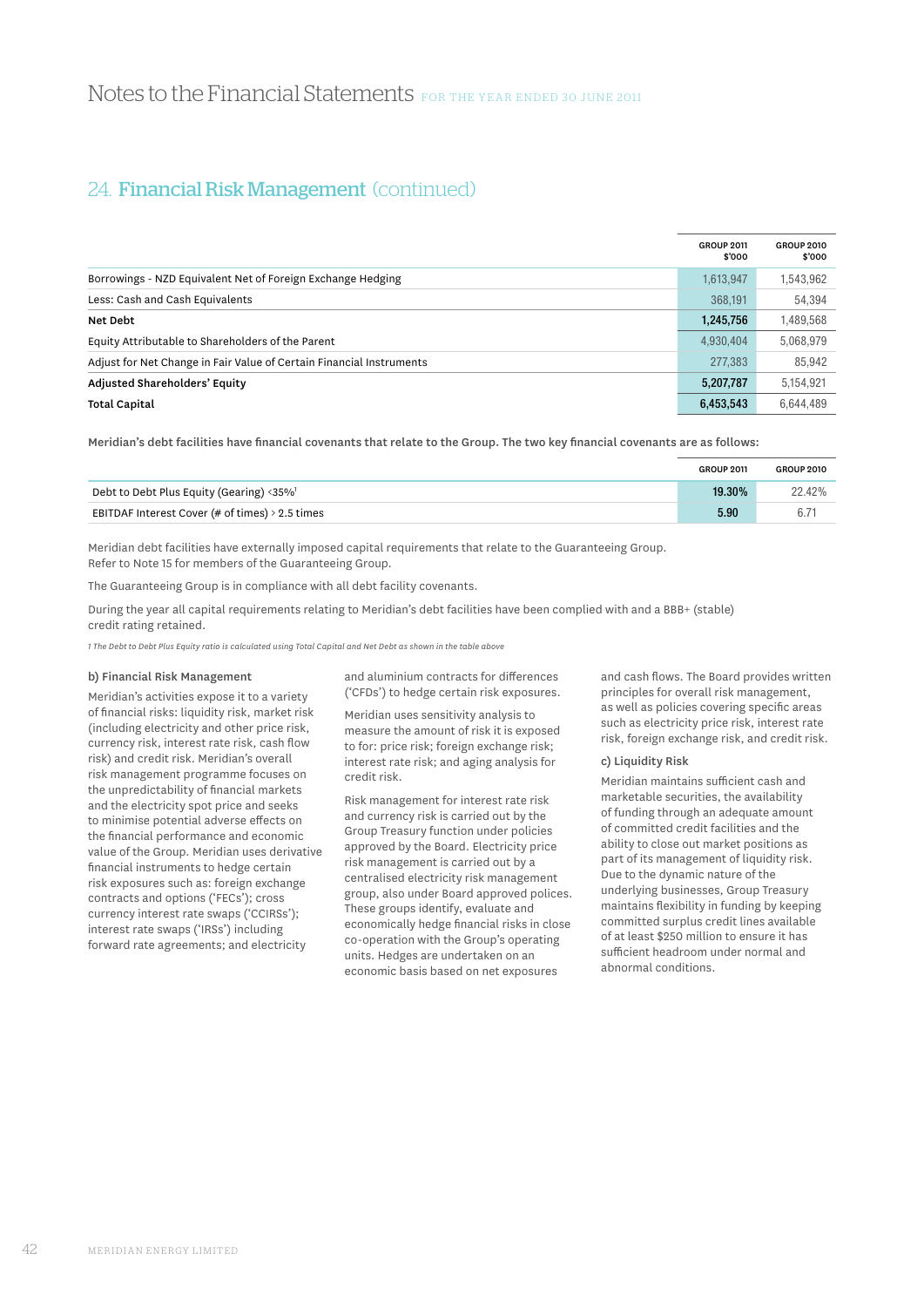## 24. Financial Risk Management (continued)

| | GROUP 2011 $'000 | GROUP 2010 $'000 |
|---|---|---|
| Borrowings - NZD Equivalent Net of Foreign Exchange Hedging | 1,613,947 | 1,543,962 |
| Less: Cash and Cash Equivalents | 368,191 | 54,394 |
| **Net Debt** | **1,245,756** | 1,489,568 |
| Equity Attributable to Shareholders of the Parent | 4,930,404 | 5,068,979 |
| Adjust for Net Change in Fair Value of Certain Financial Instruments | 277,383 | 85,942 |
| **Adjusted Shareholders' Equity** | **5,207,787** | 5,154,921 |
| **Total Capital** | **6,453,543** | 6,644,489 |

**Meridian's debt facilities have financial covenants that relate to the Group. The two key financial covenants are as follows:**

| | GROUP 2011 | GROUP 2010 |
|---|---|---|
| Debt to Debt Plus Equity (Gearing) <35%[1] | **19.30%** | 22.42% |
| EBITDAF Interest Cover (# of times) > 2.5 times | **5.90** | 6.71 |

Meridian debt facilities have externally imposed capital requirements that relate to the Guaranteeing Group. Refer to Note 15 for members of the Guaranteeing Group.

The Guaranteeing Group is in compliance with all debt facility covenants.

During the year all capital requirements relating to Meridian's debt facilities have been complied with and a BBB+ (stable) credit rating retained.

*1 The Debt to Debt Plus Equity ratio is calculated using Total Capital and Net Debt as shown in the table above*

### b) Financial Risk Management

Meridian's activities expose it to a variety of financial risks: liquidity risk, market risk (including electricity and other price risk, currency risk, interest rate risk, cash flow risk) and credit risk. Meridian's overall risk management programme focuses on the unpredictability of financial markets and the electricity spot price and seeks to minimise potential adverse effects on the financial performance and economic value of the Group. Meridian uses derivative financial instruments to hedge certain risk exposures such as: foreign exchange contracts and options ('FECs'); cross currency interest rate swaps ('CCIRSs'); interest rate swaps ('IRSs') including forward rate agreements; and electricity and aluminium contracts for differences ('CFDs') to hedge certain risk exposures.

Meridian uses sensitivity analysis to measure the amount of risk it is exposed to for: price risk; foreign exchange risk; interest rate risk; and aging analysis for credit risk.

Risk management for interest rate risk and currency risk is carried out by the Group Treasury function under policies approved by the Board. Electricity price risk management is carried out by a centralised electricity risk management group, also under Board approved polices. These groups identify, evaluate and economically hedge financial risks in close co-operation with the Group's operating units. Hedges are undertaken on an economic basis based on net exposures and cash flows. The Board provides written principles for overall risk management, as well as policies covering specific areas such as electricity price risk, interest rate risk, foreign exchange risk, and credit risk.

### c) Liquidity Risk

Meridian maintains sufficient cash and marketable securities, the availability of funding through an adequate amount of committed credit facilities and the ability to close out market positions as part of its management of liquidity risk. Due to the dynamic nature of the underlying businesses, Group Treasury maintains flexibility in funding by keeping committed surplus credit lines available of at least $250 million to ensure it has sufficient headroom under normal and abnormal conditions.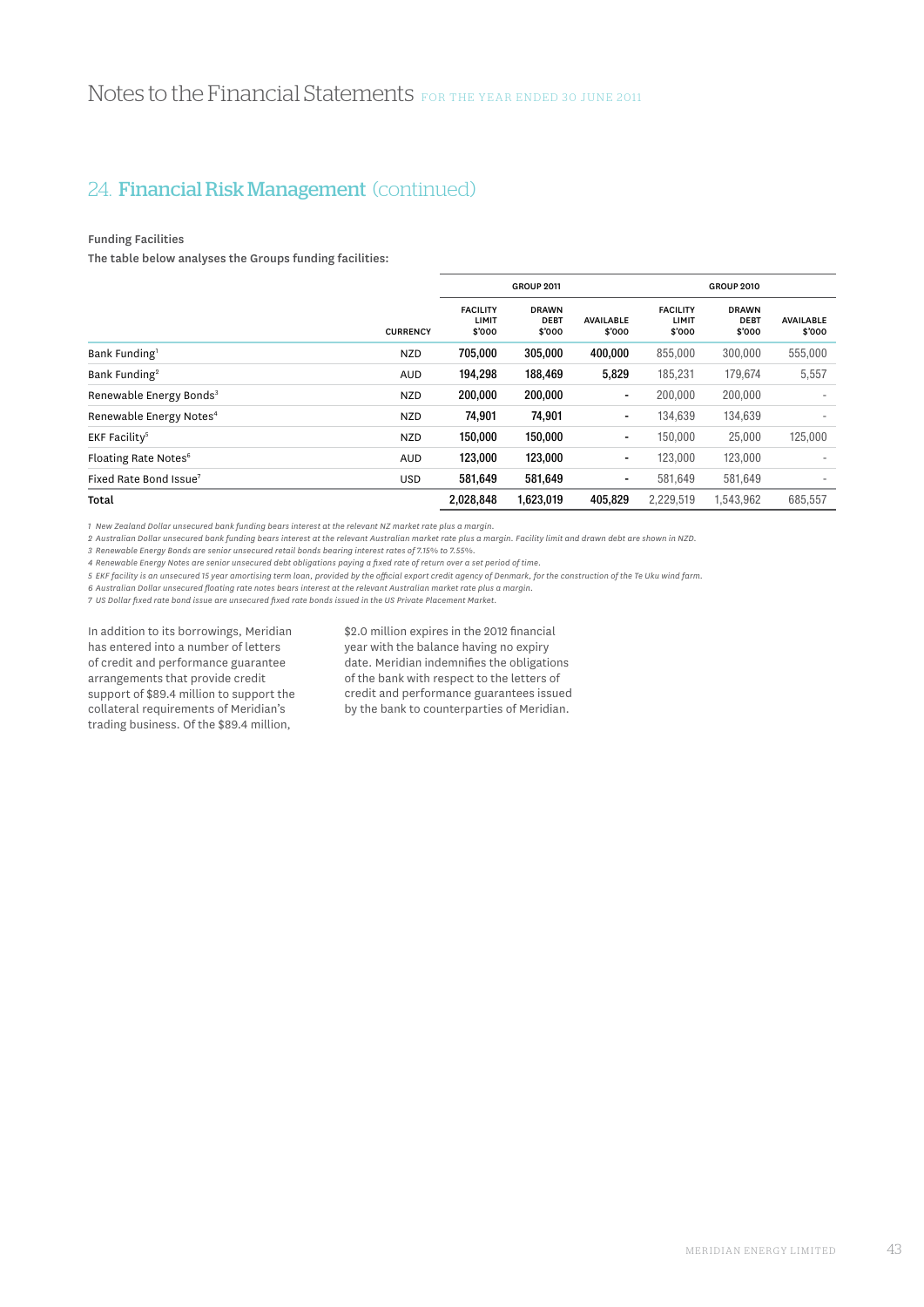# Notes to the Financial Statements FOR THE YEAR ENDED 30 JUNE 2011

## 24. Financial Risk Management (continued)

**Funding Facilities**

**The table below analyses the Groups funding facilities:**

| | | GROUP 2011 | | | GROUP 2010 | | |
|---|---|---|---|---|---|---|---|
| | CURRENCY | FACILITY LIMIT $'000 | DRAWN DEBT $'000 | AVAILABLE $'000 | FACILITY LIMIT $'000 | DRAWN DEBT $'000 | AVAILABLE $'000 |
| Bank Funding[1] | NZD | 705,000 | 305,000 | 400,000 | 855,000 | 300,000 | 555,000 |
| Bank Funding[2] | AUD | 194,298 | 188,469 | 5,829 | 185,231 | 179,674 | 5,557 |
| Renewable Energy Bonds[3] | NZD | 200,000 | 200,000 | - | 200,000 | 200,000 | - |
| Renewable Energy Notes[4] | NZD | 74,901 | 74,901 | - | 134,639 | 134,639 | - |
| EKF Facility[5] | NZD | 150,000 | 150,000 | - | 150,000 | 25,000 | 125,000 |
| Floating Rate Notes[6] | AUD | 123,000 | 123,000 | - | 123,000 | 123,000 | - |
| Fixed Rate Bond Issue[7] | USD | 581,649 | 581,649 | - | 581,649 | 581,649 | - |
| **Total** | | **2,028,848** | **1,623,019** | **405,829** | 2,229,519 | 1,543,962 | 685,557 |

*1 New Zealand Dollar unsecured bank funding bears interest at the relevant NZ market rate plus a margin.*
*2 Australian Dollar unsecured bank funding bears interest at the relevant Australian market rate plus a margin. Facility limit and drawn debt are shown in NZD.*
*3 Renewable Energy Bonds are senior unsecured retail bonds bearing interest rates of 7.15% to 7.55%.*
*4 Renewable Energy Notes are senior unsecured debt obligations paying a fixed rate of return over a set period of time.*
*5 EKF facility is an unsecured 15 year amortising term loan, provided by the official export credit agency of Denmark, for the construction of the Te Uku wind farm.*
*6 Australian Dollar unsecured floating rate notes bears interest at the relevant Australian market rate plus a margin.*
*7 US Dollar fixed rate bond issue are unsecured fixed rate bonds issued in the US Private Placement Market.*

In addition to its borrowings, Meridian has entered into a number of letters of credit and performance guarantee arrangements that provide credit support of $89.4 million to support the collateral requirements of Meridian's trading business. Of the $89.4 million, $2.0 million expires in the 2012 financial year with the balance having no expiry date. Meridian indemnifies the obligations of the bank with respect to the letters of credit and performance guarantees issued by the bank to counterparties of Meridian.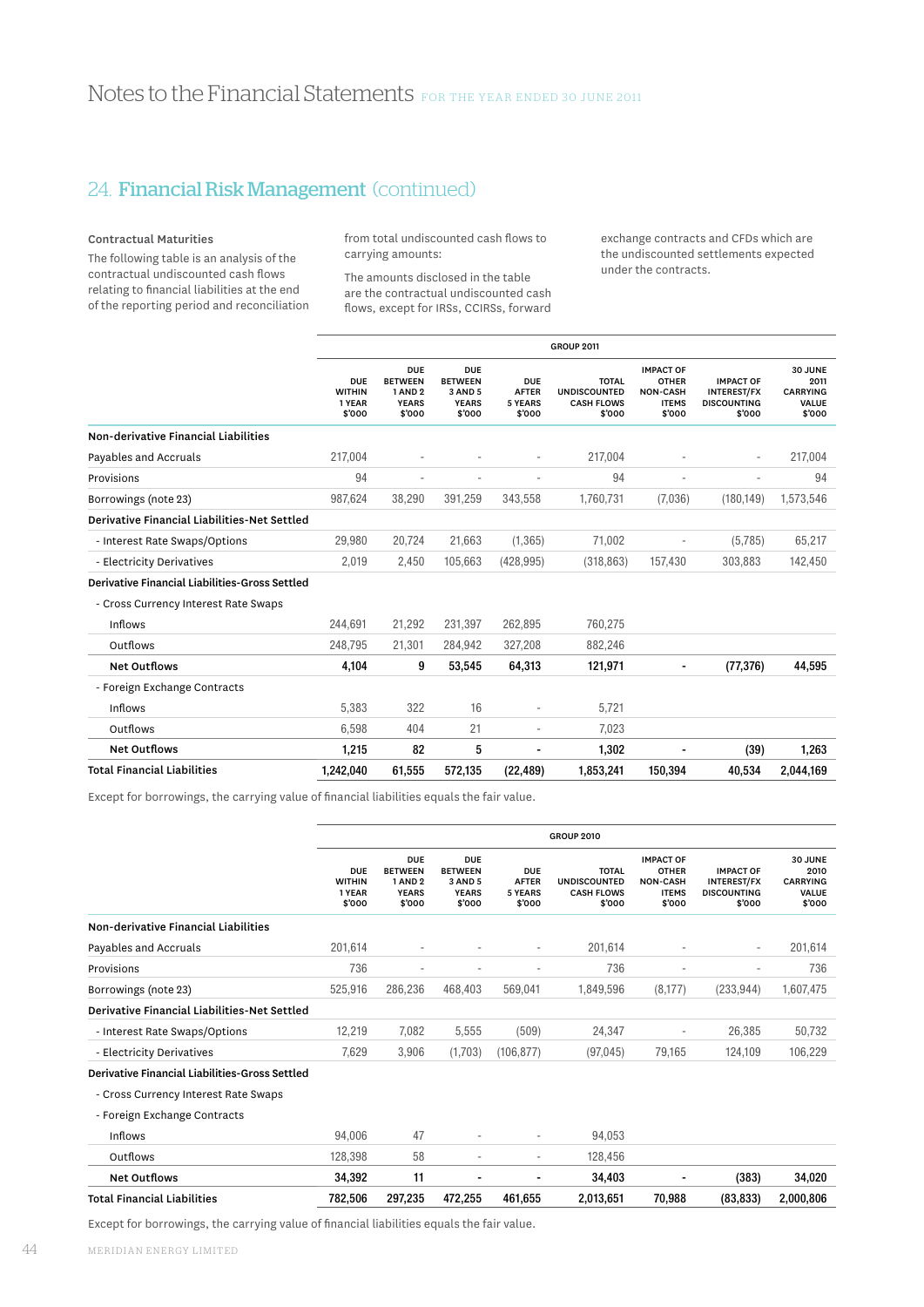## 24. Financial Risk Management (continued)

**Contractual Maturities**

The following table is an analysis of the contractual undiscounted cash flows relating to financial liabilities at the end of the reporting period and reconciliation from total undiscounted cash flows to carrying amounts:

The amounts disclosed in the table are the contractual undiscounted cash flows, except for IRSs, CCIRSs, forward exchange contracts and CFDs which are the undiscounted settlements expected under the contracts.

| | GROUP 2011 | | | | | | | |
|---|---|---|---|---|---|---|---|---|
| | DUE WITHIN 1 YEAR $'000 | DUE BETWEEN 1 AND 2 YEARS $'000 | DUE BETWEEN 3 AND 5 YEARS $'000 | DUE AFTER 5 YEARS $'000 | TOTAL UNDISCOUNTED CASH FLOWS $'000 | IMPACT OF OTHER NON-CASH ITEMS $'000 | IMPACT OF INTEREST/FX DISCOUNTING $'000 | 30 JUNE 2011 CARRYING VALUE $'000 |
| **Non-derivative Financial Liabilities** | | | | | | | | |
| Payables and Accruals | 217,004 | - | - | - | 217,004 | - | - | 217,004 |
| Provisions | 94 | - | - | - | 94 | - | - | 94 |
| Borrowings (note 23) | 987,624 | 38,290 | 391,259 | 343,558 | 1,760,731 | (7,036) | (180,149) | 1,573,546 |
| **Derivative Financial Liabilities-Net Settled** | | | | | | | | |
| - Interest Rate Swaps/Options | 29,980 | 20,724 | 21,663 | (1,365) | 71,002 | - | (5,785) | 65,217 |
| - Electricity Derivatives | 2,019 | 2,450 | 105,663 | (428,995) | (318,863) | 157,430 | 303,883 | 142,450 |
| **Derivative Financial Liabilities-Gross Settled** | | | | | | | | |
| - Cross Currency Interest Rate Swaps | | | | | | | | |
| Inflows | 244,691 | 21,292 | 231,397 | 262,895 | 760,275 | | | |
| Outflows | 248,795 | 21,301 | 284,942 | 327,208 | 882,246 | | | |
| **Net Outflows** | **4,104** | **9** | **53,545** | **64,313** | **121,971** | **-** | **(77,376)** | **44,595** |
| - Foreign Exchange Contracts | | | | | | | | |
| Inflows | 5,383 | 322 | 16 | - | 5,721 | | | |
| Outflows | 6,598 | 404 | 21 | - | 7,023 | | | |
| **Net Outflows** | **1,215** | **82** | **5** | **-** | **1,302** | **-** | **(39)** | **1,263** |
| **Total Financial Liabilities** | **1,242,040** | **61,555** | **572,135** | **(22,489)** | **1,853,241** | **150,394** | **40,534** | **2,044,169** |

Except for borrowings, the carrying value of financial liabilities equals the fair value.

| | GROUP 2010 | | | | | | | |
|---|---|---|---|---|---|---|---|---|
| | DUE WITHIN 1 YEAR $'000 | DUE BETWEEN 1 AND 2 YEARS $'000 | DUE BETWEEN 3 AND 5 YEARS $'000 | DUE AFTER 5 YEARS $'000 | TOTAL UNDISCOUNTED CASH FLOWS $'000 | IMPACT OF OTHER NON-CASH ITEMS $'000 | IMPACT OF INTEREST/FX DISCOUNTING $'000 | 30 JUNE 2010 CARRYING VALUE $'000 |
| **Non-derivative Financial Liabilities** | | | | | | | | |
| Payables and Accruals | 201,614 | - | - | - | 201,614 | - | - | 201,614 |
| Provisions | 736 | - | - | - | 736 | - | - | 736 |
| Borrowings (note 23) | 525,916 | 286,236 | 468,403 | 569,041 | 1,849,596 | (8,177) | (233,944) | 1,607,475 |
| **Derivative Financial Liabilities-Net Settled** | | | | | | | | |
| - Interest Rate Swaps/Options | 12,219 | 7,082 | 5,555 | (509) | 24,347 | - | 26,385 | 50,732 |
| - Electricity Derivatives | 7,629 | 3,906 | (1,703) | (106,877) | (97,045) | 79,165 | 124,109 | 106,229 |
| **Derivative Financial Liabilities-Gross Settled** | | | | | | | | |
| - Cross Currency Interest Rate Swaps | | | | | | | | |
| - Foreign Exchange Contracts | | | | | | | | |
| Inflows | 94,006 | 47 | - | - | 94,053 | | | |
| Outflows | 128,398 | 58 | - | - | 128,456 | | | |
| **Net Outflows** | **34,392** | **11** | **-** | **-** | **34,403** | **-** | **(383)** | **34,020** |
| **Total Financial Liabilities** | **782,506** | **297,235** | **472,255** | **461,655** | **2,013,651** | **70,988** | **(83,833)** | **2,000,806** |

Except for borrowings, the carrying value of financial liabilities equals the fair value.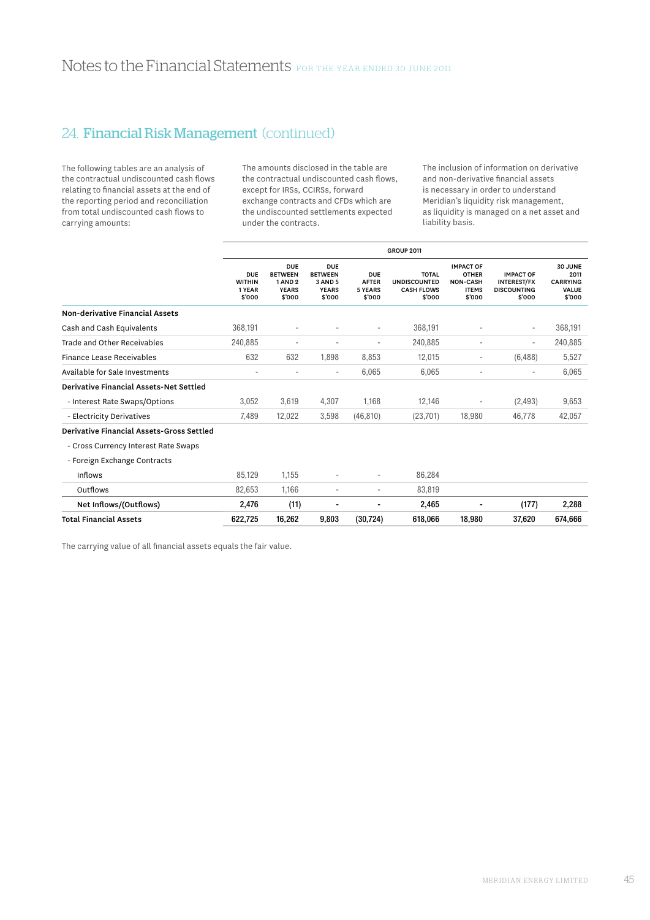# Notes to the Financial Statements FOR THE YEAR ENDED 30 JUNE 2011

## 24. Financial Risk Management (continued)

The following tables are an analysis of the contractual undiscounted cash flows relating to financial assets at the end of the reporting period and reconciliation from total undiscounted cash flows to carrying amounts:

The amounts disclosed in the table are the contractual undiscounted cash flows, except for IRSs, CCIRSs, forward exchange contracts and CFDs which are the undiscounted settlements expected under the contracts.

The inclusion of information on derivative and non-derivative financial assets is necessary in order to understand Meridian's liquidity risk management, as liquidity is managed on a net asset and liability basis.

| | GROUP 2011 | | | | | | | |
|---|---|---|---|---|---|---|---|---|
| | DUE WITHIN 1 YEAR $'000 | DUE BETWEEN 1 AND 2 YEARS $'000 | DUE BETWEEN 3 AND 5 YEARS $'000 | DUE AFTER 5 YEARS $'000 | TOTAL UNDISCOUNTED CASH FLOWS $'000 | IMPACT OF OTHER NON-CASH ITEMS $'000 | IMPACT OF INTEREST/FX DISCOUNTING $'000 | 30 JUNE 2011 CARRYING VALUE $'000 |
| **Non-derivative Financial Assets** | | | | | | | | |
| Cash and Cash Equivalents | 368,191 | - | - | - | 368,191 | - | - | 368,191 |
| Trade and Other Receivables | 240,885 | - | - | - | 240,885 | - | - | 240,885 |
| Finance Lease Receivables | 632 | 632 | 1,898 | 8,853 | 12,015 | - | (6,488) | 5,527 |
| Available for Sale Investments | - | - | - | 6,065 | 6,065 | - | - | 6,065 |
| **Derivative Financial Assets-Net Settled** | | | | | | | | |
| - Interest Rate Swaps/Options | 3,052 | 3,619 | 4,307 | 1,168 | 12,146 | - | (2,493) | 9,653 |
| - Electricity Derivatives | 7,489 | 12,022 | 3,598 | (46,810) | (23,701) | 18,980 | 46,778 | 42,057 |
| **Derivative Financial Assets-Gross Settled** | | | | | | | | |
| - Cross Currency Interest Rate Swaps | | | | | | | | |
| - Foreign Exchange Contracts | | | | | | | | |
| Inflows | 85,129 | 1,155 | - | - | 86,284 | | | |
| Outflows | 82,653 | 1,166 | - | - | 83,819 | | | |
| **Net Inflows/(Outflows)** | **2,476** | **(11)** | **-** | **-** | **2,465** | **-** | **(177)** | **2,288** |
| **Total Financial Assets** | **622,725** | **16,262** | **9,803** | **(30,724)** | **618,066** | **18,980** | **37,620** | **674,666** |

The carrying value of all financial assets equals the fair value.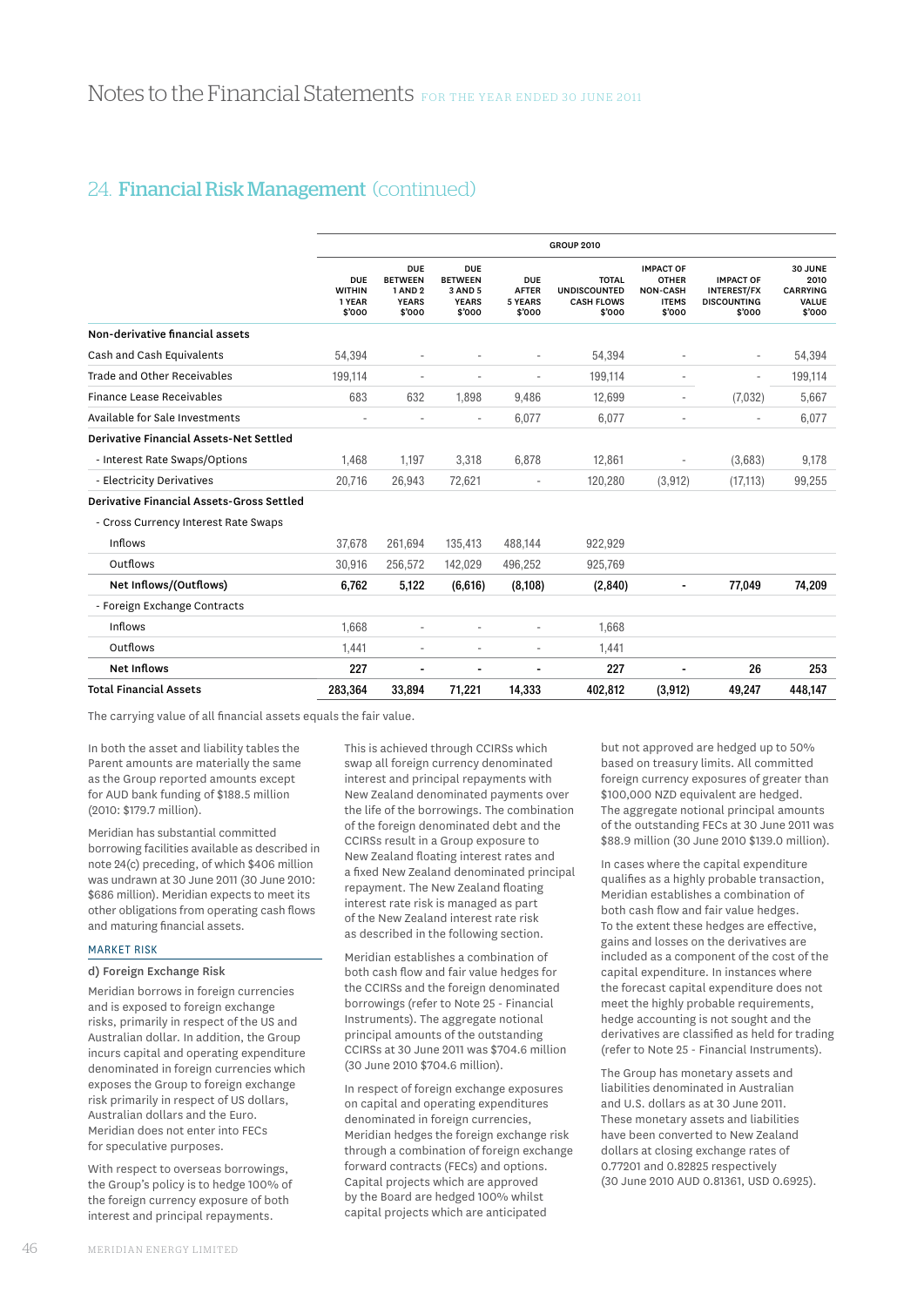## 24. Financial Risk Management (continued)

| | GROUP 2010 | | | | | | | |
|---|---|---|---|---|---|---|---|---|
| | DUE WITHIN 1 YEAR $'000 | DUE BETWEEN 1 AND 2 YEARS $'000 | DUE BETWEEN 3 AND 5 YEARS $'000 | DUE AFTER 5 YEARS $'000 | TOTAL UNDISCOUNTED CASH FLOWS $'000 | IMPACT OF OTHER NON-CASH ITEMS $'000 | IMPACT OF INTEREST/FX DISCOUNTING $'000 | 30 JUNE 2010 CARRYING VALUE $'000 |
| **Non-derivative financial assets** | | | | | | | | |
| Cash and Cash Equivalents | 54,394 | - | - | - | 54,394 | - | - | 54,394 |
| Trade and Other Receivables | 199,114 | - | - | - | 199,114 | - | - | 199,114 |
| Finance Lease Receivables | 683 | 632 | 1,898 | 9,486 | 12,699 | - | (7,032) | 5,667 |
| Available for Sale Investments | - | - | - | 6,077 | 6,077 | - | - | 6,077 |
| **Derivative Financial Assets-Net Settled** | | | | | | | | |
| - Interest Rate Swaps/Options | 1,468 | 1,197 | 3,318 | 6,878 | 12,861 | - | (3,683) | 9,178 |
| - Electricity Derivatives | 20,716 | 26,943 | 72,621 | - | 120,280 | (3,912) | (17,113) | 99,255 |
| **Derivative Financial Assets-Gross Settled** | | | | | | | | |
| - Cross Currency Interest Rate Swaps | | | | | | | | |
| Inflows | 37,678 | 261,694 | 135,413 | 488,144 | 922,929 | | | |
| Outflows | 30,916 | 256,572 | 142,029 | 496,252 | 925,769 | | | |
| **Net Inflows/(Outflows)** | **6,762** | **5,122** | **(6,616)** | **(8,108)** | **(2,840)** | **-** | **77,049** | **74,209** |
| - Foreign Exchange Contracts | | | | | | | | |
| Inflows | 1,668 | - | - | - | 1,668 | | | |
| Outflows | 1,441 | - | - | - | 1,441 | | | |
| **Net Inflows** | **227** | **-** | **-** | **-** | **227** | **-** | **26** | **253** |
| **Total Financial Assets** | **283,364** | **33,894** | **71,221** | **14,333** | **402,812** | **(3,912)** | **49,247** | **448,147** |

The carrying value of all financial assets equals the fair value.

In both the asset and liability tables the Parent amounts are materially the same as the Group reported amounts except for AUD bank funding of $188.5 million (2010: $179.7 million).

Meridian has substantial committed borrowing facilities available as described in note 24(c) preceding, of which $406 million was undrawn at 30 June 2011 (30 June 2010: $686 million). Meridian expects to meet its other obligations from operating cash flows and maturing financial assets.

### MARKET RISK

#### d) Foreign Exchange Risk

Meridian borrows in foreign currencies and is exposed to foreign exchange risks, primarily in respect of the US and Australian dollar. In addition, the Group incurs capital and operating expenditure denominated in foreign currencies which exposes the Group to foreign exchange risk primarily in respect of US dollars, Australian dollars and the Euro. Meridian does not enter into FECs for speculative purposes.

With respect to overseas borrowings, the Group's policy is to hedge 100% of the foreign currency exposure of both the interest and principal repayments. This is achieved through CCIRSs which swap all foreign currency denominated interest and principal repayments with New Zealand denominated payments over the life of the borrowings. The combination of the foreign denominated debt and the CCIRSs result in a Group exposure to New Zealand floating interest rates and a fixed New Zealand denominated principal repayment. The New Zealand floating interest rate risk is managed as part of the New Zealand interest rate risk as described in the following section.

Meridian establishes a combination of both cash flow and fair value hedges for the CCIRSs and the foreign denominated borrowings (refer to Note 25 - Financial Instruments). The aggregate notional principal amounts of the outstanding CCIRSs at 30 June 2011 was $704.6 million (30 June 2010 $704.6 million).

In respect of foreign exchange exposures on capital and operating expenditures denominated in foreign currencies, Meridian hedges the foreign exchange risk through a combination of foreign exchange forward contracts (FECs) and options. Capital projects which are approved by the Board are hedged 100% whilst capital projects which are anticipated but not approved are hedged up to 50% based on treasury limits. All committed foreign currency exposures of greater than $100,000 NZD equivalent are hedged. The aggregate notional principal amounts of the outstanding FECs at 30 June 2011 was $88.9 million (30 June 2010 $139.0 million).

In cases where the capital expenditure qualifies as a highly probable transaction, Meridian establishes a combination of both cash flow and fair value hedges. To the extent these hedges are effective, gains and losses on the derivatives are included as a component of the cost of the capital expenditure. In instances where the forecast capital expenditure does not meet the highly probable requirements, hedge accounting is not sought and the derivatives are classified as held for trading (refer to Note 25 - Financial Instruments).

The Group has monetary assets and liabilities denominated in Australian and U.S. dollars as at 30 June 2011. These monetary assets and liabilities have been converted to New Zealand dollars at closing exchange rates of 0.77201 and 0.82825 respectively (30 June 2010 AUD 0.81361, USD 0.6925).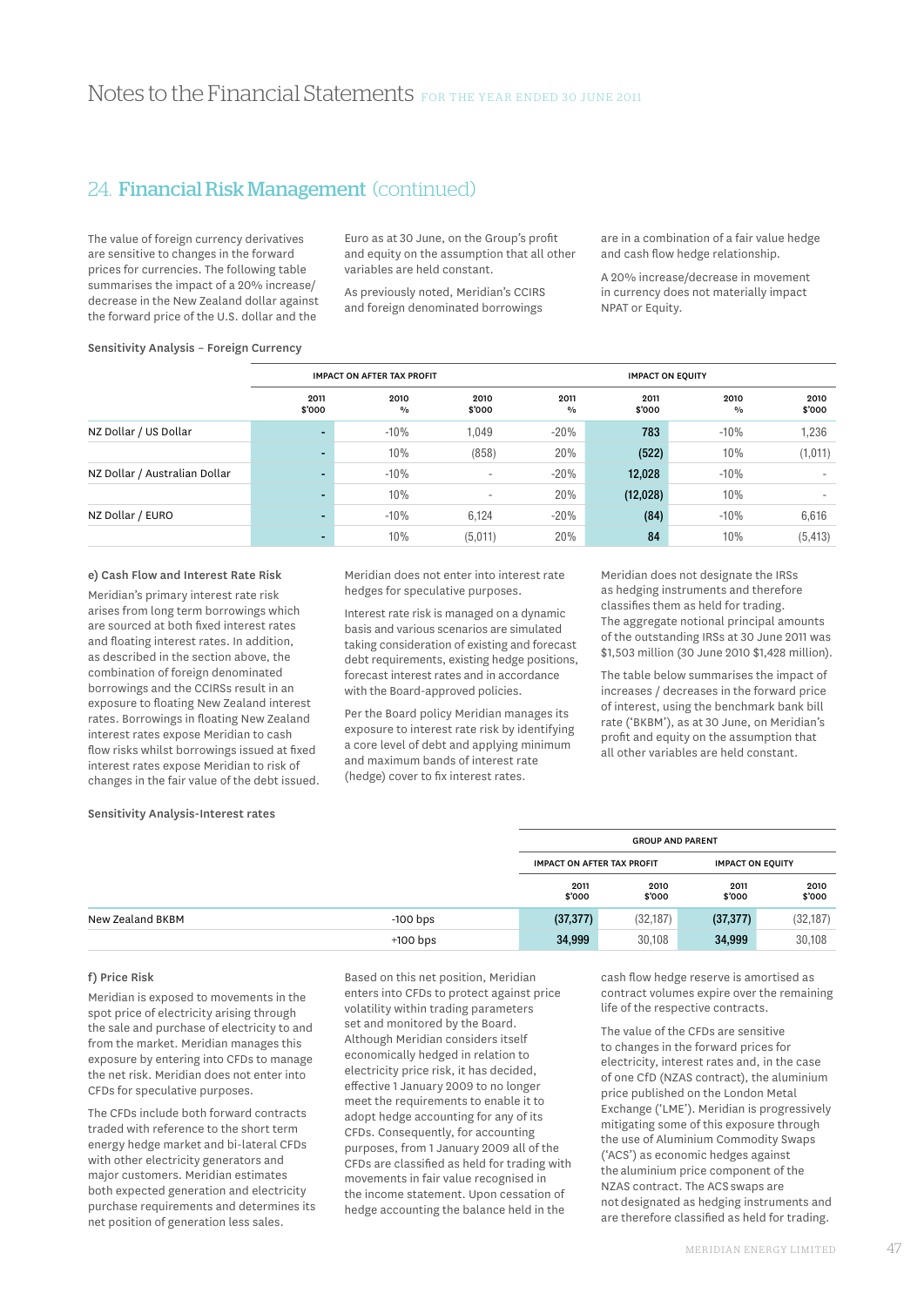## 24. Financial Risk Management (continued)

The value of foreign currency derivatives are sensitive to changes in the forward prices for currencies. The following table summarises the impact of a 20% increase/decrease in the New Zealand dollar against the forward price of the U.S. dollar and the Euro as at 30 June, on the Group's profit and equity on the assumption that all other variables are held constant.

As previously noted, Meridian's CCIRS and foreign denominated borrowings are in a combination of a fair value hedge and cash flow hedge relationship.

A 20% increase/decrease in movement in currency does not materially impact NPAT or Equity.

**Sensitivity Analysis – Foreign Currency**

| | IMPACT ON AFTER TAX PROFIT | | | | IMPACT ON EQUITY | | |
|---|---|---|---|---|---|---|---|
| | 2011 $'000 | 2010 % | 2010 $'000 | 2011 % | 2011 $'000 | 2010 % | 2010 $'000 |
| NZ Dollar / US Dollar | - | -10% | 1,049 | -20% | 783 | -10% | 1,236 |
| | - | 10% | (858) | 20% | (522) | 10% | (1,011) |
| NZ Dollar / Australian Dollar | - | -10% | - | -20% | 12,028 | -10% | - |
| | - | 10% | - | 20% | (12,028) | 10% | - |
| NZ Dollar / EURO | - | -10% | 6,124 | -20% | (84) | -10% | 6,616 |
| | - | 10% | (5,011) | 20% | 84 | 10% | (5,413) |

### e) Cash Flow and Interest Rate Risk

Meridian's primary interest rate risk arises from long term borrowings which are sourced at both fixed interest rates and floating interest rates. In addition, as described in the section above, the combination of foreign denominated borrowings and the CCIRSs result in an exposure to floating New Zealand interest rates. Borrowings in floating New Zealand interest rates expose Meridian to cash flow risks whilst borrowings issued at fixed interest rates expose Meridian to risk of changes in the fair value of the debt issued.

Meridian does not enter into interest rate hedges for speculative purposes.

Interest rate risk is managed on a dynamic basis and various scenarios are simulated taking consideration of existing and forecast debt requirements, existing hedge positions, forecast interest rates and in accordance with the Board-approved policies.

Per the Board policy Meridian manages its exposure to interest rate risk by identifying a core level of debt and applying minimum and maximum bands of interest rate (hedge) cover to fix interest rates.

Meridian does not designate the IRSs as hedging instruments and therefore classifies them as held for trading. The aggregate notional principal amounts of the outstanding IRSs at 30 June 2011 was $1,503 million (30 June 2010 $1,428 million).

The table below summarises the impact of increases / decreases in the forward price of interest, using the benchmark bank bill rate ('BKBM'), as at 30 June, on Meridian's profit and equity on the assumption that all other variables are held constant.

**Sensitivity Analysis-Interest rates**

| | | GROUP AND PARENT | | | |
|---|---|---|---|---|---|
| | | IMPACT ON AFTER TAX PROFIT | | IMPACT ON EQUITY | |
| | | 2011 $'000 | 2010 $'000 | 2011 $'000 | 2010 $'000 |
| New Zealand BKBM | -100 bps | (37,377) | (32,187) | (37,377) | (32,187) |
| | +100 bps | 34,999 | 30,108 | 34,999 | 30,108 |

### f) Price Risk

Meridian is exposed to movements in the spot price of electricity arising through the sale and purchase of electricity to and from the market. Meridian manages this exposure by entering into CFDs to manage the net risk. Meridian does not enter into CFDs for speculative purposes.

The CFDs include both forward contracts traded with reference to the short term energy hedge market and bi-lateral CFDs with other electricity generators and major customers. Meridian estimates both expected generation and electricity purchase requirements and determines its net position of generation less sales.

Based on this net position, Meridian enters into CFDs to protect against price volatility within trading parameters set and monitored by the Board. Although Meridian considers itself economically hedged in relation to electricity price risk, it has decided, effective 1 January 2009 to no longer meet the requirements to enable it to adopt hedge accounting for any of its CFDs. Consequently, for accounting purposes, from 1 January 2009 all of the CFDs are classified as held for trading with movements in fair value recognised in the income statement. Upon cessation of hedge accounting the balance held in the cash flow hedge reserve is amortised as contract volumes expire over the remaining life of the respective contracts.

The value of the CFDs are sensitive to changes in the forward prices for electricity, interest rates and, in the case of one CfD (NZAS contract), the aluminium price published on the London Metal Exchange ('LME'). Meridian is progressively mitigating some of this exposure through the use of Aluminium Commodity Swaps ('ACS') as economic hedges against the aluminium price component of the NZAS contract. The ACS swaps are not designated as hedging instruments and are therefore classified as held for trading.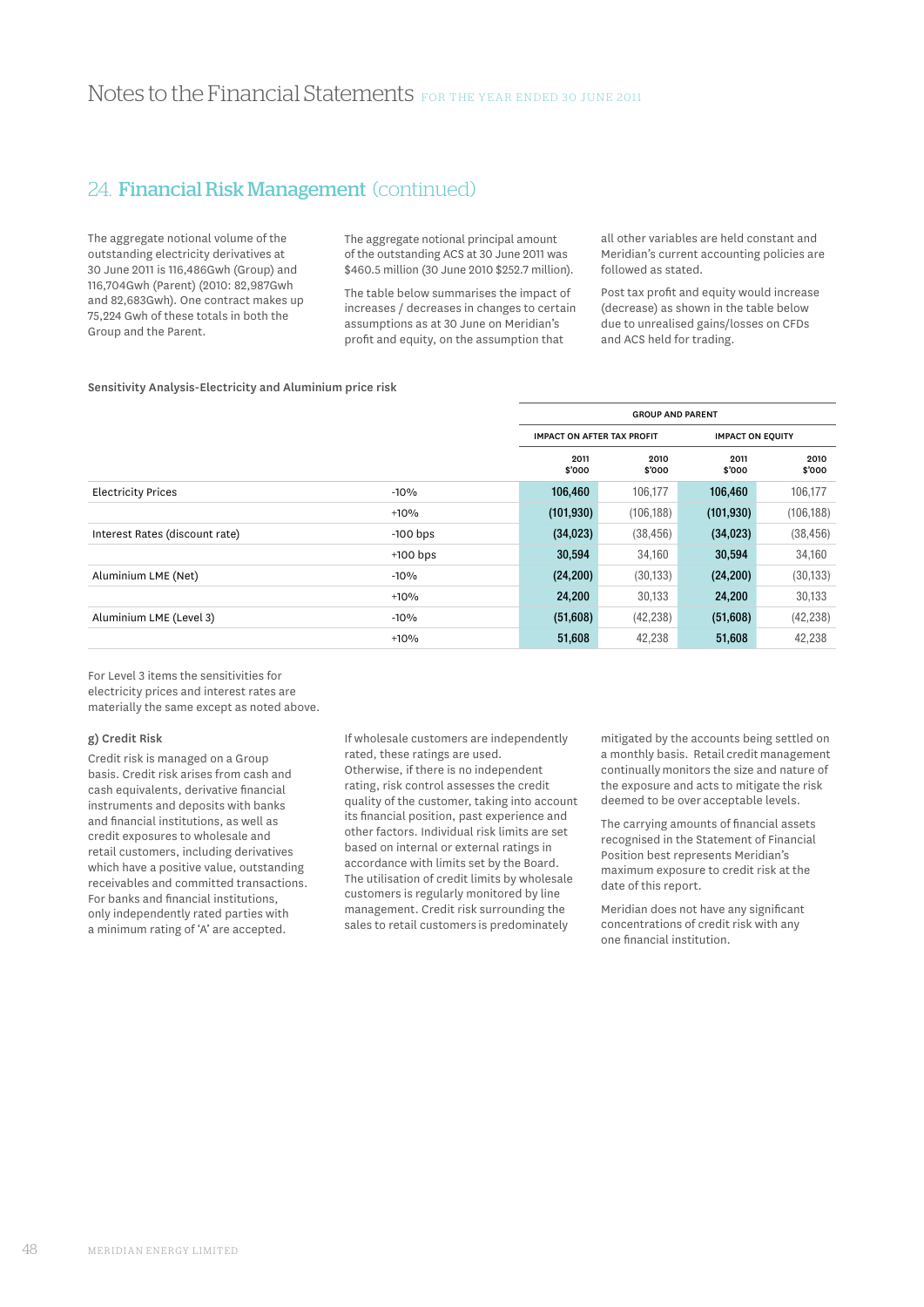## 24. Financial Risk Management (continued)

The aggregate notional volume of the outstanding electricity derivatives at 30 June 2011 is 116,486Gwh (Group) and 116,704Gwh (Parent) (2010: 82,987Gwh and 82,683Gwh). One contract makes up 75,224 Gwh of these totals in both the Group and the Parent.

The aggregate notional principal amount of the outstanding ACS at 30 June 2011 was $460.5 million (30 June 2010 $252.7 million).

The table below summarises the impact of increases / decreases in changes to certain assumptions as at 30 June on Meridian's profit and equity, on the assumption that all other variables are held constant and Meridian's current accounting policies are followed as stated.

Post tax profit and equity would increase (decrease) as shown in the table below due to unrealised gains/losses on CFDs and ACS held for trading.

**Sensitivity Analysis-Electricity and Aluminium price risk**

| | | GROUP AND PARENT | | | |
|---|---|---|---|---|---|
| | | IMPACT ON AFTER TAX PROFIT | | IMPACT ON EQUITY | |
| | | 2011 $'000 | 2010 $'000 | 2011 $'000 | 2010 $'000 |
| Electricity Prices | -10% | **106,460** | 106,177 | **106,460** | 106,177 |
| | +10% | **(101,930)** | (106,188) | **(101,930)** | (106,188) |
| Interest Rates (discount rate) | -100 bps | **(34,023)** | (38,456) | **(34,023)** | (38,456) |
| | +100 bps | **30,594** | 34,160 | **30,594** | 34,160 |
| Aluminium LME (Net) | -10% | **(24,200)** | (30,133) | **(24,200)** | (30,133) |
| | +10% | **24,200** | 30,133 | **24,200** | 30,133 |
| Aluminium LME (Level 3) | -10% | **(51,608)** | (42,238) | **(51,608)** | (42,238) |
| | +10% | **51,608** | 42,238 | **51,608** | 42,238 |

For Level 3 items the sensitivities for electricity prices and interest rates are materially the same except as noted above.

### g) Credit Risk

Credit risk is managed on a Group basis. Credit risk arises from cash and cash equivalents, derivative financial instruments and deposits with banks and financial institutions, as well as credit exposures to wholesale and retail customers, including derivatives which have a positive value, outstanding receivables and committed transactions. For banks and financial institutions, only independently rated parties with a minimum rating of 'A' are accepted.

If wholesale customers are independently rated, these ratings are used. Otherwise, if there is no independent rating, risk control assesses the credit quality of the customer, taking into account its financial position, past experience and other factors. Individual risk limits are set based on internal or external ratings in accordance with limits set by the Board. The utilisation of credit limits by wholesale customers is regularly monitored by line management. Credit risk surrounding the sales to retail customers is predominately mitigated by the accounts being settled on a monthly basis. Retail credit management continually monitors the size and nature of the exposure and acts to mitigate the risk deemed to be over acceptable levels.

The carrying amounts of financial assets recognised in the Statement of Financial Position best represents Meridian's maximum exposure to credit risk at the date of this report.

Meridian does not have any significant concentrations of credit risk with any one financial institution.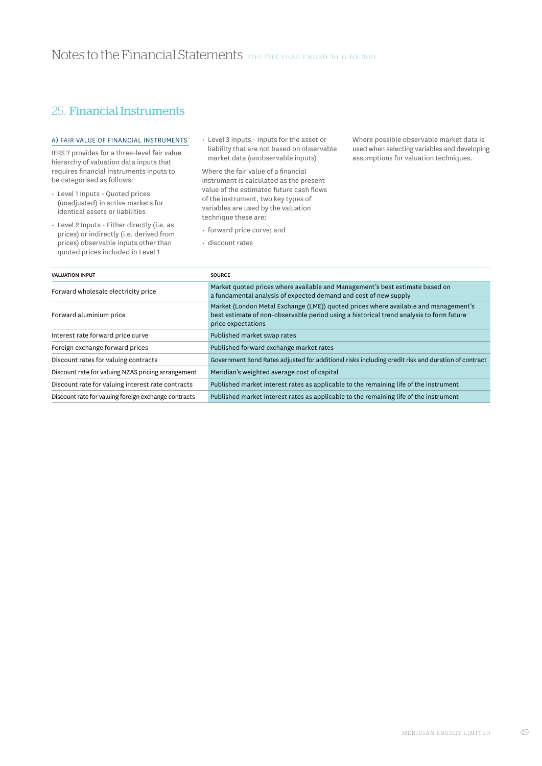# 25. Financial Instruments

### A) FAIR VALUE OF FINANCIAL INSTRUMENTS

IFRS 7 provides for a three-level fair value hierarchy of valuation data inputs that requires financial instruments inputs to be categorised as follows:

- Level 1 Inputs - Quoted prices (unadjusted) in active markets for identical assets or liabilities
- Level 2 Inputs - Either directly (i.e. as prices) or indirectly (i.e. derived from prices) observable inputs other than quoted prices included in Level 1
- Level 3 Inputs - Inputs for the asset or liability that are not based on observable market data (unobservable inputs)

Where the fair value of a financial instrument is calculated as the present value of the estimated future cash flows of the instrument, two key types of variables are used by the valuation technique these are:

- forward price curve; and
- discount rates

Where possible observable market data is used when selecting variables and developing assumptions for valuation techniques.

| VALUATION INPUT | SOURCE |
|---|---|
| Forward wholesale electricity price | Market quoted prices where available and Management's best estimate based on a fundamental analysis of expected demand and cost of new supply |
| Forward aluminium price | Market (London Metal Exchange (LME)) quoted prices where available and management's best estimate of non-observable period using a historical trend analysis to form future price expectations |
| Interest rate forward price curve | Published market swap rates |
| Foreign exchange forward prices | Published forward exchange market rates |
| Discount rates for valuing contracts | Government Bond Rates adjusted for additional risks including credit risk and duration of contract |
| Discount rate for valuing NZAS pricing arrangement | Meridian's weighted average cost of capital |
| Discount rate for valuing interest rate contracts | Published market interest rates as applicable to the remaining life of the instrument |
| Discount rate for valuing foreign exchange contracts | Published market interest rates as applicable to the remaining life of the instrument |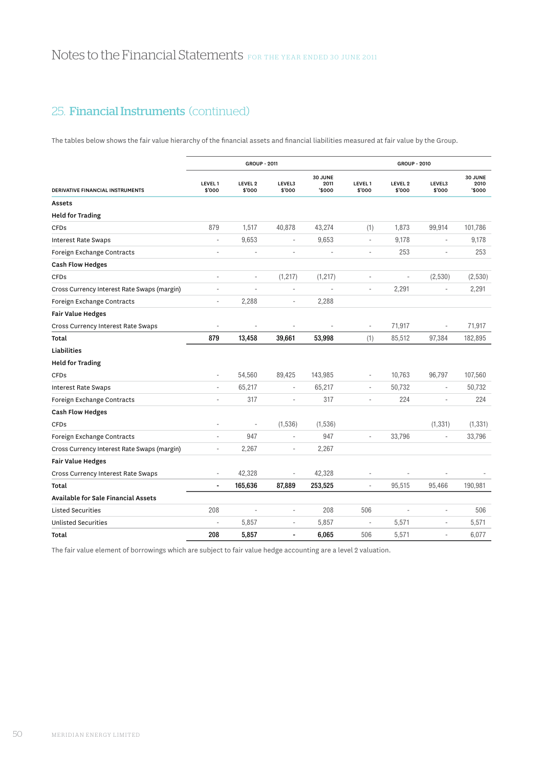## 25. Financial Instruments (continued)

The tables below shows the fair value hierarchy of the financial assets and financial liabilities measured at fair value by the Group.

| DERIVATIVE FINANCIAL INSTRUMENTS | GROUP - 2011 | | | | GROUP - 2010 | | | |
|---|---|---|---|---|---|---|---|---|
| | LEVEL 1 $'000 | LEVEL 2 $'000 | LEVEL3 $'000 | 30 JUNE 2011 '$000 | LEVEL 1 $'000 | LEVEL 2 $'000 | LEVEL3 $'000 | 30 JUNE 2010 '$000 |
| **Assets** | | | | | | | | |
| **Held for Trading** | | | | | | | | |
| CFDs | 879 | 1,517 | 40,878 | 43,274 | (1) | 1,873 | 99,914 | 101,786 |
| Interest Rate Swaps | - | 9,653 | - | 9,653 | - | 9,178 | - | 9,178 |
| Foreign Exchange Contracts | - | - | - | - | - | 253 | - | 253 |
| **Cash Flow Hedges** | | | | | | | | |
| CFDs | - | - | (1,217) | (1,217) | - | - | (2,530) | (2,530) |
| Cross Currency Interest Rate Swaps (margin) | - | - | - | - | - | 2,291 | - | 2,291 |
| Foreign Exchange Contracts | - | 2,288 | - | 2,288 | | | | |
| **Fair Value Hedges** | | | | | | | | |
| Cross Currency Interest Rate Swaps | - | - | - | - | - | 71,917 | - | 71,917 |
| **Total** | **879** | **13,458** | **39,661** | **53,998** | (1) | 85,512 | 97,384 | 182,895 |
| **Liabilities** | | | | | | | | |
| **Held for Trading** | | | | | | | | |
| CFDs | - | 54,560 | 89,425 | 143,985 | - | 10,763 | 96,797 | 107,560 |
| Interest Rate Swaps | - | 65,217 | - | 65,217 | - | 50,732 | - | 50,732 |
| Foreign Exchange Contracts | - | 317 | - | 317 | - | 224 | - | 224 |
| **Cash Flow Hedges** | | | | | | | | |
| CFDs | - | - | (1,536) | (1,536) | | | (1,331) | (1,331) |
| Foreign Exchange Contracts | - | 947 | - | 947 | - | 33,796 | - | 33,796 |
| Cross Currency Interest Rate Swaps (margin) | - | 2,267 | - | 2,267 | | | | |
| **Fair Value Hedges** | | | | | | | | |
| Cross Currency Interest Rate Swaps | - | 42,328 | - | 42,328 | - | - | - | - |
| **Total** | **-** | **165,636** | **87,889** | **253,525** | - | 95,515 | 95,466 | 190,981 |
| **Available for Sale Financial Assets** | | | | | | | | |
| Listed Securities | 208 | - | - | 208 | 506 | - | - | 506 |
| Unlisted Securities | - | 5,857 | - | 5,857 | - | 5,571 | - | 5,571 |
| **Total** | **208** | **5,857** | **-** | **6,065** | 506 | 5,571 | - | 6,077 |

The fair value element of borrowings which are subject to fair value hedge accounting are a level 2 valuation.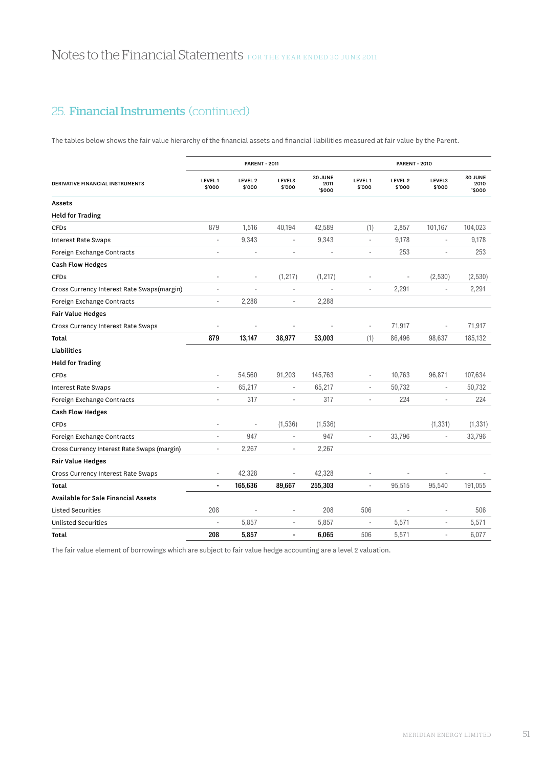## 25. Financial Instruments (continued)

The tables below shows the fair value hierarchy of the financial assets and financial liabilities measured at fair value by the Parent.

| DERIVATIVE FINANCIAL INSTRUMENTS | PARENT - 2011 | | | | PARENT - 2010 | | | |
|---|---|---|---|---|---|---|---|---|
| | LEVEL 1 $'000 | LEVEL 2 $'000 | LEVEL3 $'000 | 30 JUNE 2011 '$000 | LEVEL 1 $'000 | LEVEL 2 $'000 | LEVEL3 $'000 | 30 JUNE 2010 '$000 |
| **Assets** | | | | | | | | |
| **Held for Trading** | | | | | | | | |
| CFDs | 879 | 1,516 | 40,194 | 42,589 | (1) | 2,857 | 101,167 | 104,023 |
| Interest Rate Swaps | - | 9,343 | - | 9,343 | - | 9,178 | - | 9,178 |
| Foreign Exchange Contracts | - | - | - | - | - | 253 | - | 253 |
| **Cash Flow Hedges** | | | | | | | | |
| CFDs | - | - | (1,217) | (1,217) | - | - | (2,530) | (2,530) |
| Cross Currency Interest Rate Swaps(margin) | - | - | - | - | - | 2,291 | - | 2,291 |
| Foreign Exchange Contracts | - | 2,288 | - | 2,288 | | | | |
| **Fair Value Hedges** | | | | | | | | |
| Cross Currency Interest Rate Swaps | - | - | - | - | - | 71,917 | - | 71,917 |
| **Total** | **879** | **13,147** | **38,977** | **53,003** | (1) | 86,496 | 98,637 | 185,132 |
| **Liabilities** | | | | | | | | |
| **Held for Trading** | | | | | | | | |
| CFDs | - | 54,560 | 91,203 | 145,763 | - | 10,763 | 96,871 | 107,634 |
| Interest Rate Swaps | - | 65,217 | - | 65,217 | - | 50,732 | - | 50,732 |
| Foreign Exchange Contracts | - | 317 | - | 317 | - | 224 | - | 224 |
| **Cash Flow Hedges** | | | | | | | | |
| CFDs | - | - | (1,536) | (1,536) | | | (1,331) | (1,331) |
| Foreign Exchange Contracts | - | 947 | - | 947 | - | 33,796 | - | 33,796 |
| Cross Currency Interest Rate Swaps (margin) | - | 2,267 | - | 2,267 | | | | |
| **Fair Value Hedges** | | | | | | | | |
| Cross Currency Interest Rate Swaps | - | 42,328 | - | 42,328 | - | - | - | - |
| **Total** | **-** | **165,636** | **89,667** | **255,303** | - | 95,515 | 95,540 | 191,055 |
| **Available for Sale Financial Assets** | | | | | | | | |
| Listed Securities | 208 | - | - | 208 | 506 | - | - | 506 |
| Unlisted Securities | - | 5,857 | - | 5,857 | - | 5,571 | - | 5,571 |
| **Total** | **208** | **5,857** | **-** | **6,065** | 506 | 5,571 | - | 6,077 |

The fair value element of borrowings which are subject to fair value hedge accounting are a level 2 valuation.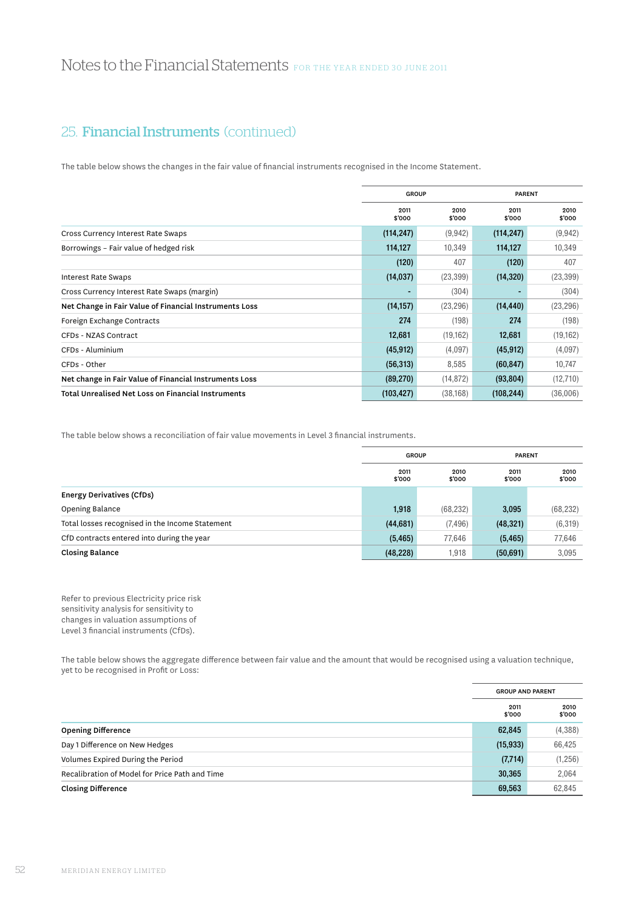## 25. Financial Instruments (continued)

The table below shows the changes in the fair value of financial instruments recognised in the Income Statement.

| | GROUP | | PARENT | |
|---|---|---|---|---|
| | 2011 $'000 | 2010 $'000 | 2011 $'000 | 2010 $'000 |
| Cross Currency Interest Rate Swaps | (114,247) | (9,942) | (114,247) | (9,942) |
| Borrowings – Fair value of hedged risk | 114,127 | 10,349 | 114,127 | 10,349 |
| | (120) | 407 | (120) | 407 |
| Interest Rate Swaps | (14,037) | (23,399) | (14,320) | (23,399) |
| Cross Currency Interest Rate Swaps (margin) | - | (304) | - | (304) |
| **Net Change in Fair Value of Financial Instruments Loss** | **(14,157)** | **(23,296)** | **(14,440)** | **(23,296)** |
| Foreign Exchange Contracts | 274 | (198) | 274 | (198) |
| CFDs - NZAS Contract | 12,681 | (19,162) | 12,681 | (19,162) |
| CFDs - Aluminium | (45,912) | (4,097) | (45,912) | (4,097) |
| CFDs - Other | (56,313) | 8,585 | (60,847) | 10,747 |
| **Net change in Fair Value of Financial Instruments Loss** | **(89,270)** | **(14,872)** | **(93,804)** | **(12,710)** |
| **Total Unrealised Net Loss on Financial Instruments** | **(103,427)** | **(38,168)** | **(108,244)** | **(36,006)** |

The table below shows a reconciliation of fair value movements in Level 3 financial instruments.

| | GROUP | | PARENT | |
|---|---|---|---|---|
| | 2011 $'000 | 2010 $'000 | 2011 $'000 | 2010 $'000 |
| **Energy Derivatives (CfDs)** | | | | |
| Opening Balance | 1,918 | (68,232) | 3,095 | (68,232) |
| Total losses recognised in the Income Statement | (44,681) | (7,496) | (48,321) | (6,319) |
| CfD contracts entered into during the year | (5,465) | 77,646 | (5,465) | 77,646 |
| **Closing Balance** | **(48,228)** | **1,918** | **(50,691)** | **3,095** |

Refer to previous Electricity price risk sensitivity analysis for sensitivity to changes in valuation assumptions of Level 3 financial instruments (CfDs).

The table below shows the aggregate difference between fair value and the amount that would be recognised using a valuation technique, yet to be recognised in Profit or Loss:

| | GROUP AND PARENT | |
|---|---|---|
| | 2011 $'000 | 2010 $'000 |
| **Opening Difference** | **62,845** | **(4,388)** |
| Day 1 Difference on New Hedges | (15,933) | 66,425 |
| Volumes Expired During the Period | (7,714) | (1,256) |
| Recalibration of Model for Price Path and Time | 30,365 | 2,064 |
| **Closing Difference** | **69,563** | **62,845** |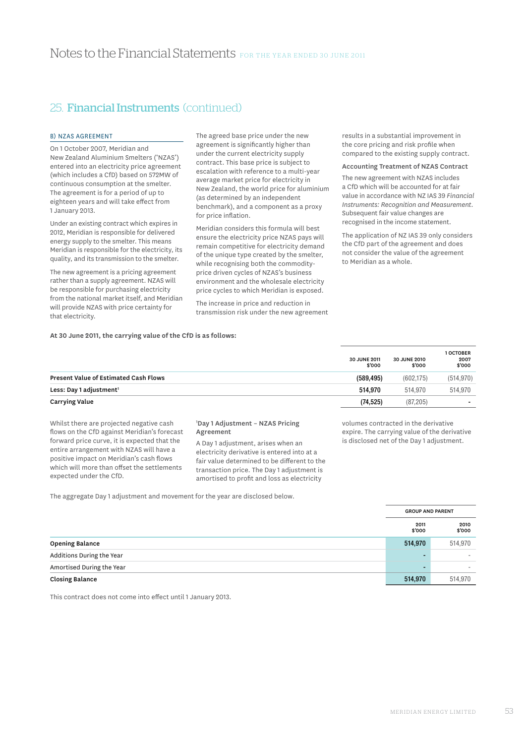## 25. Financial Instruments (continued)

### B) NZAS AGREEMENT

On 1 October 2007, Meridian and New Zealand Aluminium Smelters ('NZAS') entered into an electricity price agreement (which includes a CfD) based on 572MW of continuous consumption at the smelter. The agreement is for a period of up to eighteen years and will take effect from 1 January 2013.

Under an existing contract which expires in 2012, Meridian is responsible for delivered energy supply to the smelter. This means Meridian is responsible for the electricity, its quality, and its transmission to the smelter.

The new agreement is a pricing agreement rather than a supply agreement. NZAS will be responsible for purchasing electricity from the national market itself, and Meridian will provide NZAS with price certainty for that electricity.

The agreed base price under the new agreement is significantly higher than under the current electricity supply contract. This base price is subject to escalation with reference to a multi-year average market price for electricity in New Zealand, the world price for aluminium (as determined by an independent benchmark), and a component as a proxy for price inflation.

Meridian considers this formula will best ensure the electricity price NZAS pays will remain competitive for electricity demand of the unique type created by the smelter, while recognising both the commodity-price driven cycles of NZAS's business environment and the wholesale electricity price cycles to which Meridian is exposed.

The increase in price and reduction in transmission risk under the new agreement results in a substantial improvement in the core pricing and risk profile when compared to the existing supply contract.

#### Accounting Treatment of NZAS Contract

The new agreement with NZAS includes a CfD which will be accounted for at fair value in accordance with NZ IAS 39 *Financial Instruments: Recognition and Measurement*. Subsequent fair value changes are recognised in the income statement.

The application of NZ IAS 39 only considers the CfD part of the agreement and does not consider the value of the agreement to Meridian as a whole.

**At 30 June 2011, the carrying value of the CfD is as follows:**

| | 30 JUNE 2011 $'000 | 30 JUNE 2010 $'000 | 1 OCTOBER 2007 $'000 |
|---|---|---|---|
| **Present Value of Estimated Cash Flows** | **(589,495)** | (602,175) | (514,970) |
| **Less: Day 1 adjustment**[1] | **514,970** | 514,970 | 514,970 |
| **Carrying Value** | **(74,525)** | (87,205) | - |

Whilst there are projected negative cash flows on the CfD against Meridian's forecast forward price curve, it is expected that the entire arrangement with NZAS will have a positive impact on Meridian's cash flows which will more than offset the settlements expected under the CfD.

[1]**Day 1 Adjustment – NZAS Pricing Agreement**

A Day 1 adjustment, arises when an electricity derivative is entered into at a fair value determined to be different to the transaction price. The Day 1 adjustment is amortised to profit and loss as electricity volumes contracted in the derivative expire. The carrying value of the derivative is disclosed net of the Day 1 adjustment.

The aggregate Day 1 adjustment and movement for the year are disclosed below.

| | GROUP AND PARENT | |
|---|---|---|
| | 2011 $'000 | 2010 $'000 |
| **Opening Balance** | **514,970** | 514,970 |
| Additions During the Year | **-** | - |
| Amortised During the Year | **-** | - |
| **Closing Balance** | **514,970** | 514,970 |

This contract does not come into effect until 1 January 2013.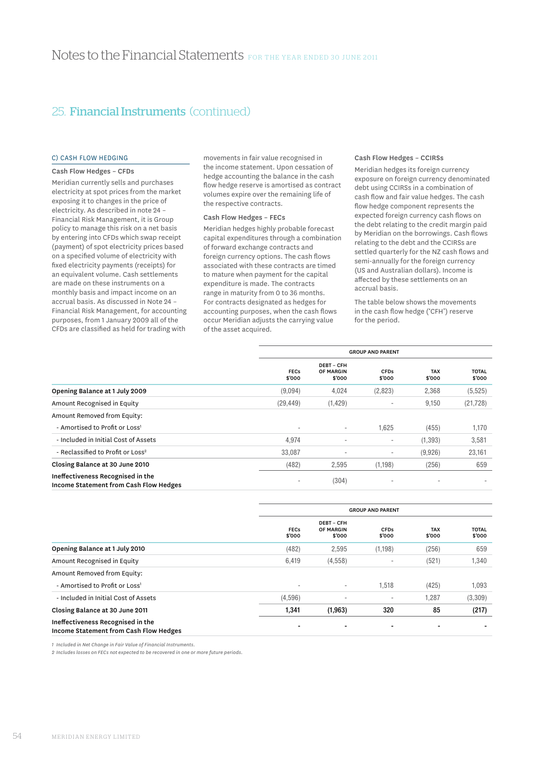## 25. Financial Instruments (continued)

### C) CASH FLOW HEDGING

**Cash Flow Hedges – CFDs**

Meridian currently sells and purchases electricity at spot prices from the market exposing it to changes in the price of electricity. As described in note 24 – Financial Risk Management, it is Group policy to manage this risk on a net basis by entering into CFDs which swap receipt (payment) of spot electricity prices based on a specified volume of electricity with fixed electricity payments (receipts) for an equivalent volume. Cash settlements are made on these instruments on a monthly basis and impact income on an accrual basis. As discussed in Note 24 – Financial Risk Management, for accounting purposes, from 1 January 2009 all of the CFDs are classified as held for trading with movements in fair value recognised in the income statement. Upon cessation of hedge accounting the balance in the cash flow hedge reserve is amortised as contract volumes expire over the remaining life of the respective contracts.

**Cash Flow Hedges – FECs**

Meridian hedges highly probable forecast capital expenditures through a combination of forward exchange contracts and foreign currency options. The cash flows associated with these contracts are timed to mature when payment for the capital expenditure is made. The contracts range in maturity from 0 to 36 months. For contracts designated as hedges for accounting purposes, when the cash flows occur Meridian adjusts the carrying value of the asset acquired.

**Cash Flow Hedges – CCIRSs**

Meridian hedges its foreign currency exposure on foreign currency denominated debt using CCIRSs in a combination of cash flow and fair value hedges. The cash flow hedge component represents the expected foreign currency cash flows on the debt relating to the credit margin paid by Meridian on the borrowings. Cash flows relating to the debt and the CCIRSs are settled quarterly for the NZ cash flows and semi-annually for the foreign currency (US and Australian dollars). Income is affected by these settlements on an accrual basis.

The table below shows the movements in the cash flow hedge ('CFH') reserve for the period.

| | GROUP AND PARENT | | | | |
|---|---|---|---|---|---|
| | FECs $'000 | DEBT – CFH OF MARGIN $'000 | CFDs $'000 | TAX $'000 | TOTAL $'000 |
| **Opening Balance at 1 July 2009** | (9,094) | 4,024 | (2,823) | 2,368 | (5,525) |
| Amount Recognised in Equity | (29,449) | (1,429) | - | 9,150 | (21,728) |
| Amount Removed from Equity: | | | | | |
| - Amortised to Profit or Loss[1] | - | - | 1,625 | (455) | 1,170 |
| - Included in Initial Cost of Assets | 4,974 | - | - | (1,393) | 3,581 |
| - Reclassified to Profit or Loss[2] | 33,087 | - | - | (9,926) | 23,161 |
| **Closing Balance at 30 June 2010** | (482) | 2,595 | (1,198) | (256) | 659 |
| **Ineffectiveness Recognised in the Income Statement from Cash Flow Hedges** | - | (304) | - | - | - |

| | GROUP AND PARENT | | | | |
|---|---|---|---|---|---|
| | FECs $'000 | DEBT – CFH OF MARGIN $'000 | CFDs $'000 | TAX $'000 | TOTAL $'000 |
| **Opening Balance at 1 July 2010** | (482) | 2,595 | (1,198) | (256) | 659 |
| Amount Recognised in Equity | 6,419 | (4,558) | - | (521) | 1,340 |
| Amount Removed from Equity: | | | | | |
| - Amortised to Profit or Loss[1] | - | - | 1,518 | (425) | 1,093 |
| - Included in Initial Cost of Assets | (4,596) | - | - | 1,287 | (3,309) |
| **Closing Balance at 30 June 2011** | **1,341** | **(1,963)** | **320** | **85** | **(217)** |
| **Ineffectiveness Recognised in the Income Statement from Cash Flow Hedges** | **-** | **-** | **-** | **-** | **-** |

*1 Included in Net Change in Fair Value of Financial Instruments.*
*2 Includes losses on FECs not expected to be recovered in one or more future periods.*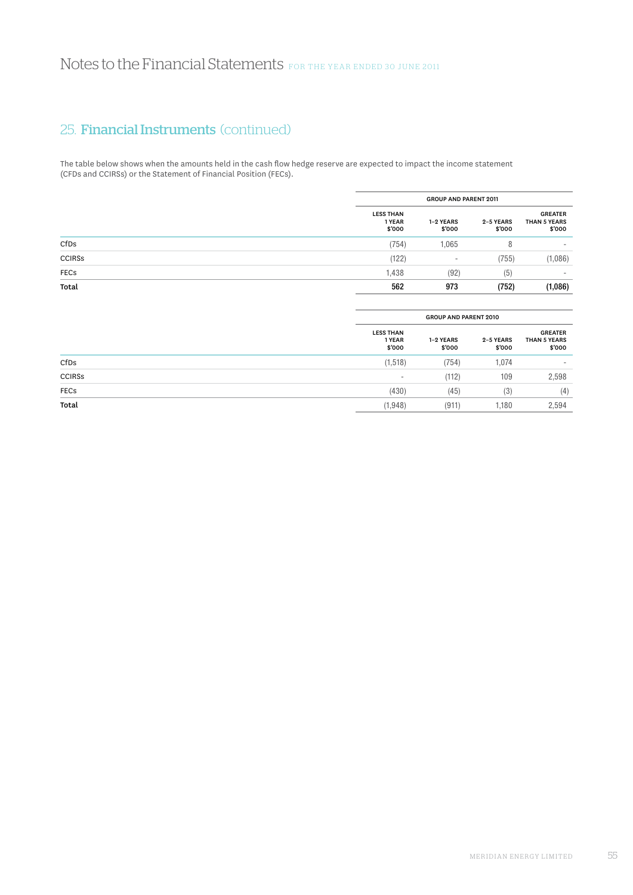## 25. Financial Instruments (continued)

The table below shows when the amounts held in the cash flow hedge reserve are expected to impact the income statement (CFDs and CCIRSs) or the Statement of Financial Position (FECs).

| | GROUP AND PARENT 2011 | | | |
|---|---|---|---|---|
| | LESS THAN 1 YEAR $'000 | 1–2 YEARS $'000 | 2–5 YEARS $'000 | GREATER THAN 5 YEARS $'000 |
| CfDs | (754) | 1,065 | 8 | - |
| CCIRSs | (122) | - | (755) | (1,086) |
| FECs | 1,438 | (92) | (5) | - |
| **Total** | **562** | **973** | **(752)** | **(1,086)** |

| | GROUP AND PARENT 2010 | | | |
|---|---|---|---|---|
| | LESS THAN 1 YEAR $'000 | 1–2 YEARS $'000 | 2–5 YEARS $'000 | GREATER THAN 5 YEARS $'000 |
| CfDs | (1,518) | (754) | 1,074 | - |
| CCIRSs | - | (112) | 109 | 2,598 |
| FECs | (430) | (45) | (3) | (4) |
| **Total** | (1,948) | (911) | 1,180 | 2,594 |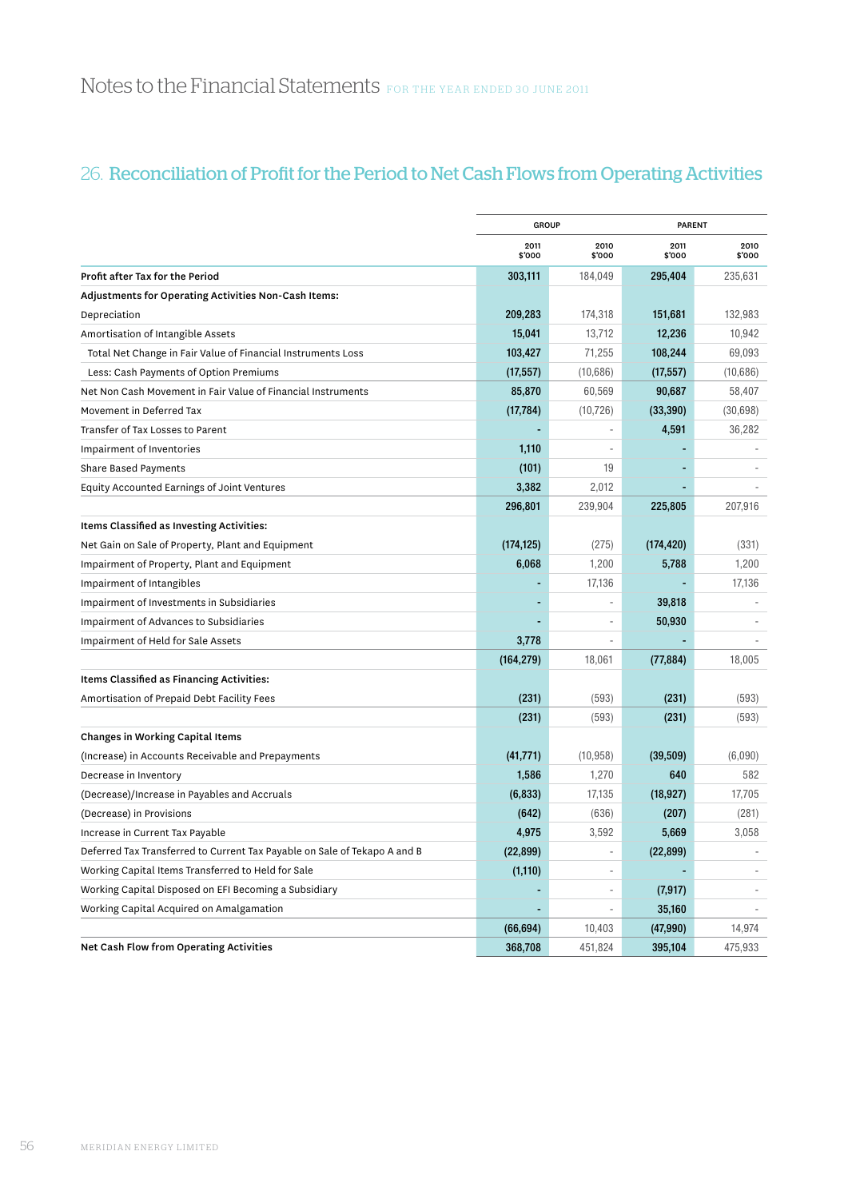# Notes to the Financial Statements FOR THE YEAR ENDED 30 JUNE 2011

## 26. Reconciliation of Profit for the Period to Net Cash Flows from Operating Activities

| | GROUP | | PARENT | |
|---|---|---|---|---|
| | 2011 $'000 | 2010 $'000 | 2011 $'000 | 2010 $'000 |
| **Profit after Tax for the Period** | **303,111** | 184,049 | **295,404** | 235,631 |
| **Adjustments for Operating Activities Non-Cash Items:** | | | | |
| Depreciation | **209,283** | 174,318 | **151,681** | 132,983 |
| Amortisation of Intangible Assets | **15,041** | 13,712 | **12,236** | 10,942 |
| Total Net Change in Fair Value of Financial Instruments Loss | **103,427** | 71,255 | **108,244** | 69,093 |
| Less: Cash Payments of Option Premiums | **(17,557)** | (10,686) | **(17,557)** | (10,686) |
| Net Non Cash Movement in Fair Value of Financial Instruments | **85,870** | 60,569 | **90,687** | 58,407 |
| Movement in Deferred Tax | **(17,784)** | (10,726) | **(33,390)** | (30,698) |
| Transfer of Tax Losses to Parent | **-** | - | **4,591** | 36,282 |
| Impairment of Inventories | **1,110** | - | **-** | - |
| Share Based Payments | **(101)** | 19 | **-** | - |
| Equity Accounted Earnings of Joint Ventures | **3,382** | 2,012 | **-** | - |
| | **296,801** | 239,904 | **225,805** | 207,916 |
| **Items Classified as Investing Activities:** | | | | |
| Net Gain on Sale of Property, Plant and Equipment | **(174,125)** | (275) | **(174,420)** | (331) |
| Impairment of Property, Plant and Equipment | **6,068** | 1,200 | **5,788** | 1,200 |
| Impairment of Intangibles | **-** | 17,136 | **-** | 17,136 |
| Impairment of Investments in Subsidiaries | **-** | - | **39,818** | - |
| Impairment of Advances to Subsidiaries | **-** | - | **50,930** | - |
| Impairment of Held for Sale Assets | **3,778** | - | **-** | - |
| | **(164,279)** | 18,061 | **(77,884)** | 18,005 |
| **Items Classified as Financing Activities:** | | | | |
| Amortisation of Prepaid Debt Facility Fees | **(231)** | (593) | **(231)** | (593) |
| | **(231)** | (593) | **(231)** | (593) |
| **Changes in Working Capital Items** | | | | |
| (Increase) in Accounts Receivable and Prepayments | **(41,771)** | (10,958) | **(39,509)** | (6,090) |
| Decrease in Inventory | **1,586** | 1,270 | **640** | 582 |
| (Decrease)/Increase in Payables and Accruals | **(6,833)** | 17,135 | **(18,927)** | 17,705 |
| (Decrease) in Provisions | **(642)** | (636) | **(207)** | (281) |
| Increase in Current Tax Payable | **4,975** | 3,592 | **5,669** | 3,058 |
| Deferred Tax Transferred to Current Tax Payable on Sale of Tekapo A and B | **(22,899)** | - | **(22,899)** | - |
| Working Capital Items Transferred to Held for Sale | **(1,110)** | - | **-** | - |
| Working Capital Disposed on EFI Becoming a Subsidiary | **-** | - | **(7,917)** | - |
| Working Capital Acquired on Amalgamation | **-** | - | **35,160** | - |
| | **(66,694)** | 10,403 | **(47,990)** | 14,974 |
| **Net Cash Flow from Operating Activities** | **368,708** | 451,824 | **395,104** | 475,933 |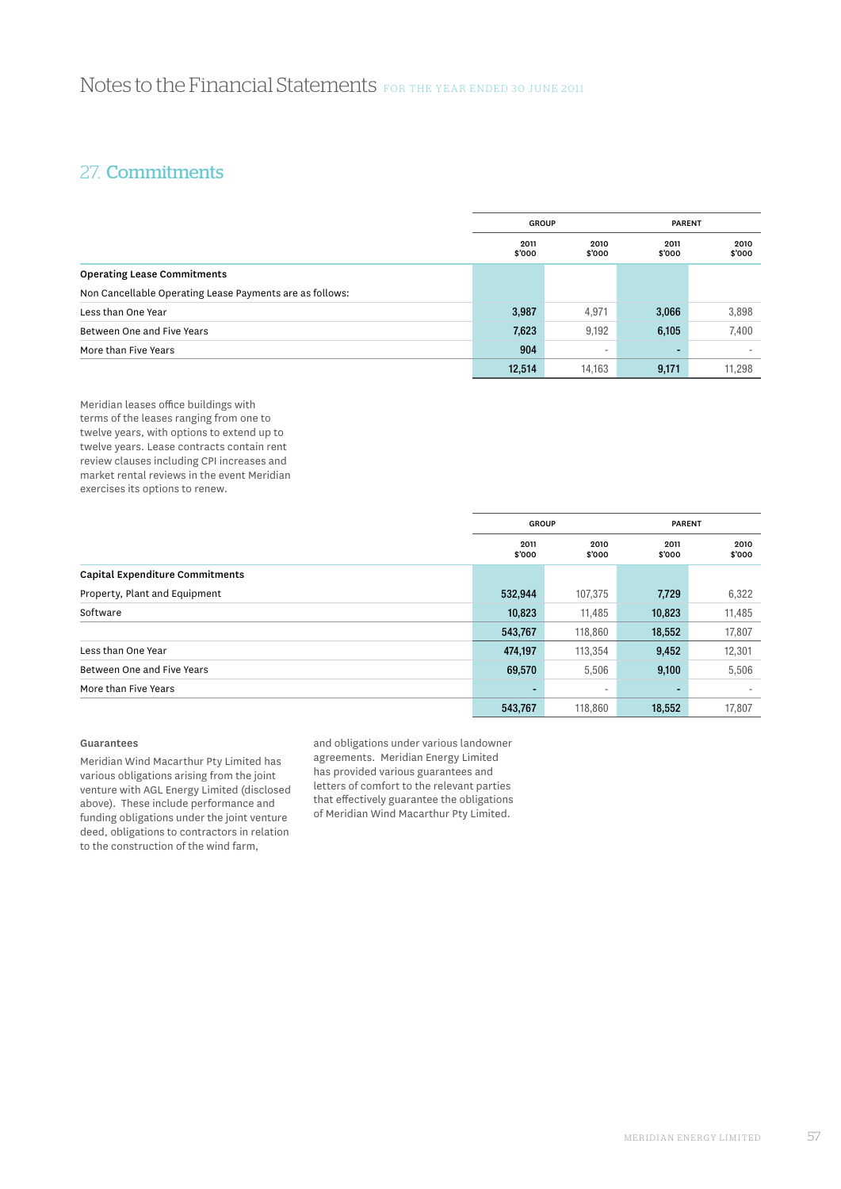## 27. Commitments

| | GROUP | | PARENT | |
|---|---|---|---|---|
| | 2011 $'000 | 2010 $'000 | 2011 $'000 | 2010 $'000 |
| **Operating Lease Commitments** | | | | |
| Non Cancellable Operating Lease Payments are as follows: | | | | |
| Less than One Year | **3,987** | 4,971 | **3,066** | 3,898 |
| Between One and Five Years | **7,623** | 9,192 | **6,105** | 7,400 |
| More than Five Years | **904** | - | **-** | - |
| | **12,514** | 14,163 | **9,171** | 11,298 |

Meridian leases office buildings with terms of the leases ranging from one to twelve years, with options to extend up to twelve years. Lease contracts contain rent review clauses including CPI increases and market rental reviews in the event Meridian exercises its options to renew.

| | GROUP | | PARENT | |
|---|---|---|---|---|
| | 2011 $'000 | 2010 $'000 | 2011 $'000 | 2010 $'000 |
| **Capital Expenditure Commitments** | | | | |
| Property, Plant and Equipment | **532,944** | 107,375 | **7,729** | 6,322 |
| Software | **10,823** | 11,485 | **10,823** | 11,485 |
| | **543,767** | 118,860 | **18,552** | 17,807 |
| Less than One Year | **474,197** | 113,354 | **9,452** | 12,301 |
| Between One and Five Years | **69,570** | 5,506 | **9,100** | 5,506 |
| More than Five Years | **-** | - | **-** | - |
| | **543,767** | 118,860 | **18,552** | 17,807 |

**Guarantees**

Meridian Wind Macarthur Pty Limited has various obligations arising from the joint venture with AGL Energy Limited (disclosed above). These include performance and funding obligations under the joint venture deed, obligations to contractors in relation to the construction of the wind farm, and obligations under various landowner agreements. Meridian Energy Limited has provided various guarantees and letters of comfort to the relevant parties that effectively guarantee the obligations of Meridian Wind Macarthur Pty Limited.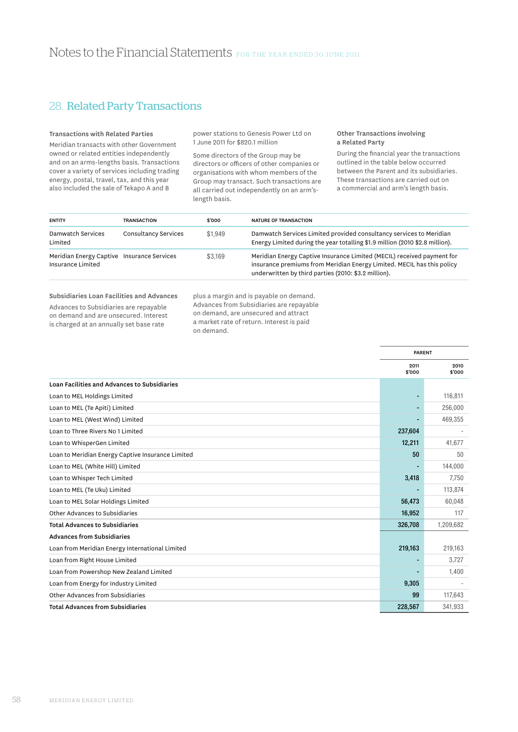# Notes to the Financial Statements FOR THE YEAR ENDED 30 JUNE 2011

## 28. Related Party Transactions

### Transactions with Related Parties

Meridian transacts with other Government owned or related entities independently and on an arms-lengths basis. Transactions cover a variety of services including trading energy, postal, travel, tax, and this year also included the sale of Tekapo A and B power stations to Genesis Power Ltd on 1 June 2011 for $820.1 million

Some directors of the Group may be directors or officers of other companies or organisations with whom members of the Group may transact. Such transactions are all carried out independently on an arm's-length basis.

### Other Transactions involving a Related Party

During the financial year the transactions outlined in the table below occurred between the Parent and its subsidiaries. These transactions are carried out on a commercial and arm's length basis.

| ENTITY | TRANSACTION | $'000 | NATURE OF TRANSACTION |
|---|---|---|---|
| Damwatch Services Limited | Consultancy Services | $1,949 | Damwatch Services Limited provided consultancy services to Meridian Energy Limited during the year totalling $1.9 million (2010 $2.8 million). |
| Meridian Energy Captive Insurance Limited | Insurance Services | $3,169 | Meridian Energy Captive Insurance Limited (MECIL) received payment for insurance premiums from Meridian Energy Limited. MECIL has this policy underwritten by third parties (2010: $3.2 million). |

### Subsidiaries Loan Facilities and Advances

Advances to Subsidiaries are repayable on demand and are unsecured. Interest is charged at an annually set base rate plus a margin and is payable on demand. Advances from Subsidiaries are repayable on demand, are unsecured and attract a market rate of return. Interest is paid on demand.

| | PARENT | |
|---|---|---|
| | 2011 $'000 | 2010 $'000 |
| **Loan Facilities and Advances to Subsidiaries** | | |
| Loan to MEL Holdings Limited | - | 116,811 |
| Loan to MEL (Te Apiti) Limited | - | 256,000 |
| Loan to MEL (West Wind) Limited | - | 469,355 |
| Loan to Three Rivers No 1 Limited | 237,604 | - |
| Loan to WhisperGen Limited | 12,211 | 41,677 |
| Loan to Meridian Energy Captive Insurance Limited | 50 | 50 |
| Loan to MEL (White Hill) Limited | - | 144,000 |
| Loan to Whisper Tech Limited | 3,418 | 7,750 |
| Loan to MEL (Te Uku) Limited | - | 113,874 |
| Loan to MEL Solar Holdings Limited | 56,473 | 60,048 |
| Other Advances to Subsidiaries | 16,952 | 117 |
| **Total Advances to Subsidiaries** | **326,708** | 1,209,682 |
| **Advances from Subsidiaries** | | |
| Loan from Meridian Energy International Limited | 219,163 | 219,163 |
| Loan from Right House Limited | - | 3,727 |
| Loan from Powershop New Zealand Limited | - | 1,400 |
| Loan from Energy for Industry Limited | 9,305 | - |
| Other Advances from Subsidiaries | 99 | 117,643 |
| **Total Advances from Subsidiaries** | **228,567** | 341,933 |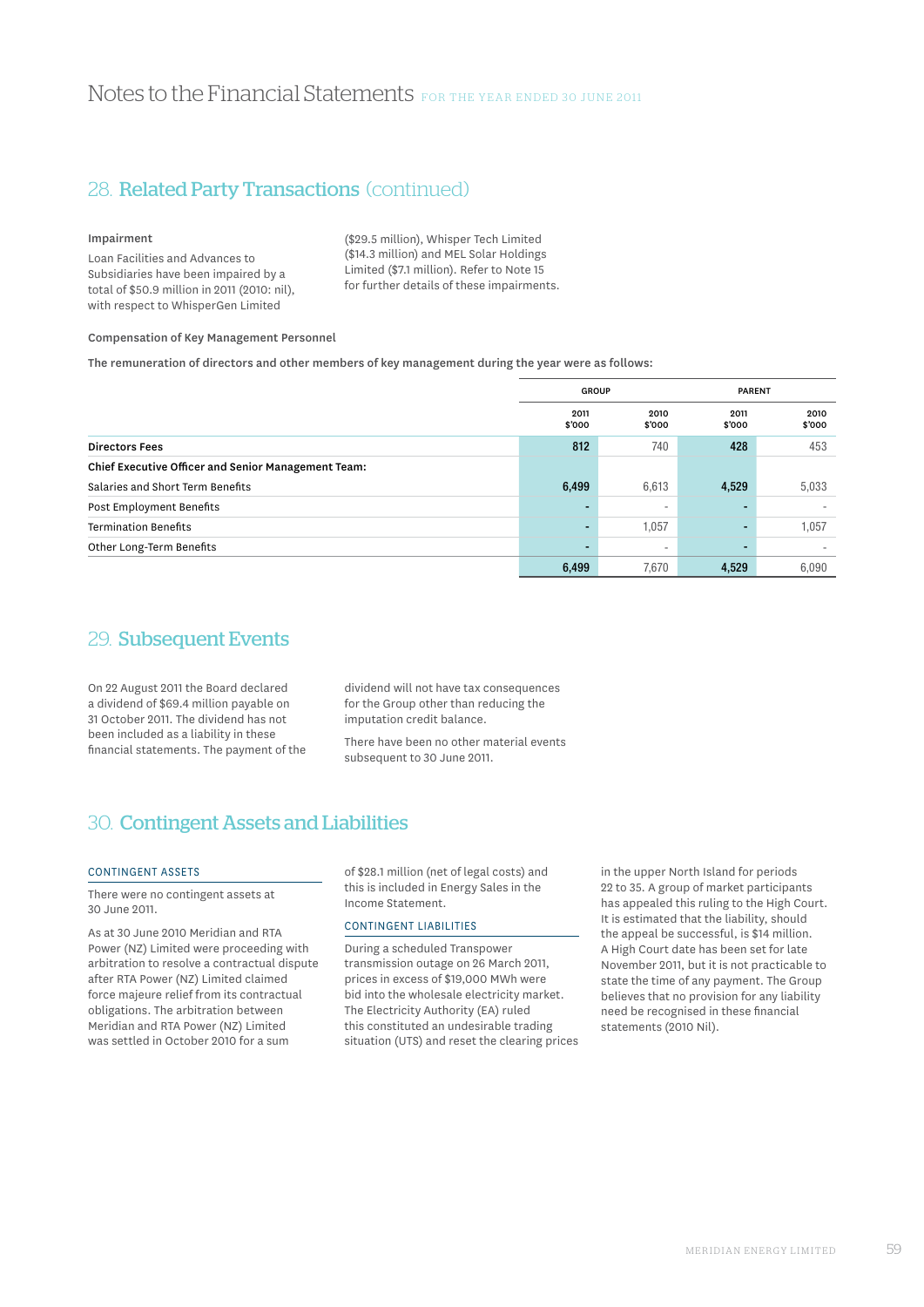## 28. Related Party Transactions (continued)

**Impairment**

Loan Facilities and Advances to Subsidiaries have been impaired by a total of $50.9 million in 2011 (2010: nil), with respect to WhisperGen Limited ($29.5 million), Whisper Tech Limited ($14.3 million) and MEL Solar Holdings Limited ($7.1 million). Refer to Note 15 for further details of these impairments.

**Compensation of Key Management Personnel**

**The remuneration of directors and other members of key management during the year were as follows:**

| | GROUP | | PARENT | |
|---|---|---|---|---|
| | 2011 $'000 | 2010 $'000 | 2011 $'000 | 2010 $'000 |
| **Directors Fees** | **812** | 740 | **428** | 453 |
| **Chief Executive Officer and Senior Management Team:** | | | | |
| Salaries and Short Term Benefits | **6,499** | 6,613 | **4,529** | 5,033 |
| Post Employment Benefits | **-** | - | **-** | - |
| Termination Benefits | **-** | 1,057 | **-** | 1,057 |
| Other Long-Term Benefits | **-** | - | **-** | - |
| | **6,499** | 7,670 | **4,529** | 6,090 |

## 29. Subsequent Events

On 22 August 2011 the Board declared a dividend of $69.4 million payable on 31 October 2011. The dividend has not been included as a liability in these financial statements. The payment of the dividend will not have tax consequences for the Group other than reducing the imputation credit balance.

There have been no other material events subsequent to 30 June 2011.

## 30. Contingent Assets and Liabilities

### CONTINGENT ASSETS

There were no contingent assets at 30 June 2011.

As at 30 June 2010 Meridian and RTA Power (NZ) Limited were proceeding with arbitration to resolve a contractual dispute after RTA Power (NZ) Limited claimed force majeure relief from its contractual obligations. The arbitration between Meridian and RTA Power (NZ) Limited was settled in October 2010 for a sum of $28.1 million (net of legal costs) and this is included in Energy Sales in the Income Statement.

### CONTINGENT LIABILITIES

During a scheduled Transpower transmission outage on 26 March 2011, prices in excess of $19,000 MWh were bid into the wholesale electricity market. The Electricity Authority (EA) ruled this constituted an undesirable trading situation (UTS) and reset the clearing prices in the upper North Island for periods 22 to 35. A group of market participants has appealed this ruling to the High Court. It is estimated that the liability, should the appeal be successful, is $14 million. A High Court date has been set for late November 2011, but it is not practicable to state the time of any payment. The Group believes that no provision for any liability need be recognised in these financial statements (2010 Nil).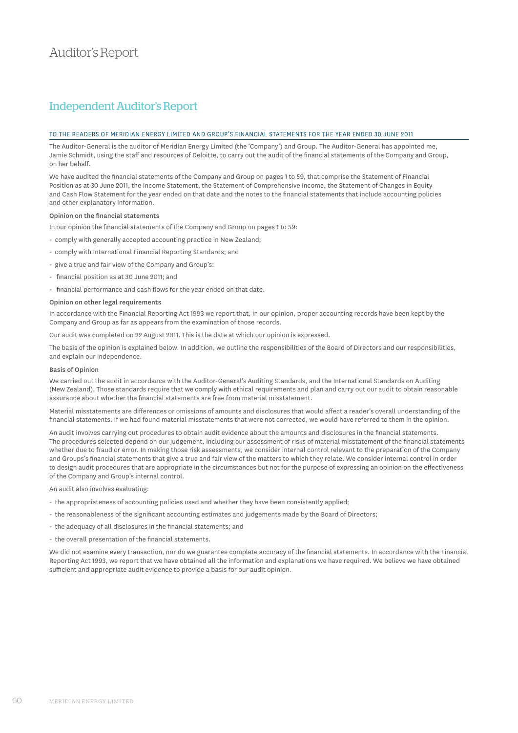# Auditor's Report

## Independent Auditor's Report

### TO THE READERS OF MERIDIAN ENERGY LIMITED AND GROUP'S FINANCIAL STATEMENTS FOR THE YEAR ENDED 30 JUNE 2011

The Auditor-General is the auditor of Meridian Energy Limited (the 'Company') and Group. The Auditor-General has appointed me, Jamie Schmidt, using the staff and resources of Deloitte, to carry out the audit of the financial statements of the Company and Group, on her behalf.

We have audited the financial statements of the Company and Group on pages 1 to 59, that comprise the Statement of Financial Position as at 30 June 2011, the Income Statement, the Statement of Comprehensive Income, the Statement of Changes in Equity and Cash Flow Statement for the year ended on that date and the notes to the financial statements that include accounting policies and other explanatory information.

**Opinion on the financial statements**

In our opinion the financial statements of the Company and Group on pages 1 to 59:

- comply with generally accepted accounting practice in New Zealand;
- comply with International Financial Reporting Standards; and
- give a true and fair view of the Company and Group's:
- financial position as at 30 June 2011; and
- financial performance and cash flows for the year ended on that date.

**Opinion on other legal requirements**

In accordance with the Financial Reporting Act 1993 we report that, in our opinion, proper accounting records have been kept by the Company and Group as far as appears from the examination of those records.

Our audit was completed on 22 August 2011. This is the date at which our opinion is expressed.

The basis of the opinion is explained below. In addition, we outline the responsibilities of the Board of Directors and our responsibilities, and explain our independence.

**Basis of Opinion**

We carried out the audit in accordance with the Auditor-General's Auditing Standards, and the International Standards on Auditing (New Zealand). Those standards require that we comply with ethical requirements and plan and carry out our audit to obtain reasonable assurance about whether the financial statements are free from material misstatement.

Material misstatements are differences or omissions of amounts and disclosures that would affect a reader's overall understanding of the financial statements. If we had found material misstatements that were not corrected, we would have referred to them in the opinion.

An audit involves carrying out procedures to obtain audit evidence about the amounts and disclosures in the financial statements. The procedures selected depend on our judgement, including our assessment of risks of material misstatement of the financial statements whether due to fraud or error. In making those risk assessments, we consider internal control relevant to the preparation of the Company and Groups's financial statements that give a true and fair view of the matters to which they relate. We consider internal control in order to design audit procedures that are appropriate in the circumstances but not for the purpose of expressing an opinion on the effectiveness of the Company and Group's internal control.

An audit also involves evaluating:

- the appropriateness of accounting policies used and whether they have been consistently applied;
- the reasonableness of the significant accounting estimates and judgements made by the Board of Directors;
- the adequacy of all disclosures in the financial statements; and
- the overall presentation of the financial statements.

We did not examine every transaction, nor do we guarantee complete accuracy of the financial statements. In accordance with the Financial Reporting Act 1993, we report that we have obtained all the information and explanations we have required. We believe we have obtained sufficient and appropriate audit evidence to provide a basis for our audit opinion.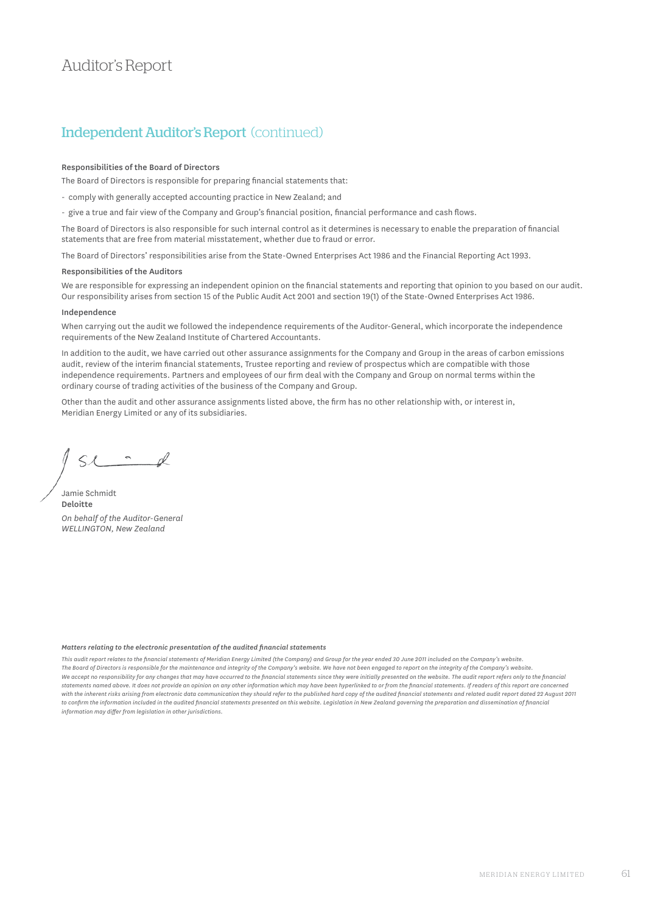# Auditor's Report

## Independent Auditor's Report (continued)

**Responsibilities of the Board of Directors**

The Board of Directors is responsible for preparing financial statements that:

- comply with generally accepted accounting practice in New Zealand; and
- give a true and fair view of the Company and Group's financial position, financial performance and cash flows.

The Board of Directors is also responsible for such internal control as it determines is necessary to enable the preparation of financial statements that are free from material misstatement, whether due to fraud or error.

The Board of Directors' responsibilities arise from the State-Owned Enterprises Act 1986 and the Financial Reporting Act 1993.

**Responsibilities of the Auditors**

We are responsible for expressing an independent opinion on the financial statements and reporting that opinion to you based on our audit. Our responsibility arises from section 15 of the Public Audit Act 2001 and section 19(1) of the State-Owned Enterprises Act 1986.

**Independence**

When carrying out the audit we followed the independence requirements of the Auditor-General, which incorporate the independence requirements of the New Zealand Institute of Chartered Accountants.

In addition to the audit, we have carried out other assurance assignments for the Company and Group in the areas of carbon emissions audit, review of the interim financial statements, Trustee reporting and review of prospectus which are compatible with those independence requirements. Partners and employees of our firm deal with the Company and Group on normal terms within the ordinary course of trading activities of the business of the Company and Group.

Other than the audit and other assurance assignments listed above, the firm has no other relationship with, or interest in, Meridian Energy Limited or any of its subsidiaries.

Jamie Schmidt
**Deloitte**

*On behalf of the Auditor-General*
*WELLINGTON, New Zealand*

***Matters relating to the electronic presentation of the audited financial statements***

*This audit report relates to the financial statements of Meridian Energy Limited (the Company) and Group for the year ended 30 June 2011 included on the Company's website. The Board of Directors is responsible for the maintenance and integrity of the Company's website. We have not been engaged to report on the integrity of the Company's website. We accept no responsibility for any changes that may have occurred to the financial statements since they were initially presented on the website. The audit report refers only to the financial statements named above. It does not provide an opinion on any other information which may have been hyperlinked to or from the financial statements. If readers of this report are concerned with the inherent risks arising from electronic data communication they should refer to the published hard copy of the audited financial statements and related audit report dated 22 August 2011 to confirm the information included in the audited financial statements presented on this website. Legislation in New Zealand governing the preparation and dissemination of financial information may differ from legislation in other jurisdictions.*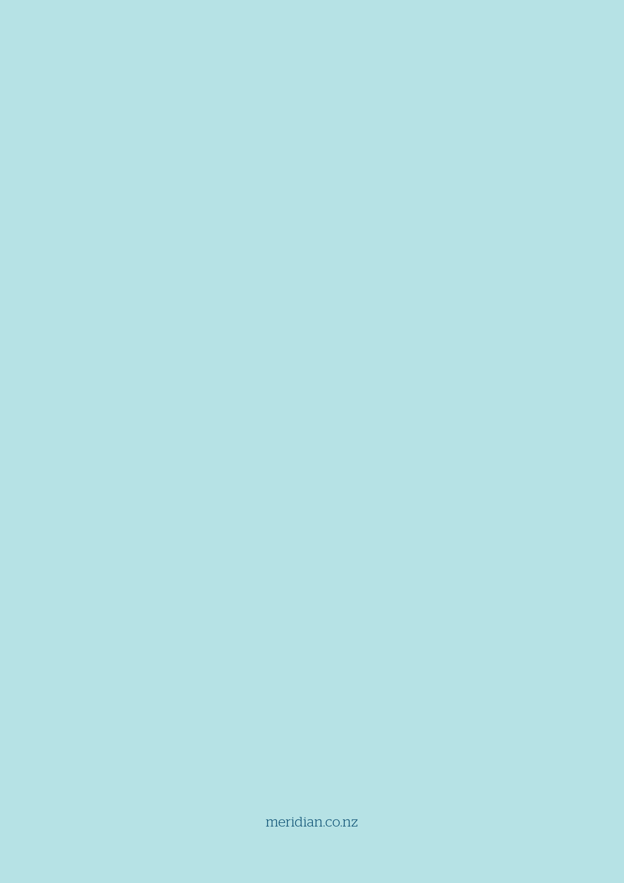meridian.co.nz